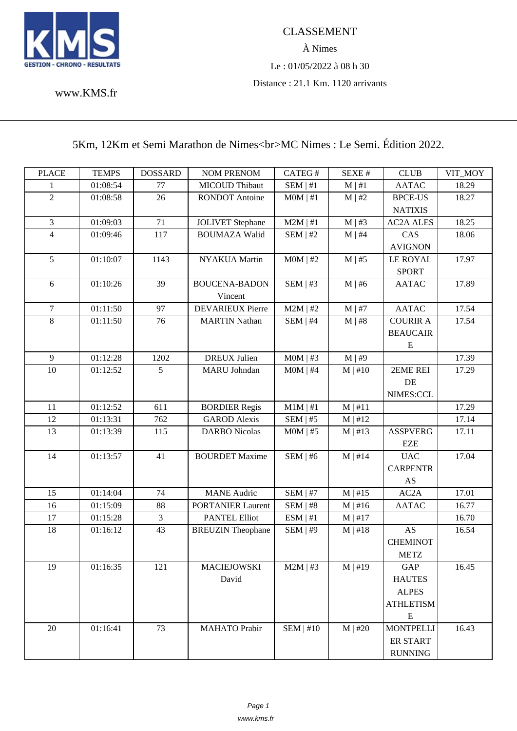KMS
GESTION - CHRONO - RESULTATS

www.KMS.fr

CLASSEMENT

À Nimes

Le : 01/05/2022 à 08 h 30

Distance : 21.1 Km. 1120 arrivants

## 5Km, 12Km et Semi Marathon de Nimes<br>MC Nimes : Le Semi. Édition 2022.

| PLACE | TEMPS | DOSSARD | NOM PRENOM | CATEG # | SEXE # | CLUB | VIT_MOY |
|---|---|---|---|---|---|---|---|
| 1 | 01:08:54 | 77 | MICOUD Thibaut | SEM \| #1 | M \| #1 | AATAC | 18.29 |
| 2 | 01:08:58 | 26 | RONDOT Antoine | M0M \| #1 | M \| #2 | BPCE-US NATIXIS | 18.27 |
| 3 | 01:09:03 | 71 | JOLIVET Stephane | M2M \| #1 | M \| #3 | AC2A ALES | 18.25 |
| 4 | 01:09:46 | 117 | BOUMAZA Walid | SEM \| #2 | M \| #4 | CAS AVIGNON | 18.06 |
| 5 | 01:10:07 | 1143 | NYAKUA Martin | M0M \| #2 | M \| #5 | LE ROYAL SPORT | 17.97 |
| 6 | 01:10:26 | 39 | BOUCENA-BADON Vincent | SEM \| #3 | M \| #6 | AATAC | 17.89 |
| 7 | 01:11:50 | 97 | DEVARIEUX Pierre | M2M \| #2 | M \| #7 | AATAC | 17.54 |
| 8 | 01:11:50 | 76 | MARTIN Nathan | SEM \| #4 | M \| #8 | COURIR A BEAUCAIRE | 17.54 |
| 9 | 01:12:28 | 1202 | DREUX Julien | M0M \| #3 | M \| #9 | | 17.39 |
| 10 | 01:12:52 | 5 | MARU Johndan | M0M \| #4 | M \| #10 | 2EME REI DE NIMES:CCL | 17.29 |
| 11 | 01:12:52 | 611 | BORDIER Regis | M1M \| #1 | M \| #11 | | 17.29 |
| 12 | 01:13:31 | 762 | GAROD Alexis | SEM \| #5 | M \| #12 | | 17.14 |
| 13 | 01:13:39 | 115 | DARBO Nicolas | M0M \| #5 | M \| #13 | ASSPVERGEZE | 17.11 |
| 14 | 01:13:57 | 41 | BOURDET Maxime | SEM \| #6 | M \| #14 | UAC CARPENTRAS | 17.04 |
| 15 | 01:14:04 | 74 | MANE Audric | SEM \| #7 | M \| #15 | AC2A | 17.01 |
| 16 | 01:15:09 | 88 | PORTANIER Laurent | SEM \| #8 | M \| #16 | AATAC | 16.77 |
| 17 | 01:15:28 | 3 | PANTEL Elliot | ESM \| #1 | M \| #17 | | 16.70 |
| 18 | 01:16:12 | 43 | BREUZIN Theophane | SEM \| #9 | M \| #18 | AS CHEMINOT METZ | 16.54 |
| 19 | 01:16:35 | 121 | MACIEJOWSKI David | M2M \| #3 | M \| #19 | GAP HAUTES ALPES ATHLETISME | 16.45 |
| 20 | 01:16:41 | 73 | MAHATO Prabir | SEM \| #10 | M \| #20 | MONTPELLIER START RUNNING | 16.43 |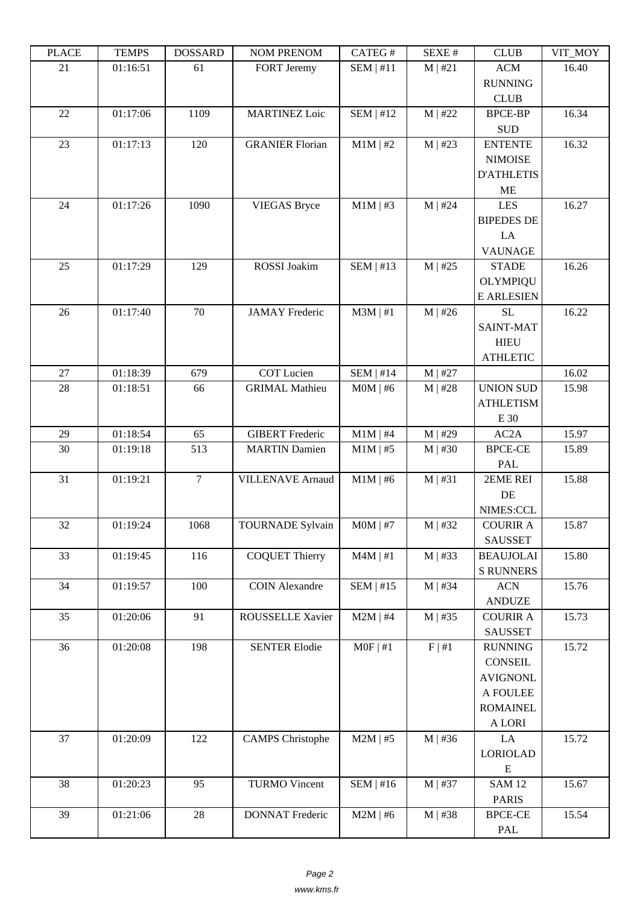| PLACE | TEMPS | DOSSARD | NOM PRENOM | CATEG # | SEXE # | CLUB | VIT_MOY |
| --- | --- | --- | --- | --- | --- | --- | --- |
| 21 | 01:16:51 | 61 | FORT Jeremy | SEM \| #11 | M \| #21 | ACM RUNNING CLUB | 16.40 |
| 22 | 01:17:06 | 1109 | MARTINEZ Loic | SEM \| #12 | M \| #22 | BPCE-BP SUD | 16.34 |
| 23 | 01:17:13 | 120 | GRANIER Florian | M1M \| #2 | M \| #23 | ENTENTE NIMOISE D'ATHLETISME | 16.32 |
| 24 | 01:17:26 | 1090 | VIEGAS Bryce | M1M \| #3 | M \| #24 | LES BIPEDES DE LA VAUNAGE | 16.27 |
| 25 | 01:17:29 | 129 | ROSSI Joakim | SEM \| #13 | M \| #25 | STADE OLYMPIQUE ARLESIEN | 16.26 |
| 26 | 01:17:40 | 70 | JAMAY Frederic | M3M \| #1 | M \| #26 | SL SAINT-MATHIEU ATHLETIC | 16.22 |
| 27 | 01:18:39 | 679 | COT Lucien | SEM \| #14 | M \| #27 | | 16.02 |
| 28 | 01:18:51 | 66 | GRIMAL Mathieu | M0M \| #6 | M \| #28 | UNION SUD ATHLETISME 30 | 15.98 |
| 29 | 01:18:54 | 65 | GIBERT Frederic | M1M \| #4 | M \| #29 | AC2A | 15.97 |
| 30 | 01:19:18 | 513 | MARTIN Damien | M1M \| #5 | M \| #30 | BPCE-CEPAL | 15.89 |
| 31 | 01:19:21 | 7 | VILLENAVE Arnaud | M1M \| #6 | M \| #31 | 2EME REI DE NIMES:CCL | 15.88 |
| 32 | 01:19:24 | 1068 | TOURNADE Sylvain | M0M \| #7 | M \| #32 | COURIR A SAUSSET | 15.87 |
| 33 | 01:19:45 | 116 | COQUET Thierry | M4M \| #1 | M \| #33 | BEAUJOLAIS RUNNERS | 15.80 |
| 34 | 01:19:57 | 100 | COIN Alexandre | SEM \| #15 | M \| #34 | ACN ANDUZE | 15.76 |
| 35 | 01:20:06 | 91 | ROUSSELLE Xavier | M2M \| #4 | M \| #35 | COURIR A SAUSSET | 15.73 |
| 36 | 01:20:08 | 198 | SENTER Elodie | M0F \| #1 | F \| #1 | RUNNING CONSEIL AVIGNONLA FOULEE ROMAINELA LORI | 15.72 |
| 37 | 01:20:09 | 122 | CAMPS Christophe | M2M \| #5 | M \| #36 | LA LORIOLADE | 15.72 |
| 38 | 01:20:23 | 95 | TURMO Vincent | SEM \| #16 | M \| #37 | SAM 12 PARIS | 15.67 |
| 39 | 01:21:06 | 28 | DONNAT Frederic | M2M \| #6 | M \| #38 | BPCE-CEPAL | 15.54 |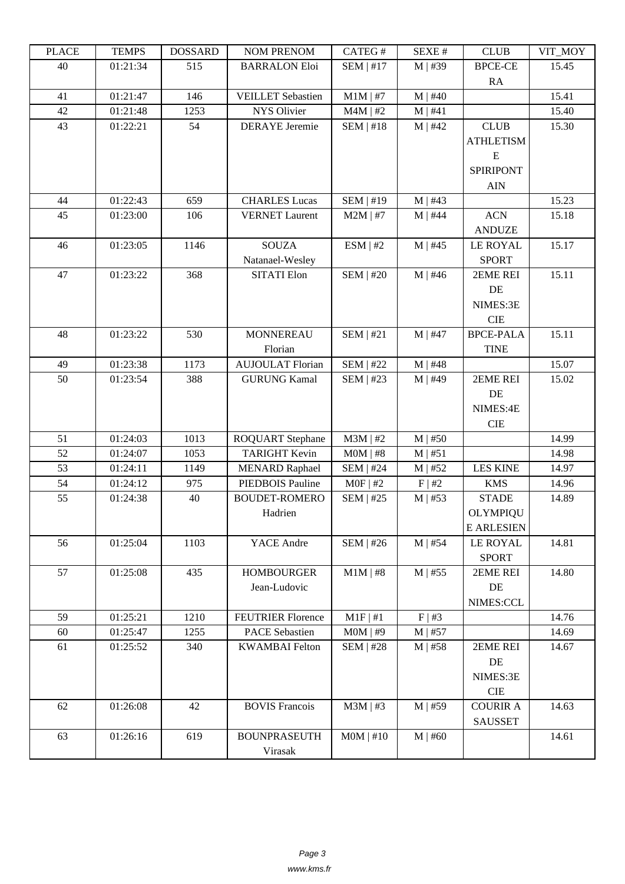| PLACE | TEMPS | DOSSARD | NOM PRENOM | CATEG # | SEXE # | CLUB | VIT_MOY |
| --- | --- | --- | --- | --- | --- | --- | --- |
| 40 | 01:21:34 | 515 | BARRALON Eloi | SEM \| #17 | M \| #39 | BPCE-CE RA | 15.45 |
| 41 | 01:21:47 | 146 | VEILLET Sebastien | M1M \| #7 | M \| #40 | | 15.41 |
| 42 | 01:21:48 | 1253 | NYS Olivier | M4M \| #2 | M \| #41 | | 15.40 |
| 43 | 01:22:21 | 54 | DERAYE Jeremie | SEM \| #18 | M \| #42 | CLUB ATHLETISME SPIRIPONTAIN | 15.30 |
| 44 | 01:22:43 | 659 | CHARLES Lucas | SEM \| #19 | M \| #43 | | 15.23 |
| 45 | 01:23:00 | 106 | VERNET Laurent | M2M \| #7 | M \| #44 | ACN ANDUZE | 15.18 |
| 46 | 01:23:05 | 1146 | SOUZA Natanael-Wesley | ESM \| #2 | M \| #45 | LE ROYAL SPORT | 15.17 |
| 47 | 01:23:22 | 368 | SITATI Elon | SEM \| #20 | M \| #46 | 2EME REI DE NIMES:3E CIE | 15.11 |
| 48 | 01:23:22 | 530 | MONNEREAU Florian | SEM \| #21 | M \| #47 | BPCE-PALATINE | 15.11 |
| 49 | 01:23:38 | 1173 | AUJOULAT Florian | SEM \| #22 | M \| #48 | | 15.07 |
| 50 | 01:23:54 | 388 | GURUNG Kamal | SEM \| #23 | M \| #49 | 2EME REI DE NIMES:4E CIE | 15.02 |
| 51 | 01:24:03 | 1013 | ROQUART Stephane | M3M \| #2 | M \| #50 | | 14.99 |
| 52 | 01:24:07 | 1053 | TARIGHT Kevin | M0M \| #8 | M \| #51 | | 14.98 |
| 53 | 01:24:11 | 1149 | MENARD Raphael | SEM \| #24 | M \| #52 | LES KINE | 14.97 |
| 54 | 01:24:12 | 975 | PIEDBOIS Pauline | M0F \| #2 | F \| #2 | KMS | 14.96 |
| 55 | 01:24:38 | 40 | BOUDET-ROMERO Hadrien | SEM \| #25 | M \| #53 | STADE OLYMPIQUE ARLESIEN | 14.89 |
| 56 | 01:25:04 | 1103 | YACE Andre | SEM \| #26 | M \| #54 | LE ROYAL SPORT | 14.81 |
| 57 | 01:25:08 | 435 | HOMBOURGER Jean-Ludovic | M1M \| #8 | M \| #55 | 2EME REI DE NIMES:CCL | 14.80 |
| 59 | 01:25:21 | 1210 | FEUTRIER Florence | M1F \| #1 | F \| #3 | | 14.76 |
| 60 | 01:25:47 | 1255 | PACE Sebastien | M0M \| #9 | M \| #57 | | 14.69 |
| 61 | 01:25:52 | 340 | KWAMBAI Felton | SEM \| #28 | M \| #58 | 2EME REI DE NIMES:3E CIE | 14.67 |
| 62 | 01:26:08 | 42 | BOVIS Francois | M3M \| #3 | M \| #59 | COURIR A SAUSSET | 14.63 |
| 63 | 01:26:16 | 619 | BOUNPRASEUTH Virasak | M0M \| #10 | M \| #60 | | 14.61 |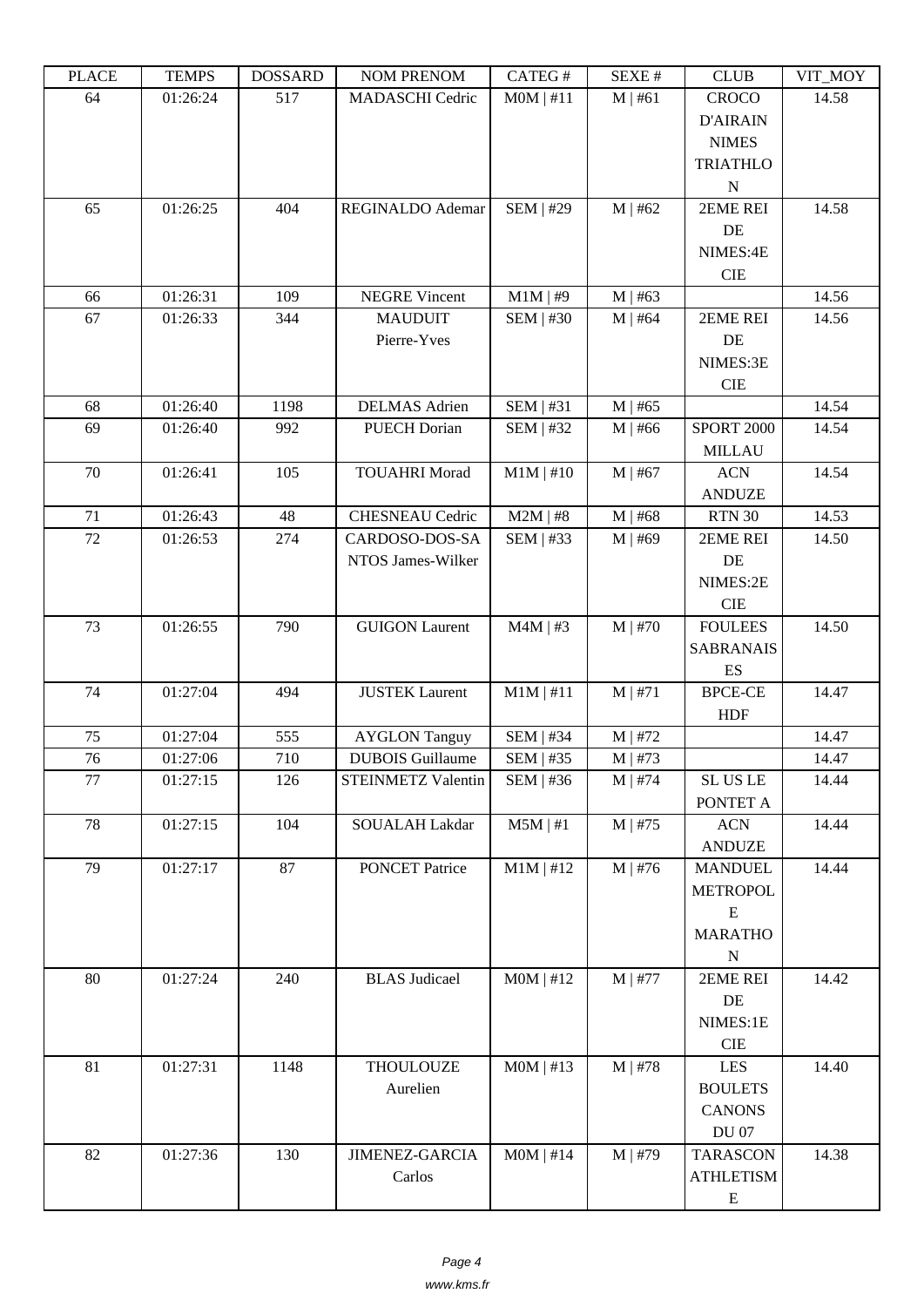| PLACE | TEMPS | DOSSARD | NOM PRENOM | CATEG # | SEXE # | CLUB | VIT_MOY |
|---|---|---|---|---|---|---|---|
| 64 | 01:26:24 | 517 | MADASCHI Cedric | M0M \| #11 | M \| #61 | CROCO D'AIRAIN NIMES TRIATHLON | 14.58 |
| 65 | 01:26:25 | 404 | REGINALDO Ademar | SEM \| #29 | M \| #62 | 2EME REI DE NIMES:4E CIE | 14.58 |
| 66 | 01:26:31 | 109 | NEGRE Vincent | M1M \| #9 | M \| #63 | | 14.56 |
| 67 | 01:26:33 | 344 | MAUDUIT Pierre-Yves | SEM \| #30 | M \| #64 | 2EME REI DE NIMES:3E CIE | 14.56 |
| 68 | 01:26:40 | 1198 | DELMAS Adrien | SEM \| #31 | M \| #65 | | 14.54 |
| 69 | 01:26:40 | 992 | PUECH Dorian | SEM \| #32 | M \| #66 | SPORT 2000 MILLAU | 14.54 |
| 70 | 01:26:41 | 105 | TOUAHRI Morad | M1M \| #10 | M \| #67 | ACN ANDUZE | 14.54 |
| 71 | 01:26:43 | 48 | CHESNEAU Cedric | M2M \| #8 | M \| #68 | RTN 30 | 14.53 |
| 72 | 01:26:53 | 274 | CARDOSO-DOS-SANTOS James-Wilker | SEM \| #33 | M \| #69 | 2EME REI DE NIMES:2E CIE | 14.50 |
| 73 | 01:26:55 | 790 | GUIGON Laurent | M4M \| #3 | M \| #70 | FOULEES SABRANAISES | 14.50 |
| 74 | 01:27:04 | 494 | JUSTEK Laurent | M1M \| #11 | M \| #71 | BPCE-CE HDF | 14.47 |
| 75 | 01:27:04 | 555 | AYGLON Tanguy | SEM \| #34 | M \| #72 | | 14.47 |
| 76 | 01:27:06 | 710 | DUBOIS Guillaume | SEM \| #35 | M \| #73 | | 14.47 |
| 77 | 01:27:15 | 126 | STEINMETZ Valentin | SEM \| #36 | M \| #74 | SL US LE PONTET A | 14.44 |
| 78 | 01:27:15 | 104 | SOUALAH Lakdar | M5M \| #1 | M \| #75 | ACN ANDUZE | 14.44 |
| 79 | 01:27:17 | 87 | PONCET Patrice | M1M \| #12 | M \| #76 | MANDUEL METROPOLE MARATHON | 14.44 |
| 80 | 01:27:24 | 240 | BLAS Judicael | M0M \| #12 | M \| #77 | 2EME REI DE NIMES:1E CIE | 14.42 |
| 81 | 01:27:31 | 1148 | THOULOUZE Aurelien | M0M \| #13 | M \| #78 | LES BOULETS CANONS DU 07 | 14.40 |
| 82 | 01:27:36 | 130 | JIMENEZ-GARCIA Carlos | M0M \| #14 | M \| #79 | TARASCON ATHLETISME | 14.38 |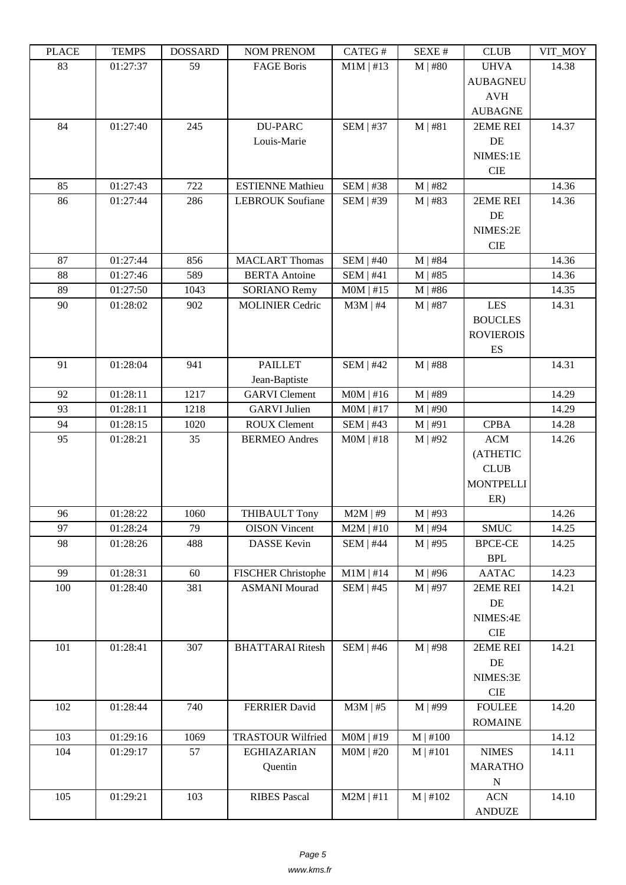| PLACE | TEMPS | DOSSARD | NOM PRENOM | CATEG # | SEXE # | CLUB | VIT_MOY |
|---|---|---|---|---|---|---|---|
| 83 | 01:27:37 | 59 | FAGE Boris | M1M \| #13 | M \| #80 | UHVA AUBAGNEU AVH AUBAGNE | 14.38 |
| 84 | 01:27:40 | 245 | DU-PARC Louis-Marie | SEM \| #37 | M \| #81 | 2EME REI DE NIMES:1E CIE | 14.37 |
| 85 | 01:27:43 | 722 | ESTIENNE Mathieu | SEM \| #38 | M \| #82 | | 14.36 |
| 86 | 01:27:44 | 286 | LEBROUK Soufiane | SEM \| #39 | M \| #83 | 2EME REI DE NIMES:2E CIE | 14.36 |
| 87 | 01:27:44 | 856 | MACLART Thomas | SEM \| #40 | M \| #84 | | 14.36 |
| 88 | 01:27:46 | 589 | BERTA Antoine | SEM \| #41 | M \| #85 | | 14.36 |
| 89 | 01:27:50 | 1043 | SORIANO Remy | M0M \| #15 | M \| #86 | | 14.35 |
| 90 | 01:28:02 | 902 | MOLINIER Cedric | M3M \| #4 | M \| #87 | LES BOUCLES ROVIEROIS ES | 14.31 |
| 91 | 01:28:04 | 941 | PAILLET Jean-Baptiste | SEM \| #42 | M \| #88 | | 14.31 |
| 92 | 01:28:11 | 1217 | GARVI Clement | M0M \| #16 | M \| #89 | | 14.29 |
| 93 | 01:28:11 | 1218 | GARVI Julien | M0M \| #17 | M \| #90 | | 14.29 |
| 94 | 01:28:15 | 1020 | ROUX Clement | SEM \| #43 | M \| #91 | CPBA | 14.28 |
| 95 | 01:28:21 | 35 | BERMEO Andres | M0M \| #18 | M \| #92 | ACM (ATHETIC CLUB MONTPELLI ER) | 14.26 |
| 96 | 01:28:22 | 1060 | THIBAULT Tony | M2M \| #9 | M \| #93 | | 14.26 |
| 97 | 01:28:24 | 79 | OISON Vincent | M2M \| #10 | M \| #94 | SMUC | 14.25 |
| 98 | 01:28:26 | 488 | DASSE Kevin | SEM \| #44 | M \| #95 | BPCE-CE BPL | 14.25 |
| 99 | 01:28:31 | 60 | FISCHER Christophe | M1M \| #14 | M \| #96 | AATAC | 14.23 |
| 100 | 01:28:40 | 381 | ASMANI Mourad | SEM \| #45 | M \| #97 | 2EME REI DE NIMES:4E CIE | 14.21 |
| 101 | 01:28:41 | 307 | BHATTARAI Ritesh | SEM \| #46 | M \| #98 | 2EME REI DE NIMES:3E CIE | 14.21 |
| 102 | 01:28:44 | 740 | FERRIER David | M3M \| #5 | M \| #99 | FOULEE ROMAINE | 14.20 |
| 103 | 01:29:16 | 1069 | TRASTOUR Wilfried | M0M \| #19 | M \| #100 | | 14.12 |
| 104 | 01:29:17 | 57 | EGHIAZARIAN Quentin | M0M \| #20 | M \| #101 | NIMES MARATHO N | 14.11 |
| 105 | 01:29:21 | 103 | RIBES Pascal | M2M \| #11 | M \| #102 | ACN ANDUZE | 14.10 |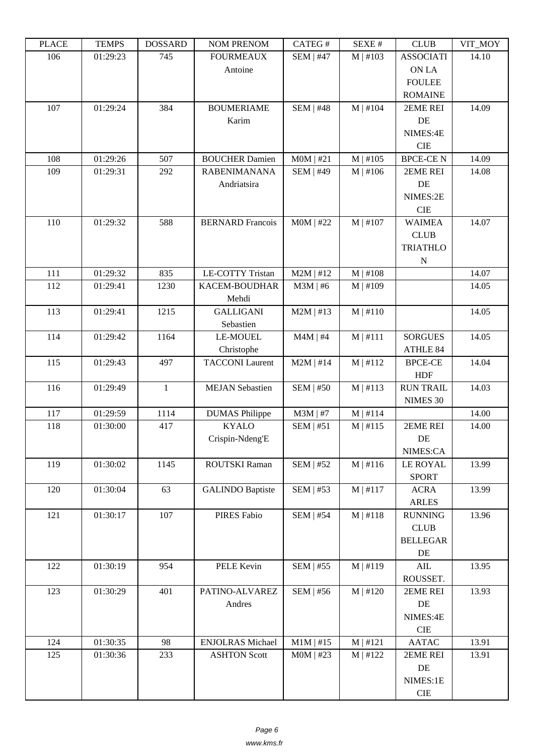| PLACE | TEMPS | DOSSARD | NOM PRENOM | CATEG # | SEXE # | CLUB | VIT_MOY |
|---|---|---|---|---|---|---|---|
| 106 | 01:29:23 | 745 | FOURMEAUX Antoine | SEM \| #47 | M \| #103 | ASSOCIATION LA FOULEE ROMAINE | 14.10 |
| 107 | 01:29:24 | 384 | BOUMERIAME Karim | SEM \| #48 | M \| #104 | 2EME REI DE NIMES:4E CIE | 14.09 |
| 108 | 01:29:26 | 507 | BOUCHER Damien | M0M \| #21 | M \| #105 | BPCE-CE N | 14.09 |
| 109 | 01:29:31 | 292 | RABENIMANANA Andriatsira | SEM \| #49 | M \| #106 | 2EME REI DE NIMES:2E CIE | 14.08 |
| 110 | 01:29:32 | 588 | BERNARD Francois | M0M \| #22 | M \| #107 | WAIMEA CLUB TRIATHLON | 14.07 |
| 111 | 01:29:32 | 835 | LE-COTTY Tristan | M2M \| #12 | M \| #108 | | 14.07 |
| 112 | 01:29:41 | 1230 | KACEM-BOUDHAR Mehdi | M3M \| #6 | M \| #109 | | 14.05 |
| 113 | 01:29:41 | 1215 | GALLIGANI Sebastien | M2M \| #13 | M \| #110 | | 14.05 |
| 114 | 01:29:42 | 1164 | LE-MOUEL Christophe | M4M \| #4 | M \| #111 | SORGUES ATHLE 84 | 14.05 |
| 115 | 01:29:43 | 497 | TACCONI Laurent | M2M \| #14 | M \| #112 | BPCE-CE HDF | 14.04 |
| 116 | 01:29:49 | 1 | MEJAN Sebastien | SEM \| #50 | M \| #113 | RUN TRAIL NIMES 30 | 14.03 |
| 117 | 01:29:59 | 1114 | DUMAS Philippe | M3M \| #7 | M \| #114 | | 14.00 |
| 118 | 01:30:00 | 417 | KYALO Crispin-Ndeng'E | SEM \| #51 | M \| #115 | 2EME REI DE NIMES:CA | 14.00 |
| 119 | 01:30:02 | 1145 | ROUTSKI Raman | SEM \| #52 | M \| #116 | LE ROYAL SPORT | 13.99 |
| 120 | 01:30:04 | 63 | GALINDO Baptiste | SEM \| #53 | M \| #117 | ACRA ARLES | 13.99 |
| 121 | 01:30:17 | 107 | PIRES Fabio | SEM \| #54 | M \| #118 | RUNNING CLUB BELLEGARDE | 13.96 |
| 122 | 01:30:19 | 954 | PELE Kevin | SEM \| #55 | M \| #119 | AIL ROUSSET. | 13.95 |
| 123 | 01:30:29 | 401 | PATINO-ALVAREZ Andres | SEM \| #56 | M \| #120 | 2EME REI DE NIMES:4E CIE | 13.93 |
| 124 | 01:30:35 | 98 | ENJOLRAS Michael | M1M \| #15 | M \| #121 | AATAC | 13.91 |
| 125 | 01:30:36 | 233 | ASHTON Scott | M0M \| #23 | M \| #122 | 2EME REI DE NIMES:1E CIE | 13.91 |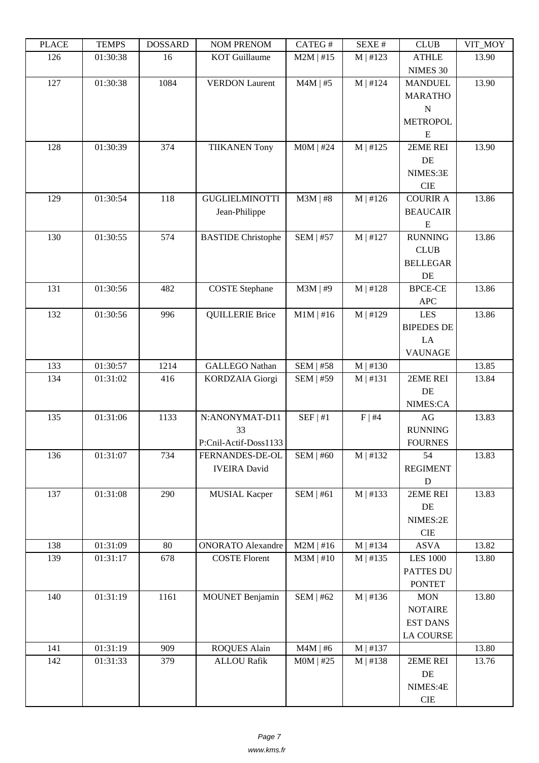| PLACE | TEMPS | DOSSARD | NOM PRENOM | CATEG # | SEXE # | CLUB | VIT_MOY |
|---|---|---|---|---|---|---|---|
| 126 | 01:30:38 | 16 | KOT Guillaume | M2M \| #15 | M \| #123 | ATHLE NIMES 30 | 13.90 |
| 127 | 01:30:38 | 1084 | VERDON Laurent | M4M \| #5 | M \| #124 | MANDUEL MARATHON METROPOLE | 13.90 |
| 128 | 01:30:39 | 374 | TIIKANEN Tony | M0M \| #24 | M \| #125 | 2EME REI DE NIMES:3E CIE | 13.90 |
| 129 | 01:30:54 | 118 | GUGLIELMINOTTI Jean-Philippe | M3M \| #8 | M \| #126 | COURIR A BEAUCAIRE | 13.86 |
| 130 | 01:30:55 | 574 | BASTIDE Christophe | SEM \| #57 | M \| #127 | RUNNING CLUB BELLEGARDE | 13.86 |
| 131 | 01:30:56 | 482 | COSTE Stephane | M3M \| #9 | M \| #128 | BPCE-CE APC | 13.86 |
| 132 | 01:30:56 | 996 | QUILLERIE Brice | M1M \| #16 | M \| #129 | LES BIPEDES DE LA VAUNAGE | 13.86 |
| 133 | 01:30:57 | 1214 | GALLEGO Nathan | SEM \| #58 | M \| #130 | | 13.85 |
| 134 | 01:31:02 | 416 | KORDZAIA Giorgi | SEM \| #59 | M \| #131 | 2EME REI DE NIMES:CA | 13.84 |
| 135 | 01:31:06 | 1133 | N:ANONYMAT-D1133 P:Cnil-Actif-Doss1133 | SEF \| #1 | F \| #4 | AG RUNNING FOURNES | 13.83 |
| 136 | 01:31:07 | 734 | FERNANDES-DE-OLIVEIRA David | SEM \| #60 | M \| #132 | 54 REGIMENT D | 13.83 |
| 137 | 01:31:08 | 290 | MUSIAL Kacper | SEM \| #61 | M \| #133 | 2EME REI DE NIMES:2E CIE | 13.83 |
| 138 | 01:31:09 | 80 | ONORATO Alexandre | M2M \| #16 | M \| #134 | ASVA | 13.82 |
| 139 | 01:31:17 | 678 | COSTE Florent | M3M \| #10 | M \| #135 | LES 1000 PATTES DU PONTET | 13.80 |
| 140 | 01:31:19 | 1161 | MOUNET Benjamin | SEM \| #62 | M \| #136 | MON NOTAIRE EST DANS LA COURSE | 13.80 |
| 141 | 01:31:19 | 909 | ROQUES Alain | M4M \| #6 | M \| #137 | | 13.80 |
| 142 | 01:31:33 | 379 | ALLOU Rafik | M0M \| #25 | M \| #138 | 2EME REI DE NIMES:4E CIE | 13.76 |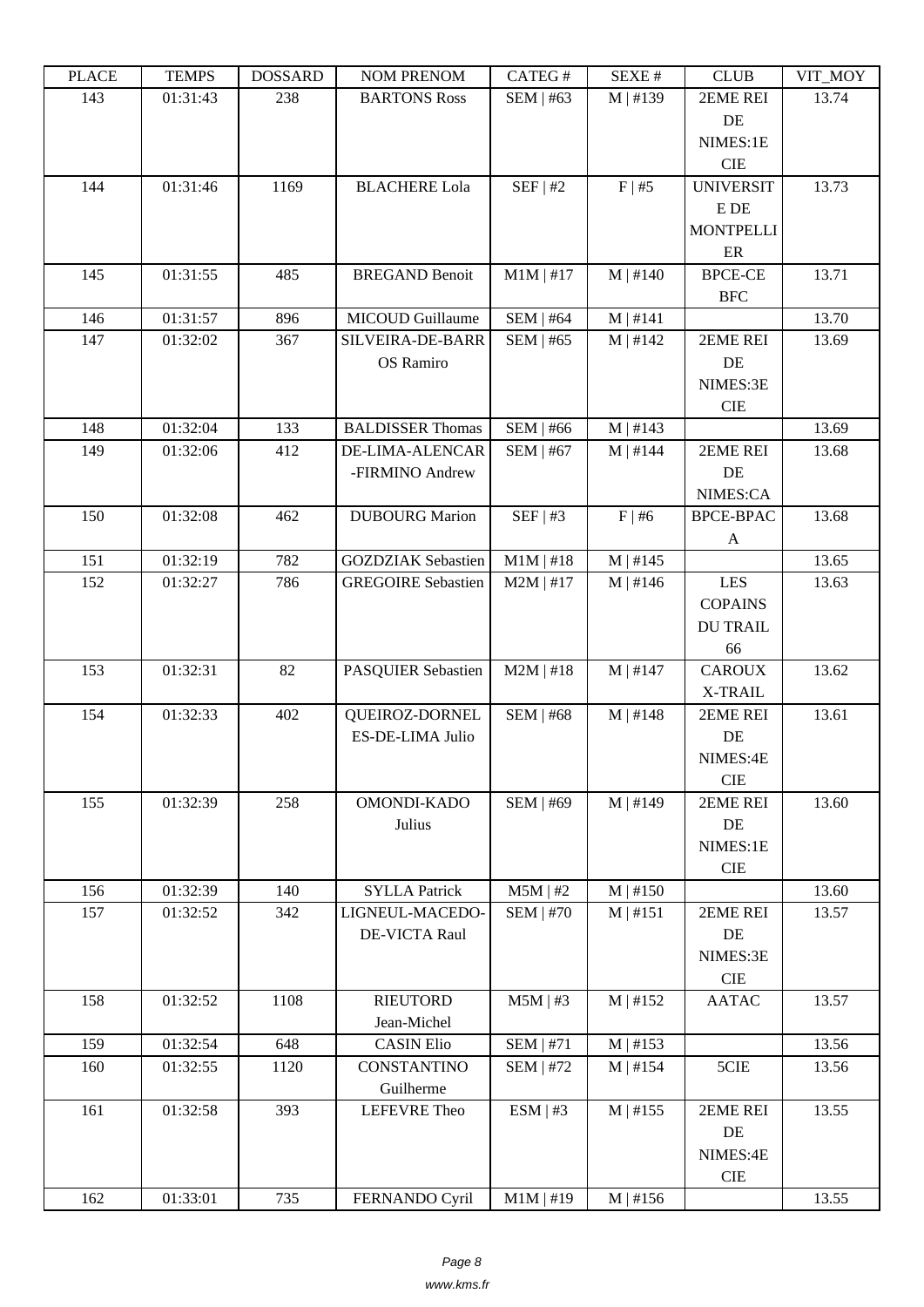| PLACE | TEMPS | DOSSARD | NOM PRENOM | CATEG # | SEXE # | CLUB | VIT_MOY |
|---|---|---|---|---|---|---|---|
| 143 | 01:31:43 | 238 | BARTONS Ross | SEM \| #63 | M \| #139 | 2EME REI DE NIMES:1E CIE | 13.74 |
| 144 | 01:31:46 | 1169 | BLACHERE Lola | SEF \| #2 | F \| #5 | UNIVERSIT E DE MONTPELLI ER | 13.73 |
| 145 | 01:31:55 | 485 | BREGAND Benoit | M1M \| #17 | M \| #140 | BPCE-CE BFC | 13.71 |
| 146 | 01:31:57 | 896 | MICOUD Guillaume | SEM \| #64 | M \| #141 | | 13.70 |
| 147 | 01:32:02 | 367 | SILVEIRA-DE-BARR OS Ramiro | SEM \| #65 | M \| #142 | 2EME REI DE NIMES:3E CIE | 13.69 |
| 148 | 01:32:04 | 133 | BALDISSER Thomas | SEM \| #66 | M \| #143 | | 13.69 |
| 149 | 01:32:06 | 412 | DE-LIMA-ALENCAR -FIRMINO Andrew | SEM \| #67 | M \| #144 | 2EME REI DE NIMES:CA | 13.68 |
| 150 | 01:32:08 | 462 | DUBOURG Marion | SEF \| #3 | F \| #6 | BPCE-BPAC A | 13.68 |
| 151 | 01:32:19 | 782 | GOZDZIAK Sebastien | M1M \| #18 | M \| #145 | | 13.65 |
| 152 | 01:32:27 | 786 | GREGOIRE Sebastien | M2M \| #17 | M \| #146 | LES COPAINS DU TRAIL 66 | 13.63 |
| 153 | 01:32:31 | 82 | PASQUIER Sebastien | M2M \| #18 | M \| #147 | CAROUX X-TRAIL | 13.62 |
| 154 | 01:32:33 | 402 | QUEIROZ-DORNEL ES-DE-LIMA Julio | SEM \| #68 | M \| #148 | 2EME REI DE NIMES:4E CIE | 13.61 |
| 155 | 01:32:39 | 258 | OMONDI-KADO Julius | SEM \| #69 | M \| #149 | 2EME REI DE NIMES:1E CIE | 13.60 |
| 156 | 01:32:39 | 140 | SYLLA Patrick | M5M \| #2 | M \| #150 | | 13.60 |
| 157 | 01:32:52 | 342 | LIGNEUL-MACEDO- DE-VICTA Raul | SEM \| #70 | M \| #151 | 2EME REI DE NIMES:3E CIE | 13.57 |
| 158 | 01:32:52 | 1108 | RIEUTORD Jean-Michel | M5M \| #3 | M \| #152 | AATAC | 13.57 |
| 159 | 01:32:54 | 648 | CASIN Elio | SEM \| #71 | M \| #153 | | 13.56 |
| 160 | 01:32:55 | 1120 | CONSTANTINO Guilherme | SEM \| #72 | M \| #154 | 5CIE | 13.56 |
| 161 | 01:32:58 | 393 | LEFEVRE Theo | ESM \| #3 | M \| #155 | 2EME REI DE NIMES:4E CIE | 13.55 |
| 162 | 01:33:01 | 735 | FERNANDO Cyril | M1M \| #19 | M \| #156 | | 13.55 |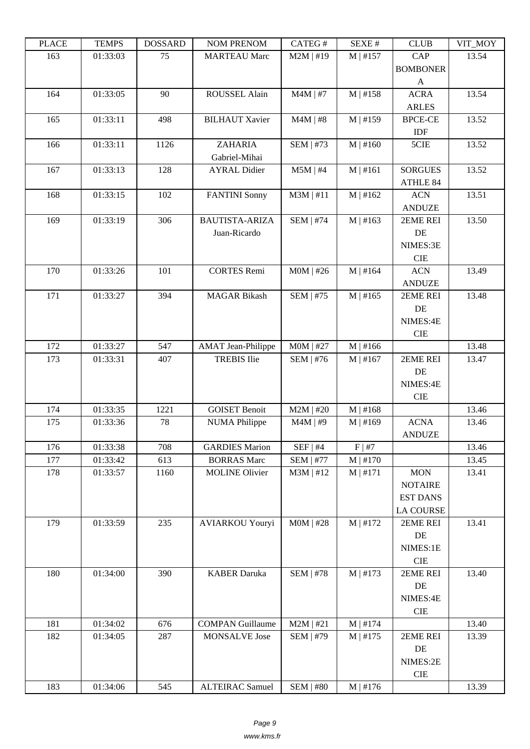| PLACE | TEMPS | DOSSARD | NOM PRENOM | CATEG # | SEXE # | CLUB | VIT_MOY |
|---|---|---|---|---|---|---|---|
| 163 | 01:33:03 | 75 | MARTEAU Marc | M2M \| #19 | M \| #157 | CAP BOMBONERA | 13.54 |
| 164 | 01:33:05 | 90 | ROUSSEL Alain | M4M \| #7 | M \| #158 | ACRA ARLES | 13.54 |
| 165 | 01:33:11 | 498 | BILHAUT Xavier | M4M \| #8 | M \| #159 | BPCE-CE IDF | 13.52 |
| 166 | 01:33:11 | 1126 | ZAHARIA Gabriel-Mihai | SEM \| #73 | M \| #160 | 5CIE | 13.52 |
| 167 | 01:33:13 | 128 | AYRAL Didier | M5M \| #4 | M \| #161 | SORGUES ATHLE 84 | 13.52 |
| 168 | 01:33:15 | 102 | FANTINI Sonny | M3M \| #11 | M \| #162 | ACN ANDUZE | 13.51 |
| 169 | 01:33:19 | 306 | BAUTISTA-ARIZA Juan-Ricardo | SEM \| #74 | M \| #163 | 2EME REI DE NIMES:3E CIE | 13.50 |
| 170 | 01:33:26 | 101 | CORTES Remi | M0M \| #26 | M \| #164 | ACN ANDUZE | 13.49 |
| 171 | 01:33:27 | 394 | MAGAR Bikash | SEM \| #75 | M \| #165 | 2EME REI DE NIMES:4E CIE | 13.48 |
| 172 | 01:33:27 | 547 | AMAT Jean-Philippe | M0M \| #27 | M \| #166 | | 13.48 |
| 173 | 01:33:31 | 407 | TREBIS Ilie | SEM \| #76 | M \| #167 | 2EME REI DE NIMES:4E CIE | 13.47 |
| 174 | 01:33:35 | 1221 | GOISET Benoit | M2M \| #20 | M \| #168 | | 13.46 |
| 175 | 01:33:36 | 78 | NUMA Philippe | M4M \| #9 | M \| #169 | ACNA ANDUZE | 13.46 |
| 176 | 01:33:38 | 708 | GARDIES Marion | SEF \| #4 | F \| #7 | | 13.46 |
| 177 | 01:33:42 | 613 | BORRAS Marc | SEM \| #77 | M \| #170 | | 13.45 |
| 178 | 01:33:57 | 1160 | MOLINE Olivier | M3M \| #12 | M \| #171 | MON NOTAIRE EST DANS LA COURSE | 13.41 |
| 179 | 01:33:59 | 235 | AVIARKOU Youryi | M0M \| #28 | M \| #172 | 2EME REI DE NIMES:1E CIE | 13.41 |
| 180 | 01:34:00 | 390 | KABER Daruka | SEM \| #78 | M \| #173 | 2EME REI DE NIMES:4E CIE | 13.40 |
| 181 | 01:34:02 | 676 | COMPAN Guillaume | M2M \| #21 | M \| #174 | | 13.40 |
| 182 | 01:34:05 | 287 | MONSALVE Jose | SEM \| #79 | M \| #175 | 2EME REI DE NIMES:2E CIE | 13.39 |
| 183 | 01:34:06 | 545 | ALTEIRAC Samuel | SEM \| #80 | M \| #176 | | 13.39 |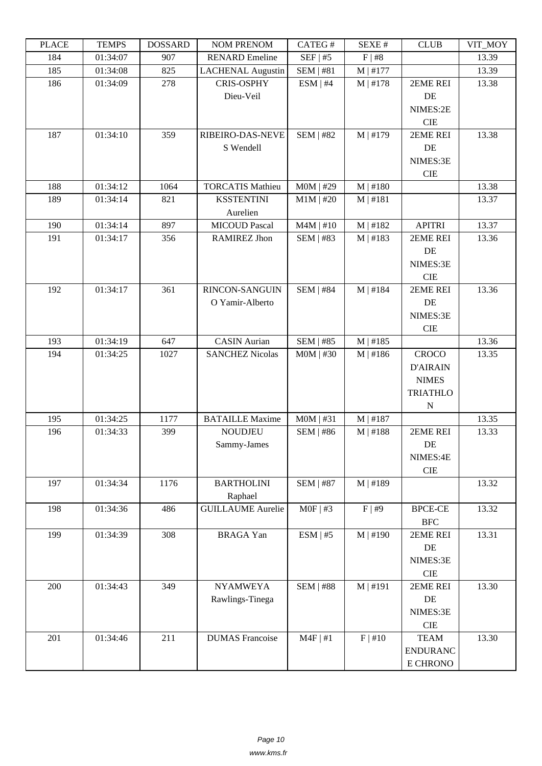| PLACE | TEMPS | DOSSARD | NOM PRENOM | CATEG # | SEXE # | CLUB | VIT_MOY |
|---|---|---|---|---|---|---|---|
| 184 | 01:34:07 | 907 | RENARD Emeline | SEF \| #5 | F \| #8 | | 13.39 |
| 185 | 01:34:08 | 825 | LACHENAL Augustin | SEM \| #81 | M \| #177 | | 13.39 |
| 186 | 01:34:09 | 278 | CRIS-OSPHY Dieu-Veil | ESM \| #4 | M \| #178 | 2EME REI DE NIMES:2E CIE | 13.38 |
| 187 | 01:34:10 | 359 | RIBEIRO-DAS-NEVES Wendell | SEM \| #82 | M \| #179 | 2EME REI DE NIMES:3E CIE | 13.38 |
| 188 | 01:34:12 | 1064 | TORCATIS Mathieu | M0M \| #29 | M \| #180 | | 13.38 |
| 189 | 01:34:14 | 821 | KSSTENTINI Aurelien | M1M \| #20 | M \| #181 | | 13.37 |
| 190 | 01:34:14 | 897 | MICOUD Pascal | M4M \| #10 | M \| #182 | APITRI | 13.37 |
| 191 | 01:34:17 | 356 | RAMIREZ Jhon | SEM \| #83 | M \| #183 | 2EME REI DE NIMES:3E CIE | 13.36 |
| 192 | 01:34:17 | 361 | RINCON-SANGUINO Yamir-Alberto | SEM \| #84 | M \| #184 | 2EME REI DE NIMES:3E CIE | 13.36 |
| 193 | 01:34:19 | 647 | CASIN Aurian | SEM \| #85 | M \| #185 | | 13.36 |
| 194 | 01:34:25 | 1027 | SANCHEZ Nicolas | M0M \| #30 | M \| #186 | CROCO D'AIRAIN NIMES TRIATHLON | 13.35 |
| 195 | 01:34:25 | 1177 | BATAILLE Maxime | M0M \| #31 | M \| #187 | | 13.35 |
| 196 | 01:34:33 | 399 | NOUDJEU Sammy-James | SEM \| #86 | M \| #188 | 2EME REI DE NIMES:4E CIE | 13.33 |
| 197 | 01:34:34 | 1176 | BARTHOLINI Raphael | SEM \| #87 | M \| #189 | | 13.32 |
| 198 | 01:34:36 | 486 | GUILLAUME Aurelie | M0F \| #3 | F \| #9 | BPCE-CE BFC | 13.32 |
| 199 | 01:34:39 | 308 | BRAGA Yan | ESM \| #5 | M \| #190 | 2EME REI DE NIMES:3E CIE | 13.31 |
| 200 | 01:34:43 | 349 | NYAMWEYA Rawlings-Tinega | SEM \| #88 | M \| #191 | 2EME REI DE NIMES:3E CIE | 13.30 |
| 201 | 01:34:46 | 211 | DUMAS Francoise | M4F \| #1 | F \| #10 | TEAM ENDURANCE CHRONO | 13.30 |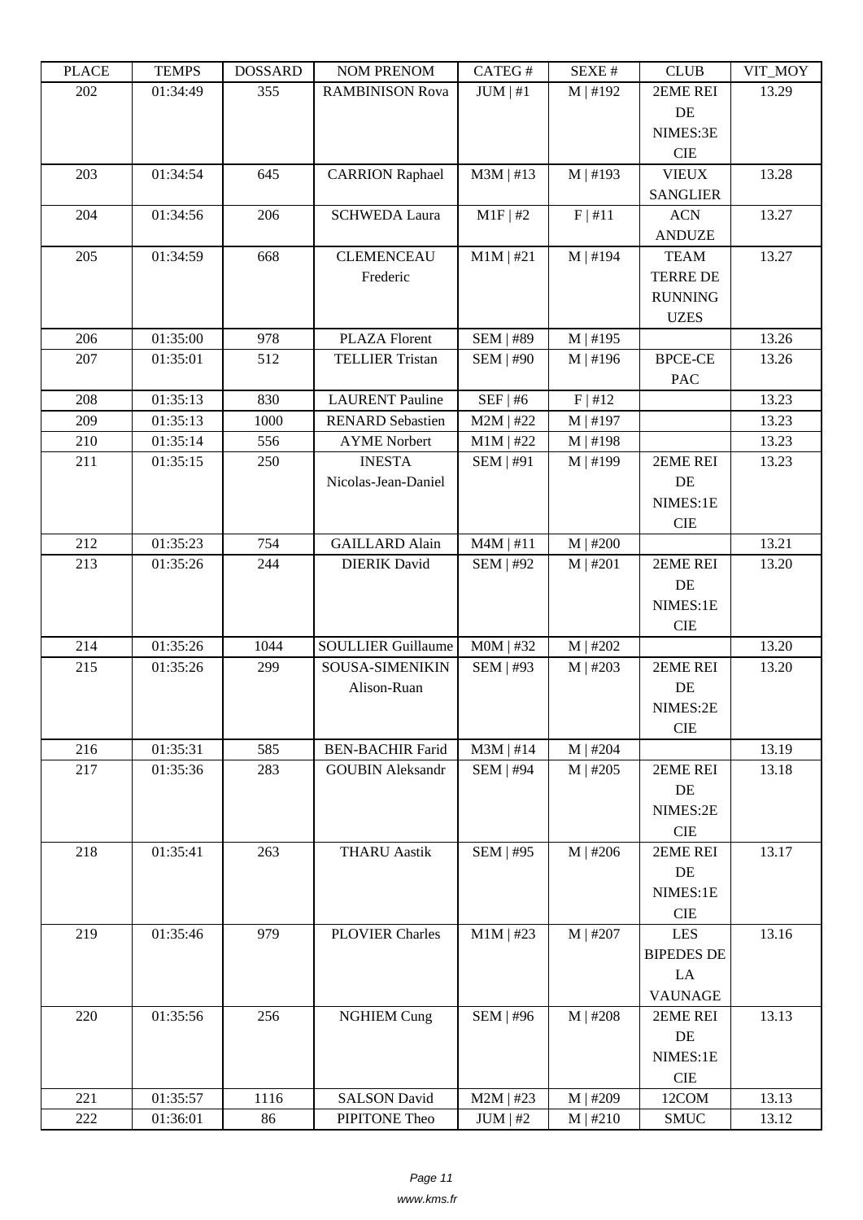| PLACE | TEMPS | DOSSARD | NOM PRENOM | CATEG # | SEXE # | CLUB | VIT_MOY |
|---|---|---|---|---|---|---|---|
| 202 | 01:34:49 | 355 | RAMBINISON Rova | JUM \| #1 | M \| #192 | 2EME REI DE NIMES:3E CIE | 13.29 |
| 203 | 01:34:54 | 645 | CARRION Raphael | M3M \| #13 | M \| #193 | VIEUX SANGLIER | 13.28 |
| 204 | 01:34:56 | 206 | SCHWEDA Laura | M1F \| #2 | F \| #11 | ACN ANDUZE | 13.27 |
| 205 | 01:34:59 | 668 | CLEMENCEAU Frederic | M1M \| #21 | M \| #194 | TEAM TERRE DE RUNNING UZES | 13.27 |
| 206 | 01:35:00 | 978 | PLAZA Florent | SEM \| #89 | M \| #195 | | 13.26 |
| 207 | 01:35:01 | 512 | TELLIER Tristan | SEM \| #90 | M \| #196 | BPCE-CE PAC | 13.26 |
| 208 | 01:35:13 | 830 | LAURENT Pauline | SEF \| #6 | F \| #12 | | 13.23 |
| 209 | 01:35:13 | 1000 | RENARD Sebastien | M2M \| #22 | M \| #197 | | 13.23 |
| 210 | 01:35:14 | 556 | AYME Norbert | M1M \| #22 | M \| #198 | | 13.23 |
| 211 | 01:35:15 | 250 | INESTA Nicolas-Jean-Daniel | SEM \| #91 | M \| #199 | 2EME REI DE NIMES:1E CIE | 13.23 |
| 212 | 01:35:23 | 754 | GAILLARD Alain | M4M \| #11 | M \| #200 | | 13.21 |
| 213 | 01:35:26 | 244 | DIERIK David | SEM \| #92 | M \| #201 | 2EME REI DE NIMES:1E CIE | 13.20 |
| 214 | 01:35:26 | 1044 | SOULLIER Guillaume | M0M \| #32 | M \| #202 | | 13.20 |
| 215 | 01:35:26 | 299 | SOUSA-SIMENIKIN Alison-Ruan | SEM \| #93 | M \| #203 | 2EME REI DE NIMES:2E CIE | 13.20 |
| 216 | 01:35:31 | 585 | BEN-BACHIR Farid | M3M \| #14 | M \| #204 | | 13.19 |
| 217 | 01:35:36 | 283 | GOUBIN Aleksandr | SEM \| #94 | M \| #205 | 2EME REI DE NIMES:2E CIE | 13.18 |
| 218 | 01:35:41 | 263 | THARU Aastik | SEM \| #95 | M \| #206 | 2EME REI DE NIMES:1E CIE | 13.17 |
| 219 | 01:35:46 | 979 | PLOVIER Charles | M1M \| #23 | M \| #207 | LES BIPEDES DE LA VAUNAGE | 13.16 |
| 220 | 01:35:56 | 256 | NGHIEM Cung | SEM \| #96 | M \| #208 | 2EME REI DE NIMES:1E CIE | 13.13 |
| 221 | 01:35:57 | 1116 | SALSON David | M2M \| #23 | M \| #209 | 12COM | 13.13 |
| 222 | 01:36:01 | 86 | PIPITONE Theo | JUM \| #2 | M \| #210 | SMUC | 13.12 |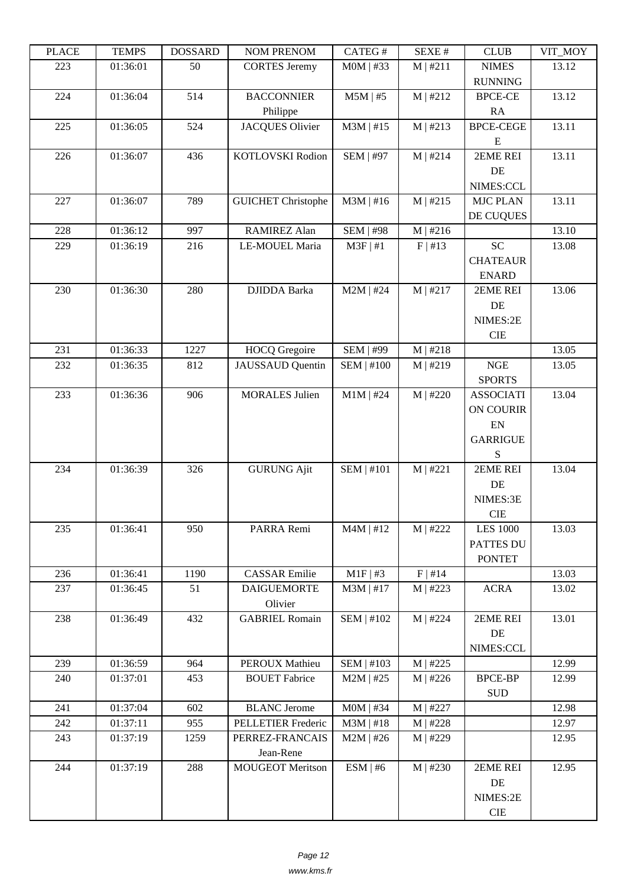| PLACE | TEMPS | DOSSARD | NOM PRENOM | CATEG # | SEXE # | CLUB | VIT_MOY |
| --- | --- | --- | --- | --- | --- | --- | --- |
| 223 | 01:36:01 | 50 | CORTES Jeremy | M0M \| #33 | M \| #211 | NIMES RUNNING | 13.12 |
| 224 | 01:36:04 | 514 | BACCONNIER Philippe | M5M \| #5 | M \| #212 | BPCE-CE RA | 13.12 |
| 225 | 01:36:05 | 524 | JACQUES Olivier | M3M \| #15 | M \| #213 | BPCE-CEGE E | 13.11 |
| 226 | 01:36:07 | 436 | KOTLOVSKI Rodion | SEM \| #97 | M \| #214 | 2EME REI DE NIMES:CCL | 13.11 |
| 227 | 01:36:07 | 789 | GUICHET Christophe | M3M \| #16 | M \| #215 | MJC PLAN DE CUQUES | 13.11 |
| 228 | 01:36:12 | 997 | RAMIREZ Alan | SEM \| #98 | M \| #216 | | 13.10 |
| 229 | 01:36:19 | 216 | LE-MOUEL Maria | M3F \| #1 | F \| #13 | SC CHATEAUR ENARD | 13.08 |
| 230 | 01:36:30 | 280 | DJIDDA Barka | M2M \| #24 | M \| #217 | 2EME REI DE NIMES:2E CIE | 13.06 |
| 231 | 01:36:33 | 1227 | HOCQ Gregoire | SEM \| #99 | M \| #218 | | 13.05 |
| 232 | 01:36:35 | 812 | JAUSSAUD Quentin | SEM \| #100 | M \| #219 | NGE SPORTS | 13.05 |
| 233 | 01:36:36 | 906 | MORALES Julien | M1M \| #24 | M \| #220 | ASSOCIATI ON COURIR EN GARRIGUE S | 13.04 |
| 234 | 01:36:39 | 326 | GURUNG Ajit | SEM \| #101 | M \| #221 | 2EME REI DE NIMES:3E CIE | 13.04 |
| 235 | 01:36:41 | 950 | PARRA Remi | M4M \| #12 | M \| #222 | LES 1000 PATTES DU PONTET | 13.03 |
| 236 | 01:36:41 | 1190 | CASSAR Emilie | M1F \| #3 | F \| #14 | | 13.03 |
| 237 | 01:36:45 | 51 | DAIGUEMORTE Olivier | M3M \| #17 | M \| #223 | ACRA | 13.02 |
| 238 | 01:36:49 | 432 | GABRIEL Romain | SEM \| #102 | M \| #224 | 2EME REI DE NIMES:CCL | 13.01 |
| 239 | 01:36:59 | 964 | PEROUX Mathieu | SEM \| #103 | M \| #225 | | 12.99 |
| 240 | 01:37:01 | 453 | BOUET Fabrice | M2M \| #25 | M \| #226 | BPCE-BP SUD | 12.99 |
| 241 | 01:37:04 | 602 | BLANC Jerome | M0M \| #34 | M \| #227 | | 12.98 |
| 242 | 01:37:11 | 955 | PELLETIER Frederic | M3M \| #18 | M \| #228 | | 12.97 |
| 243 | 01:37:19 | 1259 | PERREZ-FRANCAIS Jean-Rene | M2M \| #26 | M \| #229 | | 12.95 |
| 244 | 01:37:19 | 288 | MOUGEOT Meritson | ESM \| #6 | M \| #230 | 2EME REI DE NIMES:2E CIE | 12.95 |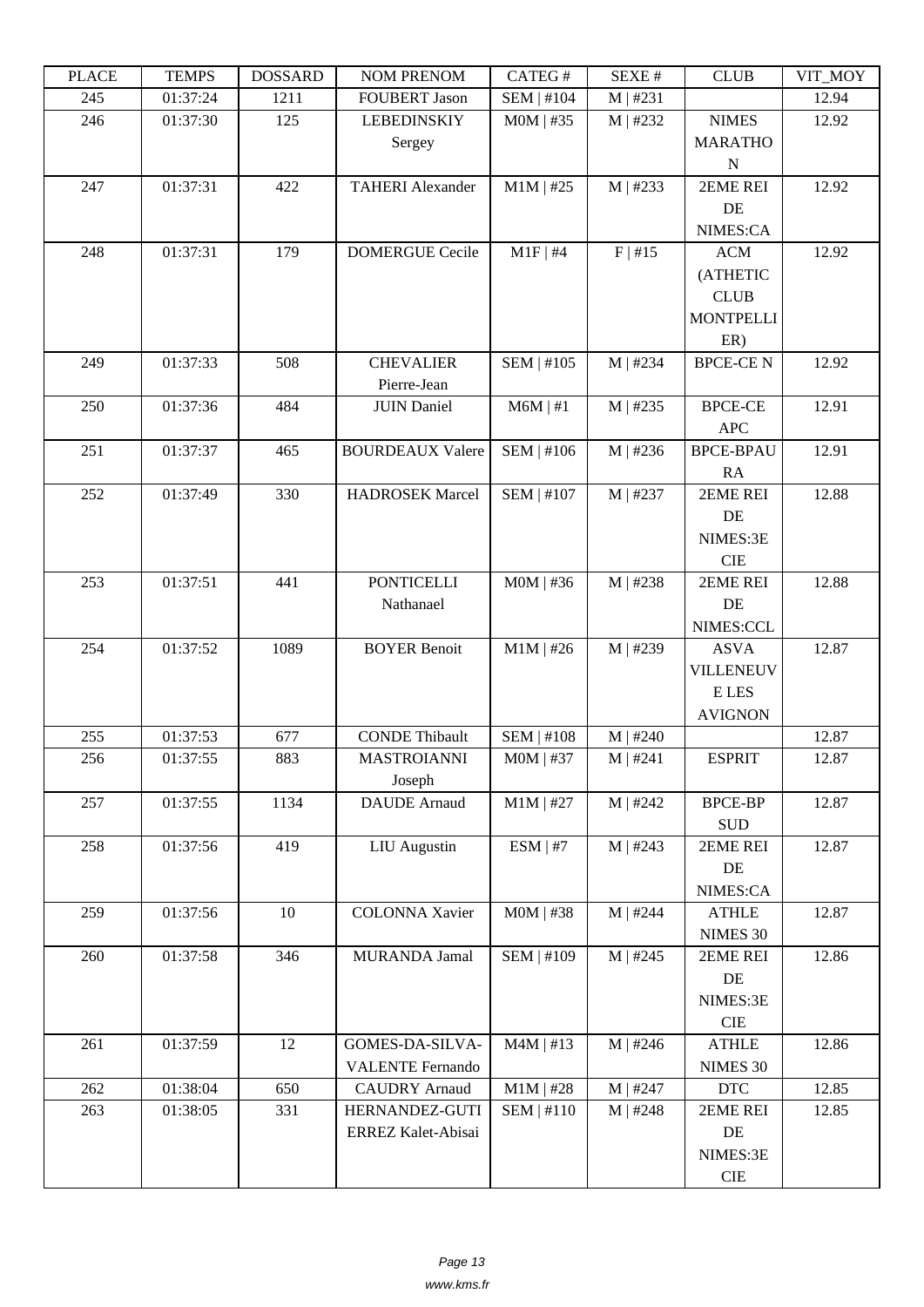| PLACE | TEMPS | DOSSARD | NOM PRENOM | CATEG # | SEXE # | CLUB | VIT_MOY |
|---|---|---|---|---|---|---|---|
| 245 | 01:37:24 | 1211 | FOUBERT Jason | SEM \| #104 | M \| #231 | | 12.94 |
| 246 | 01:37:30 | 125 | LEBEDINSKIY Sergey | M0M \| #35 | M \| #232 | NIMES MARATHON | 12.92 |
| 247 | 01:37:31 | 422 | TAHERI Alexander | M1M \| #25 | M \| #233 | 2EME REI DE NIMES:CA | 12.92 |
| 248 | 01:37:31 | 179 | DOMERGUE Cecile | M1F \| #4 | F \| #15 | ACM (ATHETIC CLUB MONTPELLIER) | 12.92 |
| 249 | 01:37:33 | 508 | CHEVALIER Pierre-Jean | SEM \| #105 | M \| #234 | BPCE-CE N | 12.92 |
| 250 | 01:37:36 | 484 | JUIN Daniel | M6M \| #1 | M \| #235 | BPCE-CE APC | 12.91 |
| 251 | 01:37:37 | 465 | BOURDEAUX Valere | SEM \| #106 | M \| #236 | BPCE-BPAURA | 12.91 |
| 252 | 01:37:49 | 330 | HADROSEK Marcel | SEM \| #107 | M \| #237 | 2EME REI DE NIMES:3E CIE | 12.88 |
| 253 | 01:37:51 | 441 | PONTICELLI Nathanael | M0M \| #36 | M \| #238 | 2EME REI DE NIMES:CCL | 12.88 |
| 254 | 01:37:52 | 1089 | BOYER Benoit | M1M \| #26 | M \| #239 | ASVA VILLENEUVE LES AVIGNON | 12.87 |
| 255 | 01:37:53 | 677 | CONDE Thibault | SEM \| #108 | M \| #240 | | 12.87 |
| 256 | 01:37:55 | 883 | MASTROIANNI Joseph | M0M \| #37 | M \| #241 | ESPRIT | 12.87 |
| 257 | 01:37:55 | 1134 | DAUDE Arnaud | M1M \| #27 | M \| #242 | BPCE-BP SUD | 12.87 |
| 258 | 01:37:56 | 419 | LIU Augustin | ESM \| #7 | M \| #243 | 2EME REI DE NIMES:CA | 12.87 |
| 259 | 01:37:56 | 10 | COLONNA Xavier | M0M \| #38 | M \| #244 | ATHLE NIMES 30 | 12.87 |
| 260 | 01:37:58 | 346 | MURANDA Jamal | SEM \| #109 | M \| #245 | 2EME REI DE NIMES:3E CIE | 12.86 |
| 261 | 01:37:59 | 12 | GOMES-DA-SILVA-VALENTE Fernando | M4M \| #13 | M \| #246 | ATHLE NIMES 30 | 12.86 |
| 262 | 01:38:04 | 650 | CAUDRY Arnaud | M1M \| #28 | M \| #247 | DTC | 12.85 |
| 263 | 01:38:05 | 331 | HERNANDEZ-GUTIERREZ Kalet-Abisai | SEM \| #110 | M \| #248 | 2EME REI DE NIMES:3E CIE | 12.85 |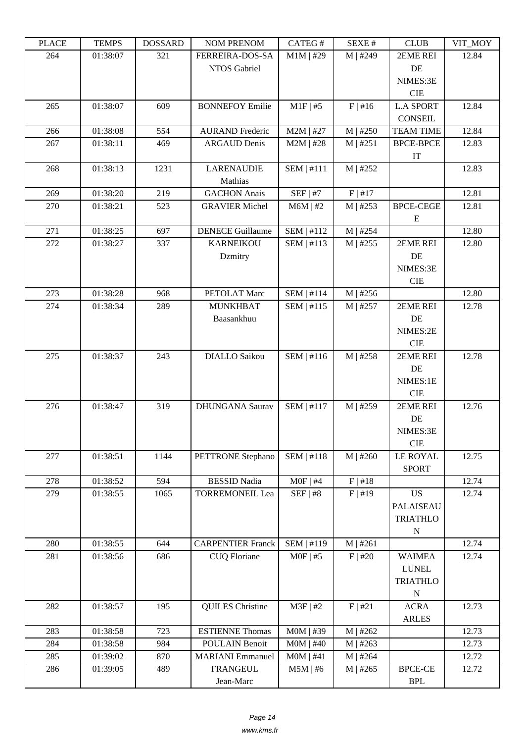| PLACE | TEMPS | DOSSARD | NOM PRENOM | CATEG # | SEXE # | CLUB | VIT_MOY |
|---|---|---|---|---|---|---|---|
| 264 | 01:38:07 | 321 | FERREIRA-DOS-SANTOS Gabriel | M1M \| #29 | M \| #249 | 2EME REI DE NIMES:3E CIE | 12.84 |
| 265 | 01:38:07 | 609 | BONNEFOY Emilie | M1F \| #5 | F \| #16 | L.A SPORT CONSEIL | 12.84 |
| 266 | 01:38:08 | 554 | AURAND Frederic | M2M \| #27 | M \| #250 | TEAM TIME | 12.84 |
| 267 | 01:38:11 | 469 | ARGAUD Denis | M2M \| #28 | M \| #251 | BPCE-BPCE IT | 12.83 |
| 268 | 01:38:13 | 1231 | LARENAUDIE Mathias | SEM \| #111 | M \| #252 | | 12.83 |
| 269 | 01:38:20 | 219 | GACHON Anais | SEF \| #7 | F \| #17 | | 12.81 |
| 270 | 01:38:21 | 523 | GRAVIER Michel | M6M \| #2 | M \| #253 | BPCE-CEGEE | 12.81 |
| 271 | 01:38:25 | 697 | DENECE Guillaume | SEM \| #112 | M \| #254 | | 12.80 |
| 272 | 01:38:27 | 337 | KARNEIKOU Dzmitry | SEM \| #113 | M \| #255 | 2EME REI DE NIMES:3E CIE | 12.80 |
| 273 | 01:38:28 | 968 | PETOLAT Marc | SEM \| #114 | M \| #256 | | 12.80 |
| 274 | 01:38:34 | 289 | MUNKHBAT Baasankhuu | SEM \| #115 | M \| #257 | 2EME REI DE NIMES:2E CIE | 12.78 |
| 275 | 01:38:37 | 243 | DIALLO Saikou | SEM \| #116 | M \| #258 | 2EME REI DE NIMES:1E CIE | 12.78 |
| 276 | 01:38:47 | 319 | DHUNGANA Saurav | SEM \| #117 | M \| #259 | 2EME REI DE NIMES:3E CIE | 12.76 |
| 277 | 01:38:51 | 1144 | PETTRONE Stephano | SEM \| #118 | M \| #260 | LE ROYAL SPORT | 12.75 |
| 278 | 01:38:52 | 594 | BESSID Nadia | M0F \| #4 | F \| #18 | | 12.74 |
| 279 | 01:38:55 | 1065 | TORREMONEIL Lea | SEF \| #8 | F \| #19 | US PALAISEAU TRIATHLON | 12.74 |
| 280 | 01:38:55 | 644 | CARPENTIER Franck | SEM \| #119 | M \| #261 | | 12.74 |
| 281 | 01:38:56 | 686 | CUQ Floriane | M0F \| #5 | F \| #20 | WAIMEA LUNEL TRIATHLON | 12.74 |
| 282 | 01:38:57 | 195 | QUILES Christine | M3F \| #2 | F \| #21 | ACRA ARLES | 12.73 |
| 283 | 01:38:58 | 723 | ESTIENNE Thomas | M0M \| #39 | M \| #262 | | 12.73 |
| 284 | 01:38:58 | 984 | POULAIN Benoit | M0M \| #40 | M \| #263 | | 12.73 |
| 285 | 01:39:02 | 870 | MARIANI Emmanuel | M0M \| #41 | M \| #264 | | 12.72 |
| 286 | 01:39:05 | 489 | FRANGEUL Jean-Marc | M5M \| #6 | M \| #265 | BPCE-CE BPL | 12.72 |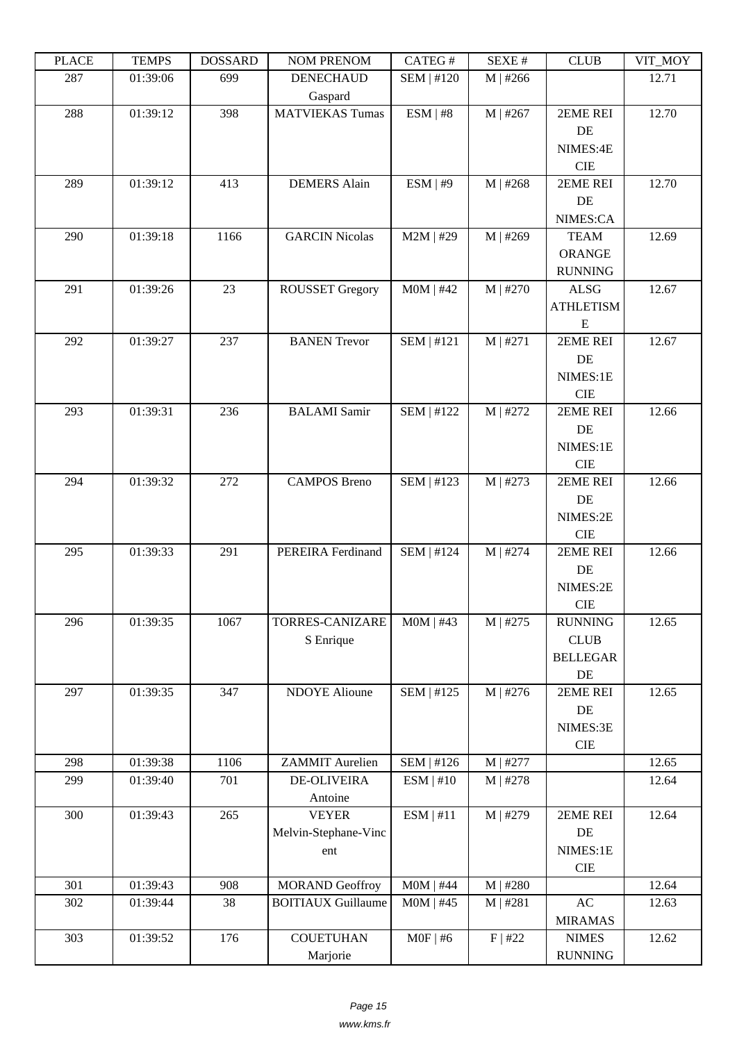| PLACE | TEMPS | DOSSARD | NOM PRENOM | CATEG # | SEXE # | CLUB | VIT_MOY |
|---|---|---|---|---|---|---|---|
| 287 | 01:39:06 | 699 | DENECHAUD Gaspard | SEM \| #120 | M \| #266 | | 12.71 |
| 288 | 01:39:12 | 398 | MATVIEKAS Tumas | ESM \| #8 | M \| #267 | 2EME REI DE NIMES:4E CIE | 12.70 |
| 289 | 01:39:12 | 413 | DEMERS Alain | ESM \| #9 | M \| #268 | 2EME REI DE NIMES:CA | 12.70 |
| 290 | 01:39:18 | 1166 | GARCIN Nicolas | M2M \| #29 | M \| #269 | TEAM ORANGE RUNNING | 12.69 |
| 291 | 01:39:26 | 23 | ROUSSET Gregory | M0M \| #42 | M \| #270 | ALSG ATHLETISME | 12.67 |
| 292 | 01:39:27 | 237 | BANEN Trevor | SEM \| #121 | M \| #271 | 2EME REI DE NIMES:1E CIE | 12.67 |
| 293 | 01:39:31 | 236 | BALAMI Samir | SEM \| #122 | M \| #272 | 2EME REI DE NIMES:1E CIE | 12.66 |
| 294 | 01:39:32 | 272 | CAMPOS Breno | SEM \| #123 | M \| #273 | 2EME REI DE NIMES:2E CIE | 12.66 |
| 295 | 01:39:33 | 291 | PEREIRA Ferdinand | SEM \| #124 | M \| #274 | 2EME REI DE NIMES:2E CIE | 12.66 |
| 296 | 01:39:35 | 1067 | TORRES-CANIZARES Enrique | M0M \| #43 | M \| #275 | RUNNING CLUB BELLEGARDE | 12.65 |
| 297 | 01:39:35 | 347 | NDOYE Alioune | SEM \| #125 | M \| #276 | 2EME REI DE NIMES:3E CIE | 12.65 |
| 298 | 01:39:38 | 1106 | ZAMMIT Aurelien | SEM \| #126 | M \| #277 | | 12.65 |
| 299 | 01:39:40 | 701 | DE-OLIVEIRA Antoine | ESM \| #10 | M \| #278 | | 12.64 |
| 300 | 01:39:43 | 265 | VEYER Melvin-Stephane-Vincent | ESM \| #11 | M \| #279 | 2EME REI DE NIMES:1E CIE | 12.64 |
| 301 | 01:39:43 | 908 | MORAND Geoffroy | M0M \| #44 | M \| #280 | | 12.64 |
| 302 | 01:39:44 | 38 | BOITIAUX Guillaume | M0M \| #45 | M \| #281 | AC MIRAMAS | 12.63 |
| 303 | 01:39:52 | 176 | COUETUHAN Marjorie | M0F \| #6 | F \| #22 | NIMES RUNNING | 12.62 |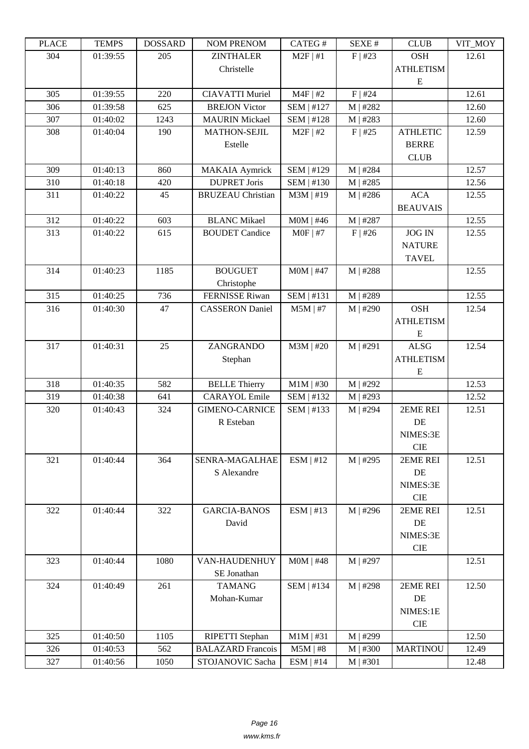| PLACE | TEMPS | DOSSARD | NOM PRENOM | CATEG # | SEXE # | CLUB | VIT_MOY |
|---|---|---|---|---|---|---|---|
| 304 | 01:39:55 | 205 | ZINTHALER Christelle | M2F \| #1 | F \| #23 | OSH ATHLETISME | 12.61 |
| 305 | 01:39:55 | 220 | CIAVATTI Muriel | M4F \| #2 | F \| #24 | | 12.61 |
| 306 | 01:39:58 | 625 | BREJON Victor | SEM \| #127 | M \| #282 | | 12.60 |
| 307 | 01:40:02 | 1243 | MAURIN Mickael | SEM \| #128 | M \| #283 | | 12.60 |
| 308 | 01:40:04 | 190 | MATHON-SEJIL Estelle | M2F \| #2 | F \| #25 | ATHLETIC BERRE CLUB | 12.59 |
| 309 | 01:40:13 | 860 | MAKAIA Aymrick | SEM \| #129 | M \| #284 | | 12.57 |
| 310 | 01:40:18 | 420 | DUPRET Joris | SEM \| #130 | M \| #285 | | 12.56 |
| 311 | 01:40:22 | 45 | BRUZEAU Christian | M3M \| #19 | M \| #286 | ACA BEAUVAIS | 12.55 |
| 312 | 01:40:22 | 603 | BLANC Mikael | M0M \| #46 | M \| #287 | | 12.55 |
| 313 | 01:40:22 | 615 | BOUDET Candice | M0F \| #7 | F \| #26 | JOG IN NATURE TAVEL | 12.55 |
| 314 | 01:40:23 | 1185 | BOUGUET Christophe | M0M \| #47 | M \| #288 | | 12.55 |
| 315 | 01:40:25 | 736 | FERNISSE Riwan | SEM \| #131 | M \| #289 | | 12.55 |
| 316 | 01:40:30 | 47 | CASSERON Daniel | M5M \| #7 | M \| #290 | OSH ATHLETISME | 12.54 |
| 317 | 01:40:31 | 25 | ZANGRANDO Stephan | M3M \| #20 | M \| #291 | ALSG ATHLETISME | 12.54 |
| 318 | 01:40:35 | 582 | BELLE Thierry | M1M \| #30 | M \| #292 | | 12.53 |
| 319 | 01:40:38 | 641 | CARAYOL Emile | SEM \| #132 | M \| #293 | | 12.52 |
| 320 | 01:40:43 | 324 | GIMENO-CARNICER Esteban | SEM \| #133 | M \| #294 | 2EME REI DE NIMES:3E CIE | 12.51 |
| 321 | 01:40:44 | 364 | SENRA-MAGALHAES Alexandre | ESM \| #12 | M \| #295 | 2EME REI DE NIMES:3E CIE | 12.51 |
| 322 | 01:40:44 | 322 | GARCIA-BANOS David | ESM \| #13 | M \| #296 | 2EME REI DE NIMES:3E CIE | 12.51 |
| 323 | 01:40:44 | 1080 | VAN-HAUDENHUYSE Jonathan | M0M \| #48 | M \| #297 | | 12.51 |
| 324 | 01:40:49 | 261 | TAMANG Mohan-Kumar | SEM \| #134 | M \| #298 | 2EME REI DE NIMES:1E CIE | 12.50 |
| 325 | 01:40:50 | 1105 | RIPETTI Stephan | M1M \| #31 | M \| #299 | | 12.50 |
| 326 | 01:40:53 | 562 | BALAZARD Francois | M5M \| #8 | M \| #300 | MARTINOU | 12.49 |
| 327 | 01:40:56 | 1050 | STOJANOVIC Sacha | ESM \| #14 | M \| #301 | | 12.48 |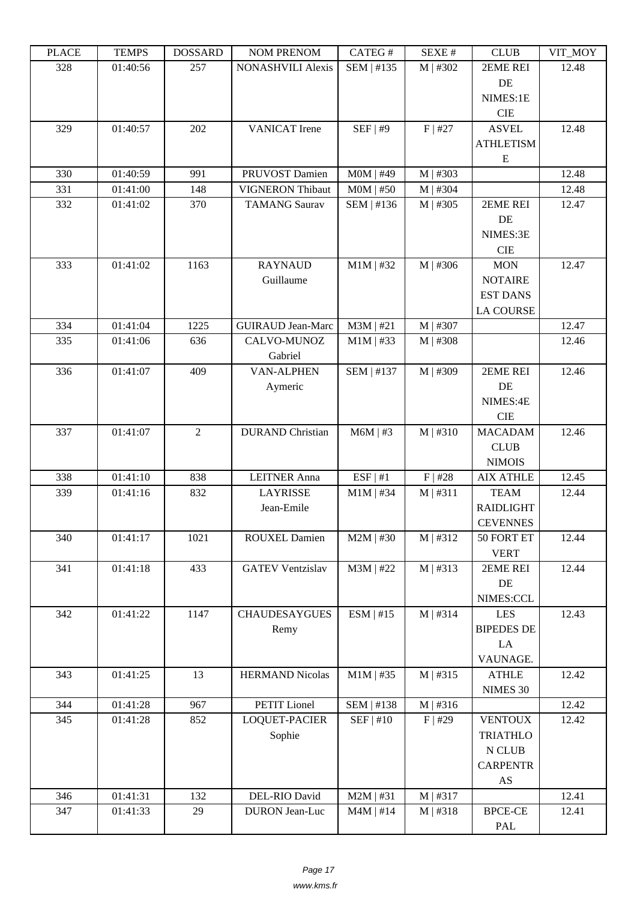| PLACE | TEMPS | DOSSARD | NOM PRENOM | CATEG # | SEXE # | CLUB | VIT_MOY |
|---|---|---|---|---|---|---|---|
| 328 | 01:40:56 | 257 | NONASHVILI Alexis | SEM \| #135 | M \| #302 | 2EME REI DE NIMES:1E CIE | 12.48 |
| 329 | 01:40:57 | 202 | VANICAT Irene | SEF \| #9 | F \| #27 | ASVEL ATHLETISME | 12.48 |
| 330 | 01:40:59 | 991 | PRUVOST Damien | M0M \| #49 | M \| #303 | | 12.48 |
| 331 | 01:41:00 | 148 | VIGNERON Thibaut | M0M \| #50 | M \| #304 | | 12.48 |
| 332 | 01:41:02 | 370 | TAMANG Saurav | SEM \| #136 | M \| #305 | 2EME REI DE NIMES:3E CIE | 12.47 |
| 333 | 01:41:02 | 1163 | RAYNAUD Guillaume | M1M \| #32 | M \| #306 | MON NOTAIRE EST DANS LA COURSE | 12.47 |
| 334 | 01:41:04 | 1225 | GUIRAUD Jean-Marc | M3M \| #21 | M \| #307 | | 12.47 |
| 335 | 01:41:06 | 636 | CALVO-MUNOZ Gabriel | M1M \| #33 | M \| #308 | | 12.46 |
| 336 | 01:41:07 | 409 | VAN-ALPHEN Aymeric | SEM \| #137 | M \| #309 | 2EME REI DE NIMES:4E CIE | 12.46 |
| 337 | 01:41:07 | 2 | DURAND Christian | M6M \| #3 | M \| #310 | MACADAM CLUB NIMOIS | 12.46 |
| 338 | 01:41:10 | 838 | LEITNER Anna | ESF \| #1 | F \| #28 | AIX ATHLE | 12.45 |
| 339 | 01:41:16 | 832 | LAYRISSE Jean-Emile | M1M \| #34 | M \| #311 | TEAM RAIDLIGHT CEVENNES | 12.44 |
| 340 | 01:41:17 | 1021 | ROUXEL Damien | M2M \| #30 | M \| #312 | 50 FORT ET VERT | 12.44 |
| 341 | 01:41:18 | 433 | GATEV Ventzislav | M3M \| #22 | M \| #313 | 2EME REI DE NIMES:CCL | 12.44 |
| 342 | 01:41:22 | 1147 | CHAUDESAYGUES Remy | ESM \| #15 | M \| #314 | LES BIPEDES DE LA VAUNAGE. | 12.43 |
| 343 | 01:41:25 | 13 | HERMAND Nicolas | M1M \| #35 | M \| #315 | ATHLE NIMES 30 | 12.42 |
| 344 | 01:41:28 | 967 | PETIT Lionel | SEM \| #138 | M \| #316 | | 12.42 |
| 345 | 01:41:28 | 852 | LOQUET-PACIER Sophie | SEF \| #10 | F \| #29 | VENTOUX TRIATHLON CLUB CARPENTRAS | 12.42 |
| 346 | 01:41:31 | 132 | DEL-RIO David | M2M \| #31 | M \| #317 | | 12.41 |
| 347 | 01:41:33 | 29 | DURON Jean-Luc | M4M \| #14 | M \| #318 | BPCE-CE PAL | 12.41 |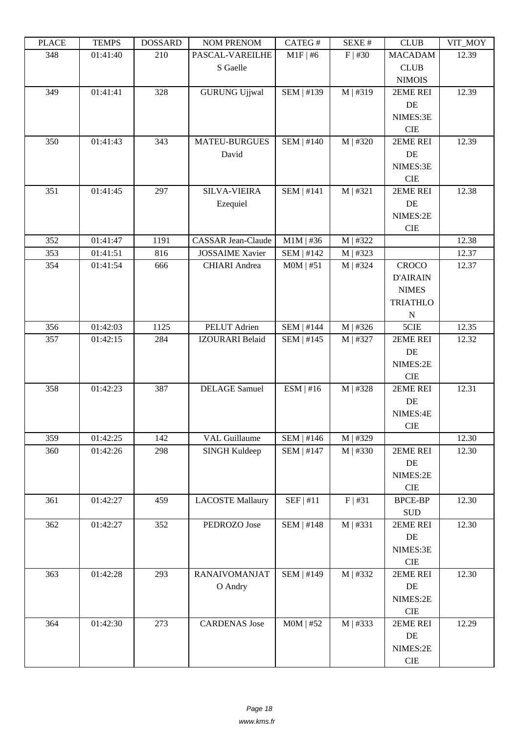| PLACE | TEMPS | DOSSARD | NOM PRENOM | CATEG # | SEXE # | CLUB | VIT_MOY |
|---|---|---|---|---|---|---|---|
| 348 | 01:41:40 | 210 | PASCAL-VAREILHES Gaelle | M1F \| #6 | F \| #30 | MACADAM CLUB NIMOIS | 12.39 |
| 349 | 01:41:41 | 328 | GURUNG Ujjwal | SEM \| #139 | M \| #319 | 2EME REI DE NIMES:3E CIE | 12.39 |
| 350 | 01:41:43 | 343 | MATEU-BURGUES David | SEM \| #140 | M \| #320 | 2EME REI DE NIMES:3E CIE | 12.39 |
| 351 | 01:41:45 | 297 | SILVA-VIEIRA Ezequiel | SEM \| #141 | M \| #321 | 2EME REI DE NIMES:2E CIE | 12.38 |
| 352 | 01:41:47 | 1191 | CASSAR Jean-Claude | M1M \| #36 | M \| #322 | | 12.38 |
| 353 | 01:41:51 | 816 | JOSSAIME Xavier | SEM \| #142 | M \| #323 | | 12.37 |
| 354 | 01:41:54 | 666 | CHIARI Andrea | M0M \| #51 | M \| #324 | CROCO D'AIRAIN NIMES TRIATHLON | 12.37 |
| 356 | 01:42:03 | 1125 | PELUT Adrien | SEM \| #144 | M \| #326 | 5CIE | 12.35 |
| 357 | 01:42:15 | 284 | IZOURARI Belaid | SEM \| #145 | M \| #327 | 2EME REI DE NIMES:2E CIE | 12.32 |
| 358 | 01:42:23 | 387 | DELAGE Samuel | ESM \| #16 | M \| #328 | 2EME REI DE NIMES:4E CIE | 12.31 |
| 359 | 01:42:25 | 142 | VAL Guillaume | SEM \| #146 | M \| #329 | | 12.30 |
| 360 | 01:42:26 | 298 | SINGH Kuldeep | SEM \| #147 | M \| #330 | 2EME REI DE NIMES:2E CIE | 12.30 |
| 361 | 01:42:27 | 459 | LACOSTE Mallaury | SEF \| #11 | F \| #31 | BPCE-BP SUD | 12.30 |
| 362 | 01:42:27 | 352 | PEDROZO Jose | SEM \| #148 | M \| #331 | 2EME REI DE NIMES:3E CIE | 12.30 |
| 363 | 01:42:28 | 293 | RANAIVOMANJATO Andry | SEM \| #149 | M \| #332 | 2EME REI DE NIMES:2E CIE | 12.30 |
| 364 | 01:42:30 | 273 | CARDENAS Jose | M0M \| #52 | M \| #333 | 2EME REI DE NIMES:2E CIE | 12.29 |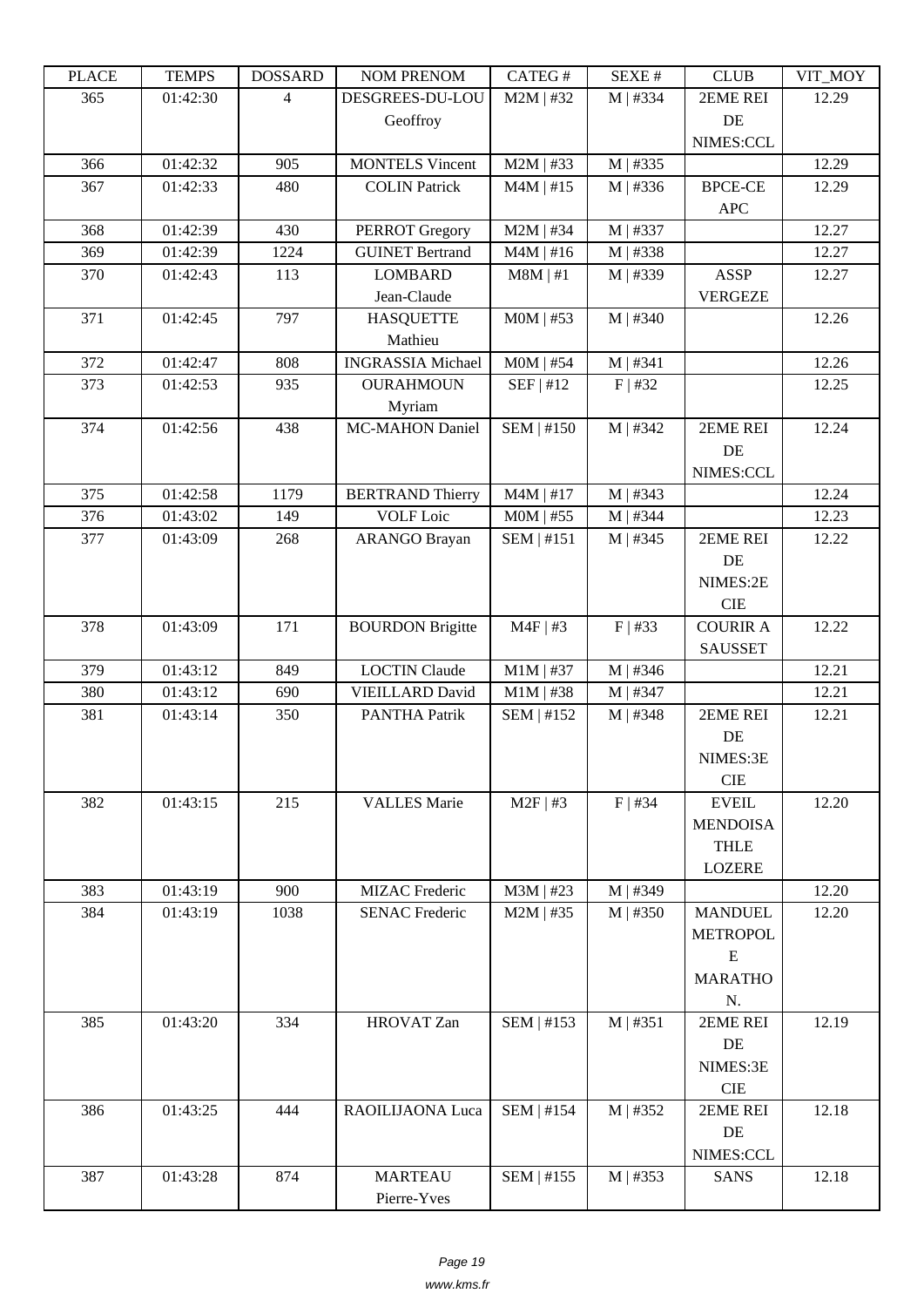| PLACE | TEMPS | DOSSARD | NOM PRENOM | CATEG # | SEXE # | CLUB | VIT_MOY |
| --- | --- | --- | --- | --- | --- | --- | --- |
| 365 | 01:42:30 | 4 | DESGREES-DU-LOU Geoffroy | M2M \| #32 | M \| #334 | 2EME REI DE NIMES:CCL | 12.29 |
| 366 | 01:42:32 | 905 | MONTELS Vincent | M2M \| #33 | M \| #335 | | 12.29 |
| 367 | 01:42:33 | 480 | COLIN Patrick | M4M \| #15 | M \| #336 | BPCE-CE APC | 12.29 |
| 368 | 01:42:39 | 430 | PERROT Gregory | M2M \| #34 | M \| #337 | | 12.27 |
| 369 | 01:42:39 | 1224 | GUINET Bertrand | M4M \| #16 | M \| #338 | | 12.27 |
| 370 | 01:42:43 | 113 | LOMBARD Jean-Claude | M8M \| #1 | M \| #339 | ASSP VERGEZE | 12.27 |
| 371 | 01:42:45 | 797 | HASQUETTE Mathieu | M0M \| #53 | M \| #340 | | 12.26 |
| 372 | 01:42:47 | 808 | INGRASSIA Michael | M0M \| #54 | M \| #341 | | 12.26 |
| 373 | 01:42:53 | 935 | OURAHMOUN Myriam | SEF \| #12 | F \| #32 | | 12.25 |
| 374 | 01:42:56 | 438 | MC-MAHON Daniel | SEM \| #150 | M \| #342 | 2EME REI DE NIMES:CCL | 12.24 |
| 375 | 01:42:58 | 1179 | BERTRAND Thierry | M4M \| #17 | M \| #343 | | 12.24 |
| 376 | 01:43:02 | 149 | VOLF Loic | M0M \| #55 | M \| #344 | | 12.23 |
| 377 | 01:43:09 | 268 | ARANGO Brayan | SEM \| #151 | M \| #345 | 2EME REI DE NIMES:2E CIE | 12.22 |
| 378 | 01:43:09 | 171 | BOURDON Brigitte | M4F \| #3 | F \| #33 | COURIR A SAUSSET | 12.22 |
| 379 | 01:43:12 | 849 | LOCTIN Claude | M1M \| #37 | M \| #346 | | 12.21 |
| 380 | 01:43:12 | 690 | VIEILLARD David | M1M \| #38 | M \| #347 | | 12.21 |
| 381 | 01:43:14 | 350 | PANTHA Patrik | SEM \| #152 | M \| #348 | 2EME REI DE NIMES:3E CIE | 12.21 |
| 382 | 01:43:15 | 215 | VALLES Marie | M2F \| #3 | F \| #34 | EVEIL MENDOISA THLE LOZERE | 12.20 |
| 383 | 01:43:19 | 900 | MIZAC Frederic | M3M \| #23 | M \| #349 | | 12.20 |
| 384 | 01:43:19 | 1038 | SENAC Frederic | M2M \| #35 | M \| #350 | MANDUEL METROPOL E MARATHO N. | 12.20 |
| 385 | 01:43:20 | 334 | HROVAT Zan | SEM \| #153 | M \| #351 | 2EME REI DE NIMES:3E CIE | 12.19 |
| 386 | 01:43:25 | 444 | RAOILIJAONA Luca | SEM \| #154 | M \| #352 | 2EME REI DE NIMES:CCL | 12.18 |
| 387 | 01:43:28 | 874 | MARTEAU Pierre-Yves | SEM \| #155 | M \| #353 | SANS | 12.18 |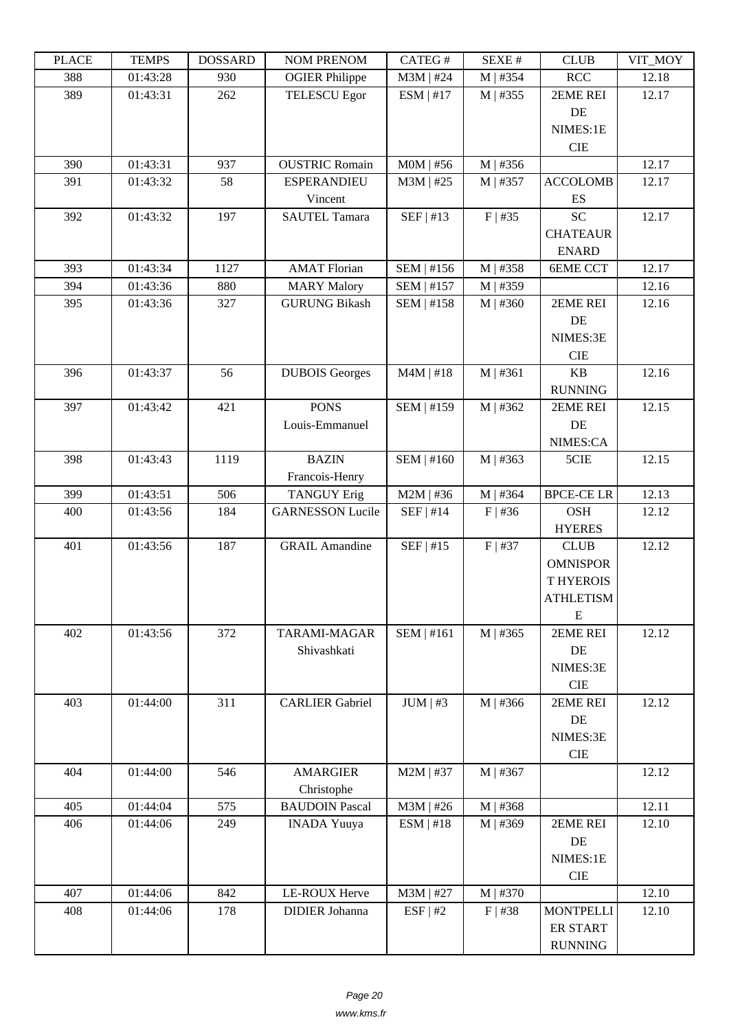| PLACE | TEMPS | DOSSARD | NOM PRENOM | CATEG # | SEXE # | CLUB | VIT_MOY |
| --- | --- | --- | --- | --- | --- | --- | --- |
| 388 | 01:43:28 | 930 | OGIER Philippe | M3M \| #24 | M \| #354 | RCC | 12.18 |
| 389 | 01:43:31 | 262 | TELESCU Egor | ESM \| #17 | M \| #355 | 2EME REI DE NIMES:1E CIE | 12.17 |
| 390 | 01:43:31 | 937 | OUSTRIC Romain | M0M \| #56 | M \| #356 | | 12.17 |
| 391 | 01:43:32 | 58 | ESPERANDIEU Vincent | M3M \| #25 | M \| #357 | ACCOLOMBES | 12.17 |
| 392 | 01:43:32 | 197 | SAUTEL Tamara | SEF \| #13 | F \| #35 | SC CHATEAURENARD | 12.17 |
| 393 | 01:43:34 | 1127 | AMAT Florian | SEM \| #156 | M \| #358 | 6EME CCT | 12.17 |
| 394 | 01:43:36 | 880 | MARY Malory | SEM \| #157 | M \| #359 | | 12.16 |
| 395 | 01:43:36 | 327 | GURUNG Bikash | SEM \| #158 | M \| #360 | 2EME REI DE NIMES:3E CIE | 12.16 |
| 396 | 01:43:37 | 56 | DUBOIS Georges | M4M \| #18 | M \| #361 | KB RUNNING | 12.16 |
| 397 | 01:43:42 | 421 | PONS Louis-Emmanuel | SEM \| #159 | M \| #362 | 2EME REI DE NIMES:CA | 12.15 |
| 398 | 01:43:43 | 1119 | BAZIN Francois-Henry | SEM \| #160 | M \| #363 | 5CIE | 12.15 |
| 399 | 01:43:51 | 506 | TANGUY Erig | M2M \| #36 | M \| #364 | BPCE-CE LR | 12.13 |
| 400 | 01:43:56 | 184 | GARNESSON Lucile | SEF \| #14 | F \| #36 | OSH HYERES | 12.12 |
| 401 | 01:43:56 | 187 | GRAIL Amandine | SEF \| #15 | F \| #37 | CLUB OMNISPORT HYEROIS ATHLETISME | 12.12 |
| 402 | 01:43:56 | 372 | TARAMI-MAGAR Shivashkati | SEM \| #161 | M \| #365 | 2EME REI DE NIMES:3E CIE | 12.12 |
| 403 | 01:44:00 | 311 | CARLIER Gabriel | JUM \| #3 | M \| #366 | 2EME REI DE NIMES:3E CIE | 12.12 |
| 404 | 01:44:00 | 546 | AMARGIER Christophe | M2M \| #37 | M \| #367 | | 12.12 |
| 405 | 01:44:04 | 575 | BAUDOIN Pascal | M3M \| #26 | M \| #368 | | 12.11 |
| 406 | 01:44:06 | 249 | INADA Yuuya | ESM \| #18 | M \| #369 | 2EME REI DE NIMES:1E CIE | 12.10 |
| 407 | 01:44:06 | 842 | LE-ROUX Herve | M3M \| #27 | M \| #370 | | 12.10 |
| 408 | 01:44:06 | 178 | DIDIER Johanna | ESF \| #2 | F \| #38 | MONTPELLIER START RUNNING | 12.10 |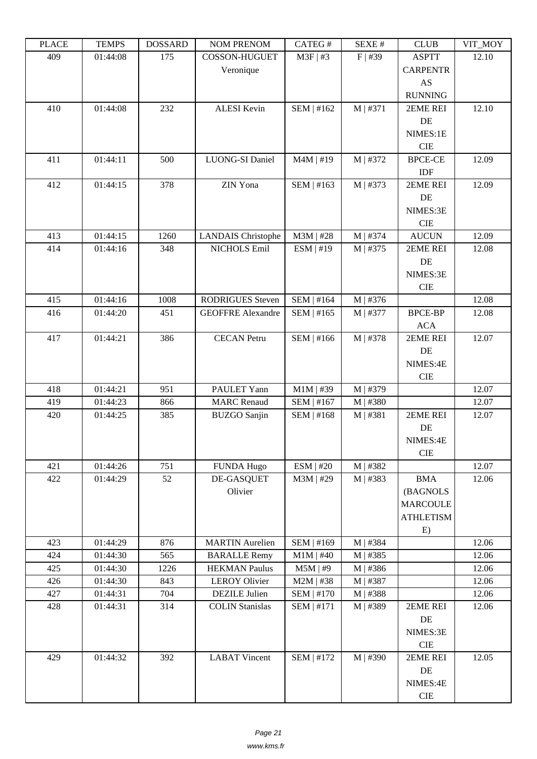| PLACE | TEMPS | DOSSARD | NOM PRENOM | CATEG # | SEXE # | CLUB | VIT_MOY |
|---|---|---|---|---|---|---|---|
| 409 | 01:44:08 | 175 | COSSON-HUGUET Veronique | M3F \| #3 | F \| #39 | ASPTT CARPENTRAS RUNNING | 12.10 |
| 410 | 01:44:08 | 232 | ALESI Kevin | SEM \| #162 | M \| #371 | 2EME REI DE NIMES:1E CIE | 12.10 |
| 411 | 01:44:11 | 500 | LUONG-SI Daniel | M4M \| #19 | M \| #372 | BPCE-CE IDF | 12.09 |
| 412 | 01:44:15 | 378 | ZIN Yona | SEM \| #163 | M \| #373 | 2EME REI DE NIMES:3E CIE | 12.09 |
| 413 | 01:44:15 | 1260 | LANDAIS Christophe | M3M \| #28 | M \| #374 | AUCUN | 12.09 |
| 414 | 01:44:16 | 348 | NICHOLS Emil | ESM \| #19 | M \| #375 | 2EME REI DE NIMES:3E CIE | 12.08 |
| 415 | 01:44:16 | 1008 | RODRIGUES Steven | SEM \| #164 | M \| #376 | | 12.08 |
| 416 | 01:44:20 | 451 | GEOFFRE Alexandre | SEM \| #165 | M \| #377 | BPCE-BP ACA | 12.08 |
| 417 | 01:44:21 | 386 | CECAN Petru | SEM \| #166 | M \| #378 | 2EME REI DE NIMES:4E CIE | 12.07 |
| 418 | 01:44:21 | 951 | PAULET Yann | M1M \| #39 | M \| #379 | | 12.07 |
| 419 | 01:44:23 | 866 | MARC Renaud | SEM \| #167 | M \| #380 | | 12.07 |
| 420 | 01:44:25 | 385 | BUZGO Sanjin | SEM \| #168 | M \| #381 | 2EME REI DE NIMES:4E CIE | 12.07 |
| 421 | 01:44:26 | 751 | FUNDA Hugo | ESM \| #20 | M \| #382 | | 12.07 |
| 422 | 01:44:29 | 52 | DE-GASQUET Olivier | M3M \| #29 | M \| #383 | BMA (BAGNOLS MARCOULE ATHLETISME) | 12.06 |
| 423 | 01:44:29 | 876 | MARTIN Aurelien | SEM \| #169 | M \| #384 | | 12.06 |
| 424 | 01:44:30 | 565 | BARALLE Remy | M1M \| #40 | M \| #385 | | 12.06 |
| 425 | 01:44:30 | 1226 | HEKMAN Paulus | M5M \| #9 | M \| #386 | | 12.06 |
| 426 | 01:44:30 | 843 | LEROY Olivier | M2M \| #38 | M \| #387 | | 12.06 |
| 427 | 01:44:31 | 704 | DEZILE Julien | SEM \| #170 | M \| #388 | | 12.06 |
| 428 | 01:44:31 | 314 | COLIN Stanislas | SEM \| #171 | M \| #389 | 2EME REI DE NIMES:3E CIE | 12.06 |
| 429 | 01:44:32 | 392 | LABAT Vincent | SEM \| #172 | M \| #390 | 2EME REI DE NIMES:4E CIE | 12.05 |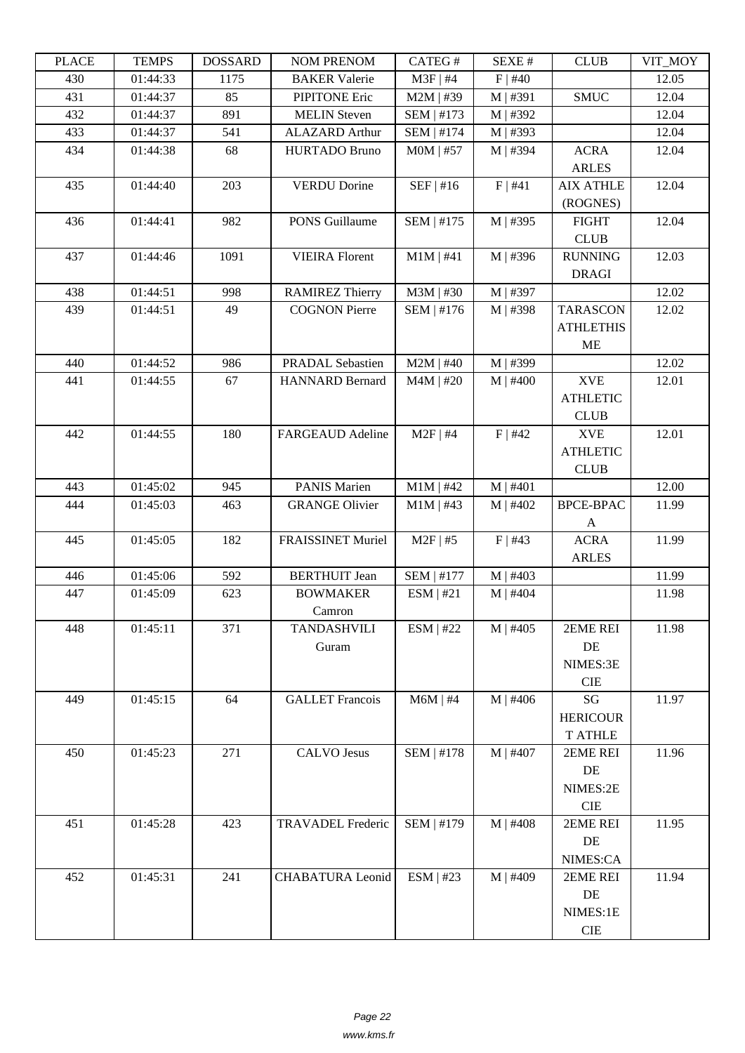| PLACE | TEMPS | DOSSARD | NOM PRENOM | CATEG # | SEXE # | CLUB | VIT_MOY |
| --- | --- | --- | --- | --- | --- | --- | --- |
| 430 | 01:44:33 | 1175 | BAKER Valerie | M3F \| #4 | F \| #40 | | 12.05 |
| 431 | 01:44:37 | 85 | PIPITONE Eric | M2M \| #39 | M \| #391 | SMUC | 12.04 |
| 432 | 01:44:37 | 891 | MELIN Steven | SEM \| #173 | M \| #392 | | 12.04 |
| 433 | 01:44:37 | 541 | ALAZARD Arthur | SEM \| #174 | M \| #393 | | 12.04 |
| 434 | 01:44:38 | 68 | HURTADO Bruno | M0M \| #57 | M \| #394 | ACRA ARLES | 12.04 |
| 435 | 01:44:40 | 203 | VERDU Dorine | SEF \| #16 | F \| #41 | AIX ATHLE (ROGNES) | 12.04 |
| 436 | 01:44:41 | 982 | PONS Guillaume | SEM \| #175 | M \| #395 | FIGHT CLUB | 12.04 |
| 437 | 01:44:46 | 1091 | VIEIRA Florent | M1M \| #41 | M \| #396 | RUNNING DRAGI | 12.03 |
| 438 | 01:44:51 | 998 | RAMIREZ Thierry | M3M \| #30 | M \| #397 | | 12.02 |
| 439 | 01:44:51 | 49 | COGNON Pierre | SEM \| #176 | M \| #398 | TARASCON ATHLETHISME | 12.02 |
| 440 | 01:44:52 | 986 | PRADAL Sebastien | M2M \| #40 | M \| #399 | | 12.02 |
| 441 | 01:44:55 | 67 | HANNARD Bernard | M4M \| #20 | M \| #400 | XVE ATHLETIC CLUB | 12.01 |
| 442 | 01:44:55 | 180 | FARGEAUD Adeline | M2F \| #4 | F \| #42 | XVE ATHLETIC CLUB | 12.01 |
| 443 | 01:45:02 | 945 | PANIS Marien | M1M \| #42 | M \| #401 | | 12.00 |
| 444 | 01:45:03 | 463 | GRANGE Olivier | M1M \| #43 | M \| #402 | BPCE-BPACA | 11.99 |
| 445 | 01:45:05 | 182 | FRAISSINET Muriel | M2F \| #5 | F \| #43 | ACRA ARLES | 11.99 |
| 446 | 01:45:06 | 592 | BERTHUIT Jean | SEM \| #177 | M \| #403 | | 11.99 |
| 447 | 01:45:09 | 623 | BOWMAKER Camron | ESM \| #21 | M \| #404 | | 11.98 |
| 448 | 01:45:11 | 371 | TANDASHVILI Guram | ESM \| #22 | M \| #405 | 2EME REI DE NIMES:3E CIE | 11.98 |
| 449 | 01:45:15 | 64 | GALLET Francois | M6M \| #4 | M \| #406 | SG HERICOURT ATHLE | 11.97 |
| 450 | 01:45:23 | 271 | CALVO Jesus | SEM \| #178 | M \| #407 | 2EME REI DE NIMES:2E CIE | 11.96 |
| 451 | 01:45:28 | 423 | TRAVADEL Frederic | SEM \| #179 | M \| #408 | 2EME REI DE NIMES:CA | 11.95 |
| 452 | 01:45:31 | 241 | CHABATURA Leonid | ESM \| #23 | M \| #409 | 2EME REI DE NIMES:1E CIE | 11.94 |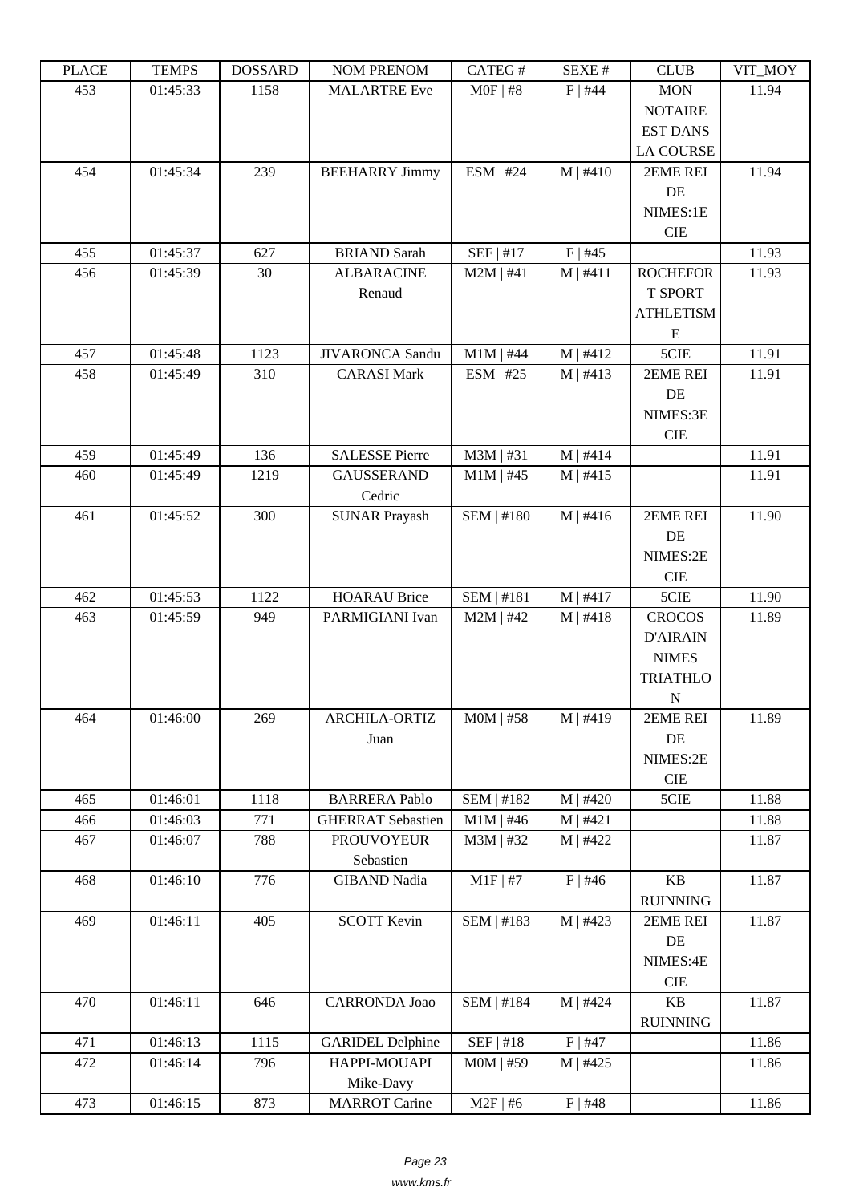| PLACE | TEMPS | DOSSARD | NOM PRENOM | CATEG # | SEXE # | CLUB | VIT_MOY |
|---|---|---|---|---|---|---|---|
| 453 | 01:45:33 | 1158 | MALARTRE Eve | M0F \| #8 | F \| #44 | MON NOTAIRE EST DANS LA COURSE | 11.94 |
| 454 | 01:45:34 | 239 | BEEHARRY Jimmy | ESM \| #24 | M \| #410 | 2EME REI DE NIMES:1E CIE | 11.94 |
| 455 | 01:45:37 | 627 | BRIAND Sarah | SEF \| #17 | F \| #45 | | 11.93 |
| 456 | 01:45:39 | 30 | ALBARACINE Renaud | M2M \| #41 | M \| #411 | ROCHEFORT SPORT ATHLETISME | 11.93 |
| 457 | 01:45:48 | 1123 | JIVARONCA Sandu | M1M \| #44 | M \| #412 | 5CIE | 11.91 |
| 458 | 01:45:49 | 310 | CARASI Mark | ESM \| #25 | M \| #413 | 2EME REI DE NIMES:3E CIE | 11.91 |
| 459 | 01:45:49 | 136 | SALESSE Pierre | M3M \| #31 | M \| #414 | | 11.91 |
| 460 | 01:45:49 | 1219 | GAUSSERAND Cedric | M1M \| #45 | M \| #415 | | 11.91 |
| 461 | 01:45:52 | 300 | SUNAR Prayash | SEM \| #180 | M \| #416 | 2EME REI DE NIMES:2E CIE | 11.90 |
| 462 | 01:45:53 | 1122 | HOARAU Brice | SEM \| #181 | M \| #417 | 5CIE | 11.90 |
| 463 | 01:45:59 | 949 | PARMIGIANI Ivan | M2M \| #42 | M \| #418 | CROCOS D'AIRAIN NIMES TRIATHLON | 11.89 |
| 464 | 01:46:00 | 269 | ARCHILA-ORTIZ Juan | M0M \| #58 | M \| #419 | 2EME REI DE NIMES:2E CIE | 11.89 |
| 465 | 01:46:01 | 1118 | BARRERA Pablo | SEM \| #182 | M \| #420 | 5CIE | 11.88 |
| 466 | 01:46:03 | 771 | GHERRAT Sebastien | M1M \| #46 | M \| #421 | | 11.88 |
| 467 | 01:46:07 | 788 | PROUVOYEUR Sebastien | M3M \| #32 | M \| #422 | | 11.87 |
| 468 | 01:46:10 | 776 | GIBAND Nadia | M1F \| #7 | F \| #46 | KB RUINNING | 11.87 |
| 469 | 01:46:11 | 405 | SCOTT Kevin | SEM \| #183 | M \| #423 | 2EME REI DE NIMES:4E CIE | 11.87 |
| 470 | 01:46:11 | 646 | CARRONDA Joao | SEM \| #184 | M \| #424 | KB RUINNING | 11.87 |
| 471 | 01:46:13 | 1115 | GARIDEL Delphine | SEF \| #18 | F \| #47 | | 11.86 |
| 472 | 01:46:14 | 796 | HAPPI-MOUAPI Mike-Davy | M0M \| #59 | M \| #425 | | 11.86 |
| 473 | 01:46:15 | 873 | MARROT Carine | M2F \| #6 | F \| #48 | | 11.86 |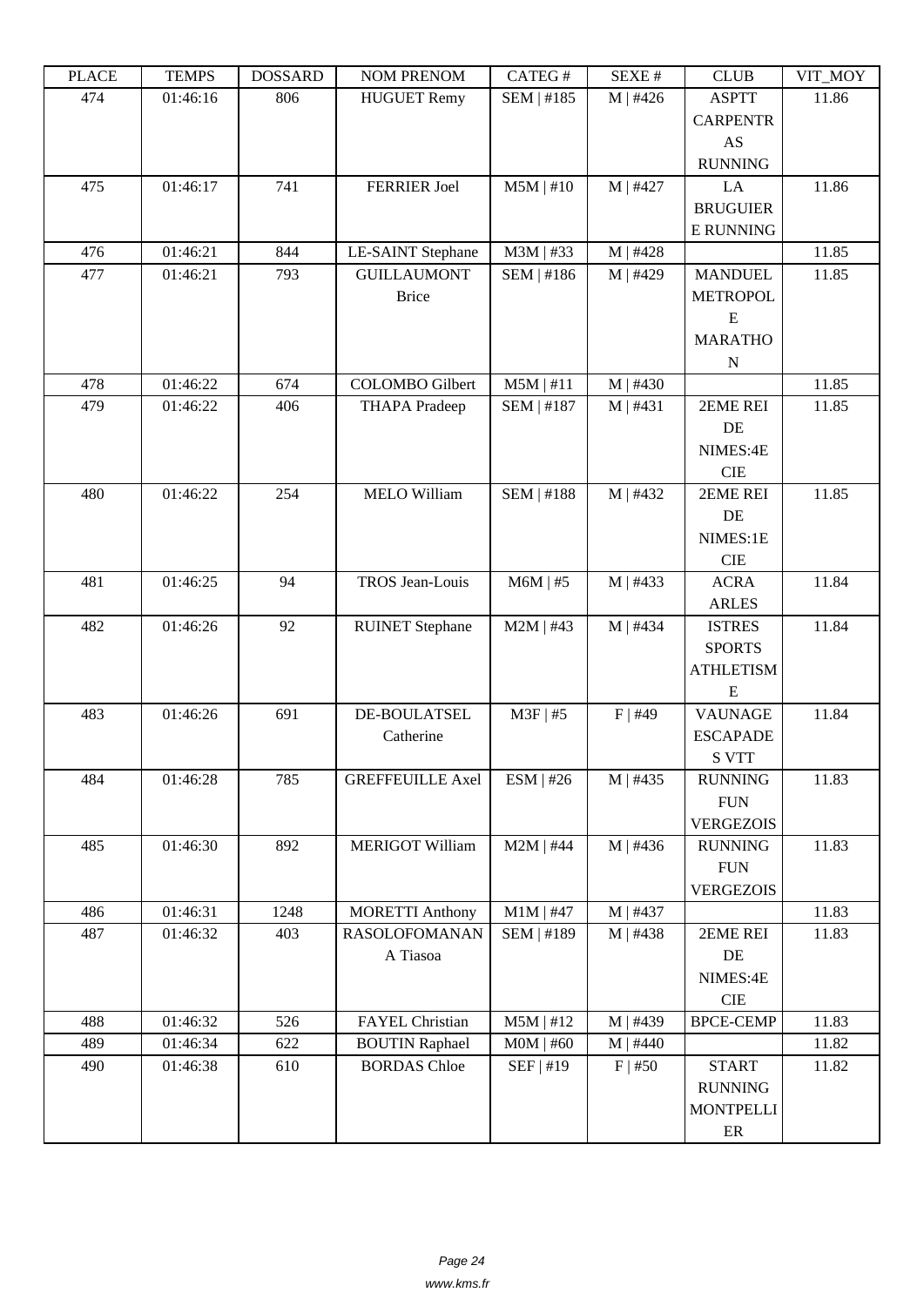| PLACE | TEMPS | DOSSARD | NOM PRENOM | CATEG # | SEXE # | CLUB | VIT_MOY |
|---|---|---|---|---|---|---|---|
| 474 | 01:46:16 | 806 | HUGUET Remy | SEM \| #185 | M \| #426 | ASPTT CARPENTRAS RUNNING | 11.86 |
| 475 | 01:46:17 | 741 | FERRIER Joel | M5M \| #10 | M \| #427 | LA BRUGUIERE RUNNING | 11.86 |
| 476 | 01:46:21 | 844 | LE-SAINT Stephane | M3M \| #33 | M \| #428 | | 11.85 |
| 477 | 01:46:21 | 793 | GUILLAUMONT Brice | SEM \| #186 | M \| #429 | MANDUEL METROPOLE MARATHON | 11.85 |
| 478 | 01:46:22 | 674 | COLOMBO Gilbert | M5M \| #11 | M \| #430 | | 11.85 |
| 479 | 01:46:22 | 406 | THAPA Pradeep | SEM \| #187 | M \| #431 | 2EME REI DE NIMES:4E CIE | 11.85 |
| 480 | 01:46:22 | 254 | MELO William | SEM \| #188 | M \| #432 | 2EME REI DE NIMES:1E CIE | 11.85 |
| 481 | 01:46:25 | 94 | TROS Jean-Louis | M6M \| #5 | M \| #433 | ACRA ARLES | 11.84 |
| 482 | 01:46:26 | 92 | RUINET Stephane | M2M \| #43 | M \| #434 | ISTRES SPORTS ATHLETISME | 11.84 |
| 483 | 01:46:26 | 691 | DE-BOULATSEL Catherine | M3F \| #5 | F \| #49 | VAUNAGE ESCAPADES VTT | 11.84 |
| 484 | 01:46:28 | 785 | GREFFEUILLE Axel | ESM \| #26 | M \| #435 | RUNNING FUN VERGEZOIS | 11.83 |
| 485 | 01:46:30 | 892 | MERIGOT William | M2M \| #44 | M \| #436 | RUNNING FUN VERGEZOIS | 11.83 |
| 486 | 01:46:31 | 1248 | MORETTI Anthony | M1M \| #47 | M \| #437 | | 11.83 |
| 487 | 01:46:32 | 403 | RASOLOFOMANANA Tiasoa | SEM \| #189 | M \| #438 | 2EME REI DE NIMES:4E CIE | 11.83 |
| 488 | 01:46:32 | 526 | FAYEL Christian | M5M \| #12 | M \| #439 | BPCE-CEMP | 11.83 |
| 489 | 01:46:34 | 622 | BOUTIN Raphael | M0M \| #60 | M \| #440 | | 11.82 |
| 490 | 01:46:38 | 610 | BORDAS Chloe | SEF \| #19 | F \| #50 | START RUNNING MONTPELLIER | 11.82 |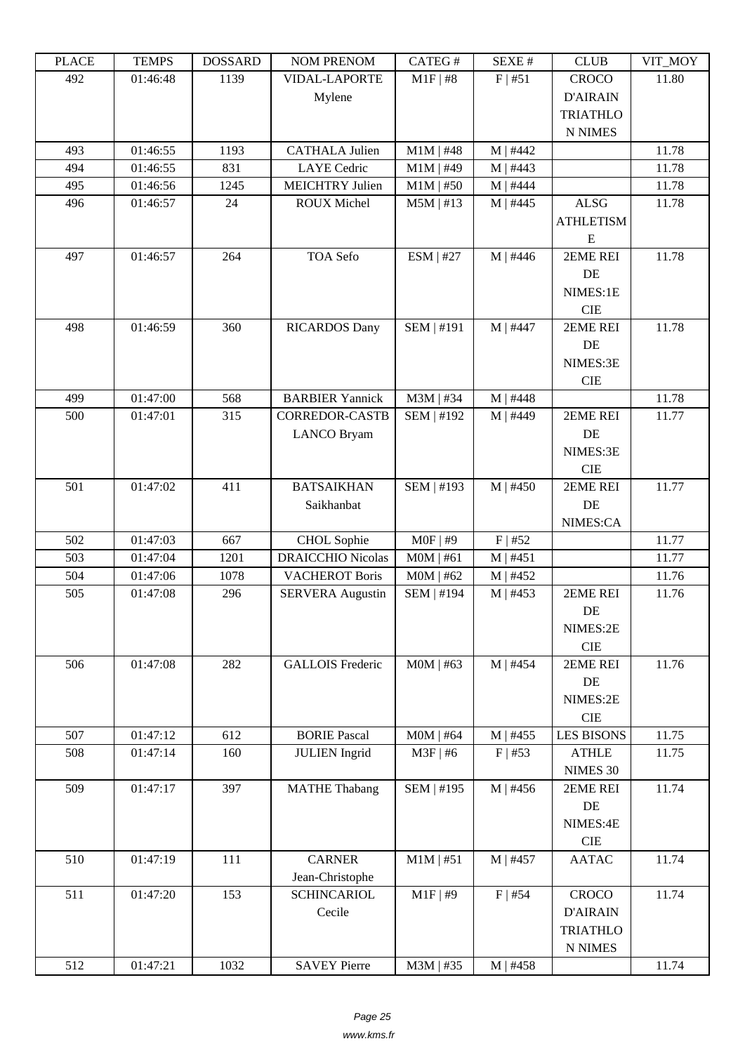| PLACE | TEMPS | DOSSARD | NOM PRENOM | CATEG # | SEXE # | CLUB | VIT_MOY |
|---|---|---|---|---|---|---|---|
| 492 | 01:46:48 | 1139 | VIDAL-LAPORTE Mylene | M1F \| #8 | F \| #51 | CROCO D'AIRAIN TRIATHLON NIMES | 11.80 |
| 493 | 01:46:55 | 1193 | CATHALA Julien | M1M \| #48 | M \| #442 | | 11.78 |
| 494 | 01:46:55 | 831 | LAYE Cedric | M1M \| #49 | M \| #443 | | 11.78 |
| 495 | 01:46:56 | 1245 | MEICHTRY Julien | M1M \| #50 | M \| #444 | | 11.78 |
| 496 | 01:46:57 | 24 | ROUX Michel | M5M \| #13 | M \| #445 | ALSG ATHLETISME | 11.78 |
| 497 | 01:46:57 | 264 | TOA Sefo | ESM \| #27 | M \| #446 | 2EME REI DE NIMES:1ECIE | 11.78 |
| 498 | 01:46:59 | 360 | RICARDOS Dany | SEM \| #191 | M \| #447 | 2EME REI DE NIMES:3ECIE | 11.78 |
| 499 | 01:47:00 | 568 | BARBIER Yannick | M3M \| #34 | M \| #448 | | 11.78 |
| 500 | 01:47:01 | 315 | CORREDOR-CASTBLANCO Bryam | SEM \| #192 | M \| #449 | 2EME REI DE NIMES:3ECIE | 11.77 |
| 501 | 01:47:02 | 411 | BATSAIKHAN Saikhanbat | SEM \| #193 | M \| #450 | 2EME REI DE NIMES:CA | 11.77 |
| 502 | 01:47:03 | 667 | CHOL Sophie | M0F \| #9 | F \| #52 | | 11.77 |
| 503 | 01:47:04 | 1201 | DRAICCHIO Nicolas | M0M \| #61 | M \| #451 | | 11.77 |
| 504 | 01:47:06 | 1078 | VACHEROT Boris | M0M \| #62 | M \| #452 | | 11.76 |
| 505 | 01:47:08 | 296 | SERVERA Augustin | SEM \| #194 | M \| #453 | 2EME REI DE NIMES:2ECIE | 11.76 |
| 506 | 01:47:08 | 282 | GALLOIS Frederic | M0M \| #63 | M \| #454 | 2EME REI DE NIMES:2ECIE | 11.76 |
| 507 | 01:47:12 | 612 | BORIE Pascal | M0M \| #64 | M \| #455 | LES BISONS | 11.75 |
| 508 | 01:47:14 | 160 | JULIEN Ingrid | M3F \| #6 | F \| #53 | ATHLE NIMES 30 | 11.75 |
| 509 | 01:47:17 | 397 | MATHE Thabang | SEM \| #195 | M \| #456 | 2EME REI DE NIMES:4ECIE | 11.74 |
| 510 | 01:47:19 | 111 | CARNER Jean-Christophe | M1M \| #51 | M \| #457 | AATAC | 11.74 |
| 511 | 01:47:20 | 153 | SCHINCARIOL Cecile | M1F \| #9 | F \| #54 | CROCO D'AIRAIN TRIATHLON NIMES | 11.74 |
| 512 | 01:47:21 | 1032 | SAVEY Pierre | M3M \| #35 | M \| #458 | | 11.74 |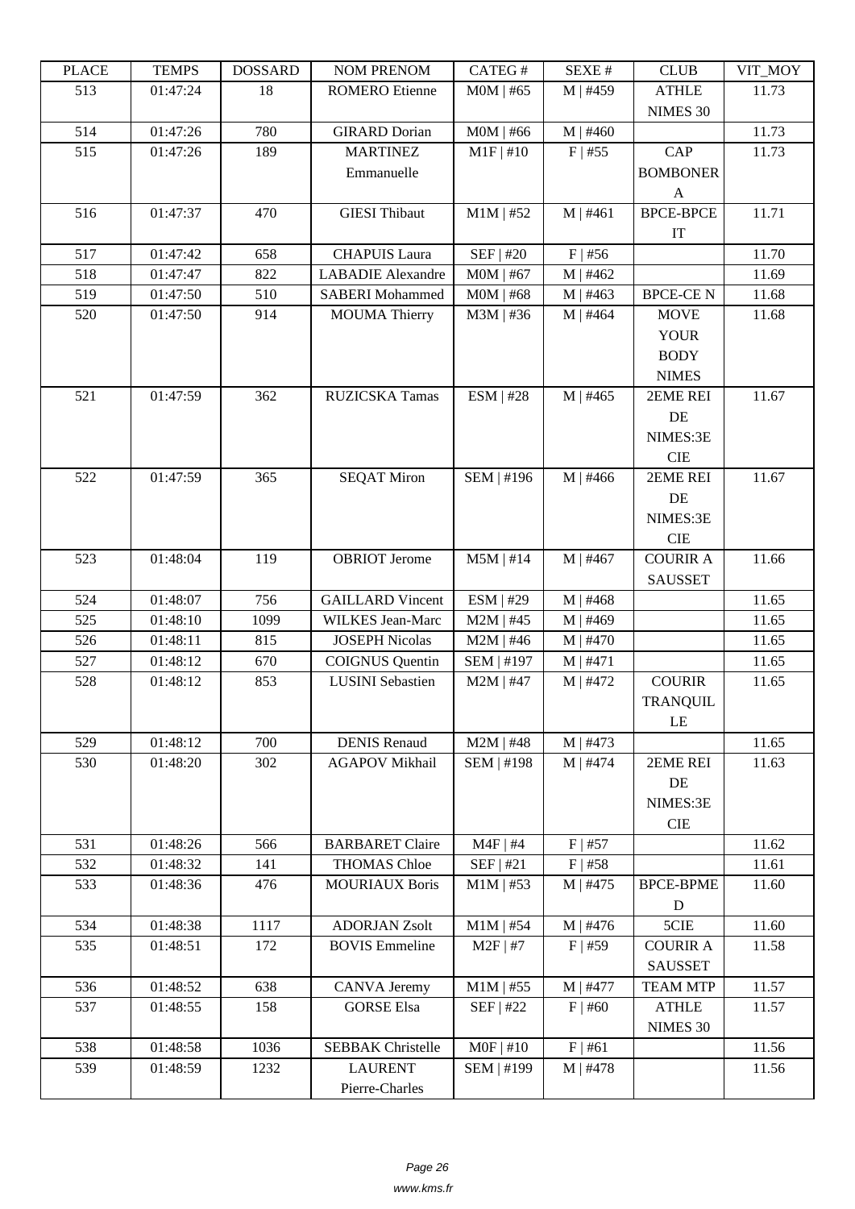| PLACE | TEMPS | DOSSARD | NOM PRENOM | CATEG # | SEXE # | CLUB | VIT_MOY |
| --- | --- | --- | --- | --- | --- | --- | --- |
| 513 | 01:47:24 | 18 | ROMERO Etienne | M0M \| #65 | M \| #459 | ATHLE NIMES 30 | 11.73 |
| 514 | 01:47:26 | 780 | GIRARD Dorian | M0M \| #66 | M \| #460 | | 11.73 |
| 515 | 01:47:26 | 189 | MARTINEZ Emmanuelle | M1F \| #10 | F \| #55 | CAP BOMBONERA | 11.73 |
| 516 | 01:47:37 | 470 | GIESI Thibaut | M1M \| #52 | M \| #461 | BPCE-BPCE IT | 11.71 |
| 517 | 01:47:42 | 658 | CHAPUIS Laura | SEF \| #20 | F \| #56 | | 11.70 |
| 518 | 01:47:47 | 822 | LABADIE Alexandre | M0M \| #67 | M \| #462 | | 11.69 |
| 519 | 01:47:50 | 510 | SABERI Mohammed | M0M \| #68 | M \| #463 | BPCE-CE N | 11.68 |
| 520 | 01:47:50 | 914 | MOUMA Thierry | M3M \| #36 | M \| #464 | MOVE YOUR BODY NIMES | 11.68 |
| 521 | 01:47:59 | 362 | RUZICSKA Tamas | ESM \| #28 | M \| #465 | 2EME REI DE NIMES:3E CIE | 11.67 |
| 522 | 01:47:59 | 365 | SEQAT Miron | SEM \| #196 | M \| #466 | 2EME REI DE NIMES:3E CIE | 11.67 |
| 523 | 01:48:04 | 119 | OBRIOT Jerome | M5M \| #14 | M \| #467 | COURIR A SAUSSET | 11.66 |
| 524 | 01:48:07 | 756 | GAILLARD Vincent | ESM \| #29 | M \| #468 | | 11.65 |
| 525 | 01:48:10 | 1099 | WILKES Jean-Marc | M2M \| #45 | M \| #469 | | 11.65 |
| 526 | 01:48:11 | 815 | JOSEPH Nicolas | M2M \| #46 | M \| #470 | | 11.65 |
| 527 | 01:48:12 | 670 | COIGNUS Quentin | SEM \| #197 | M \| #471 | | 11.65 |
| 528 | 01:48:12 | 853 | LUSINI Sebastien | M2M \| #47 | M \| #472 | COURIR TRANQUILLE | 11.65 |
| 529 | 01:48:12 | 700 | DENIS Renaud | M2M \| #48 | M \| #473 | | 11.65 |
| 530 | 01:48:20 | 302 | AGAPOV Mikhail | SEM \| #198 | M \| #474 | 2EME REI DE NIMES:3E CIE | 11.63 |
| 531 | 01:48:26 | 566 | BARBARET Claire | M4F \| #4 | F \| #57 | | 11.62 |
| 532 | 01:48:32 | 141 | THOMAS Chloe | SEF \| #21 | F \| #58 | | 11.61 |
| 533 | 01:48:36 | 476 | MOURIAUX Boris | M1M \| #53 | M \| #475 | BPCE-BPMED | 11.60 |
| 534 | 01:48:38 | 1117 | ADORJAN Zsolt | M1M \| #54 | M \| #476 | 5CIE | 11.60 |
| 535 | 01:48:51 | 172 | BOVIS Emmeline | M2F \| #7 | F \| #59 | COURIR A SAUSSET | 11.58 |
| 536 | 01:48:52 | 638 | CANVA Jeremy | M1M \| #55 | M \| #477 | TEAM MTP | 11.57 |
| 537 | 01:48:55 | 158 | GORSE Elsa | SEF \| #22 | F \| #60 | ATHLE NIMES 30 | 11.57 |
| 538 | 01:48:58 | 1036 | SEBBAK Christelle | M0F \| #10 | F \| #61 | | 11.56 |
| 539 | 01:48:59 | 1232 | LAURENT Pierre-Charles | SEM \| #199 | M \| #478 | | 11.56 |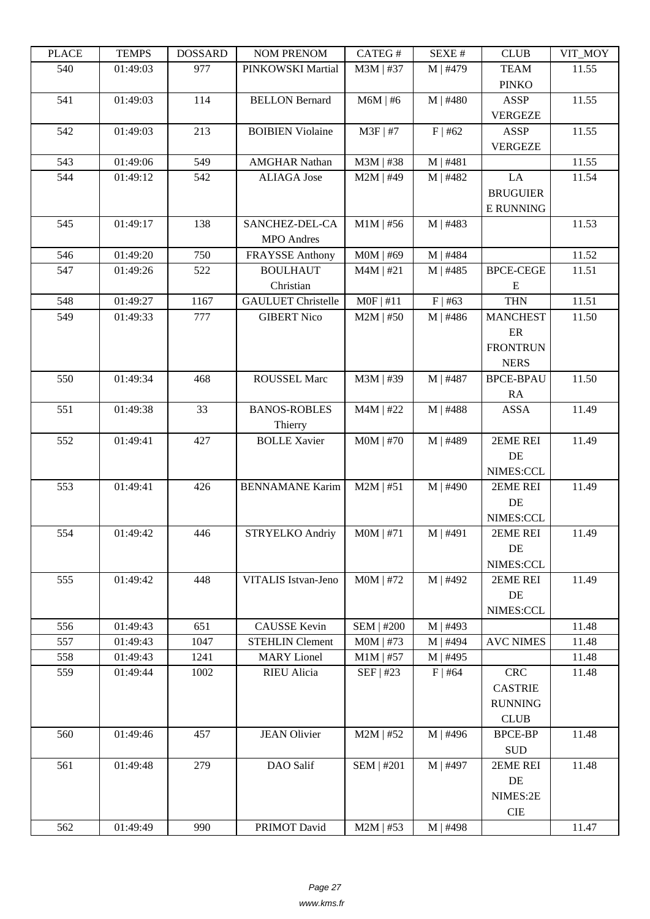| PLACE | TEMPS | DOSSARD | NOM PRENOM | CATEG # | SEXE # | CLUB | VIT_MOY |
|---|---|---|---|---|---|---|---|
| 540 | 01:49:03 | 977 | PINKOWSKI Martial | M3M \| #37 | M \| #479 | TEAM PINKO | 11.55 |
| 541 | 01:49:03 | 114 | BELLON Bernard | M6M \| #6 | M \| #480 | ASSP VERGEZE | 11.55 |
| 542 | 01:49:03 | 213 | BOIBIEN Violaine | M3F \| #7 | F \| #62 | ASSP VERGEZE | 11.55 |
| 543 | 01:49:06 | 549 | AMGHAR Nathan | M3M \| #38 | M \| #481 | | 11.55 |
| 544 | 01:49:12 | 542 | ALIAGA Jose | M2M \| #49 | M \| #482 | LA BRUGUIER E RUNNING | 11.54 |
| 545 | 01:49:17 | 138 | SANCHEZ-DEL-CA MPO Andres | M1M \| #56 | M \| #483 | | 11.53 |
| 546 | 01:49:20 | 750 | FRAYSSE Anthony | M0M \| #69 | M \| #484 | | 11.52 |
| 547 | 01:49:26 | 522 | BOULHAUT Christian | M4M \| #21 | M \| #485 | BPCE-CEGE E | 11.51 |
| 548 | 01:49:27 | 1167 | GAULUET Christelle | M0F \| #11 | F \| #63 | THN | 11.51 |
| 549 | 01:49:33 | 777 | GIBERT Nico | M2M \| #50 | M \| #486 | MANCHEST ER FRONTRUN NERS | 11.50 |
| 550 | 01:49:34 | 468 | ROUSSEL Marc | M3M \| #39 | M \| #487 | BPCE-BPAU RA | 11.50 |
| 551 | 01:49:38 | 33 | BANOS-ROBLES Thierry | M4M \| #22 | M \| #488 | ASSA | 11.49 |
| 552 | 01:49:41 | 427 | BOLLE Xavier | M0M \| #70 | M \| #489 | 2EME REI DE NIMES:CCL | 11.49 |
| 553 | 01:49:41 | 426 | BENNAMANE Karim | M2M \| #51 | M \| #490 | 2EME REI DE NIMES:CCL | 11.49 |
| 554 | 01:49:42 | 446 | STRYELKO Andriy | M0M \| #71 | M \| #491 | 2EME REI DE NIMES:CCL | 11.49 |
| 555 | 01:49:42 | 448 | VITALIS Istvan-Jeno | M0M \| #72 | M \| #492 | 2EME REI DE NIMES:CCL | 11.49 |
| 556 | 01:49:43 | 651 | CAUSSE Kevin | SEM \| #200 | M \| #493 | | 11.48 |
| 557 | 01:49:43 | 1047 | STEHLIN Clement | M0M \| #73 | M \| #494 | AVC NIMES | 11.48 |
| 558 | 01:49:43 | 1241 | MARY Lionel | M1M \| #57 | M \| #495 | | 11.48 |
| 559 | 01:49:44 | 1002 | RIEU Alicia | SEF \| #23 | F \| #64 | CRC CASTRIE RUNNING CLUB | 11.48 |
| 560 | 01:49:46 | 457 | JEAN Olivier | M2M \| #52 | M \| #496 | BPCE-BP SUD | 11.48 |
| 561 | 01:49:48 | 279 | DAO Salif | SEM \| #201 | M \| #497 | 2EME REI DE NIMES:2E CIE | 11.48 |
| 562 | 01:49:49 | 990 | PRIMOT David | M2M \| #53 | M \| #498 | | 11.47 |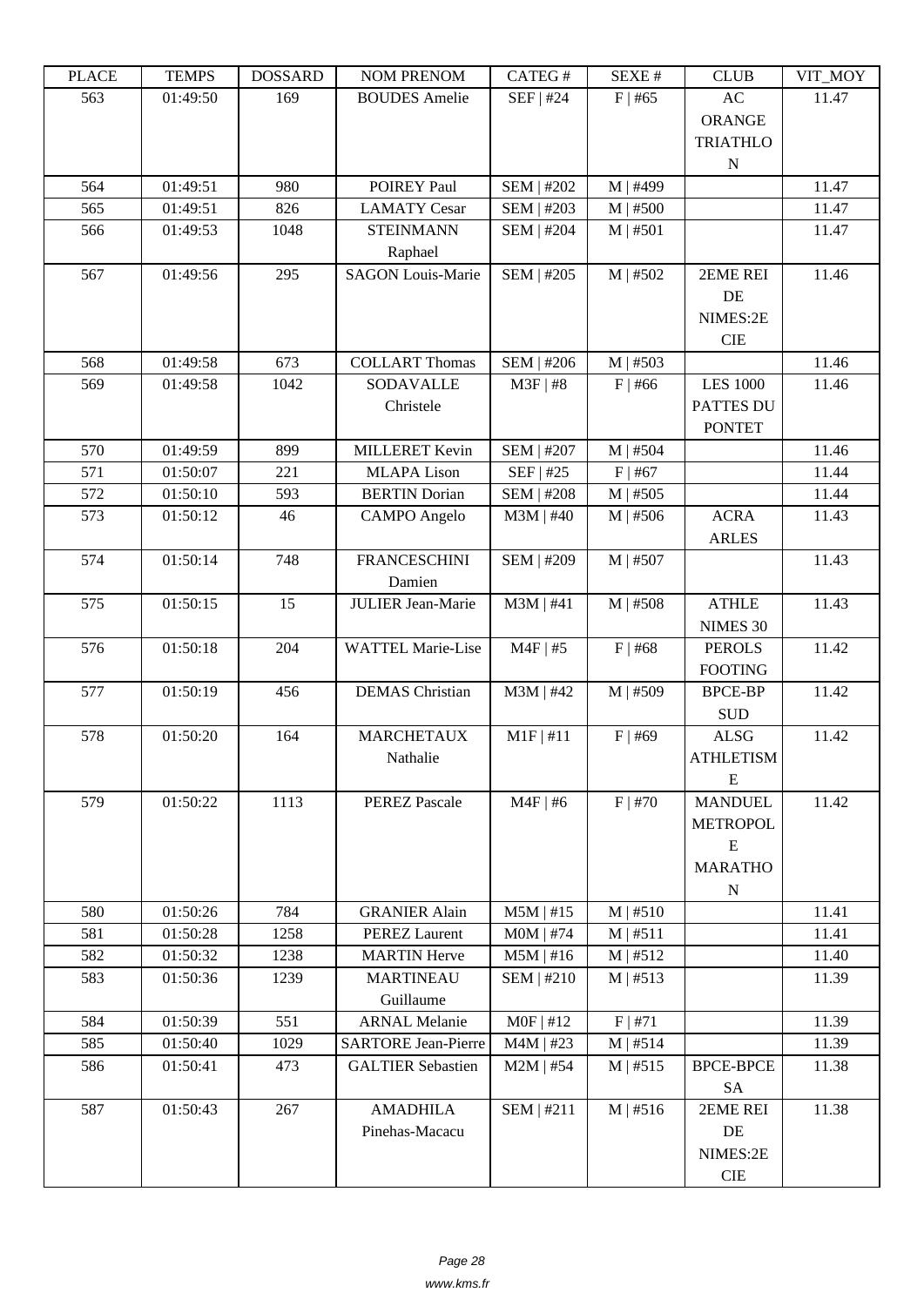| PLACE | TEMPS | DOSSARD | NOM PRENOM | CATEG # | SEXE # | CLUB | VIT_MOY |
|---|---|---|---|---|---|---|---|
| 563 | 01:49:50 | 169 | BOUDES Amelie | SEF \| #24 | F \| #65 | AC ORANGE TRIATHLON | 11.47 |
| 564 | 01:49:51 | 980 | POIREY Paul | SEM \| #202 | M \| #499 | | 11.47 |
| 565 | 01:49:51 | 826 | LAMATY Cesar | SEM \| #203 | M \| #500 | | 11.47 |
| 566 | 01:49:53 | 1048 | STEINMANN Raphael | SEM \| #204 | M \| #501 | | 11.47 |
| 567 | 01:49:56 | 295 | SAGON Louis-Marie | SEM \| #205 | M \| #502 | 2EME REI DE NIMES:2E CIE | 11.46 |
| 568 | 01:49:58 | 673 | COLLART Thomas | SEM \| #206 | M \| #503 | | 11.46 |
| 569 | 01:49:58 | 1042 | SODAVALLE Christele | M3F \| #8 | F \| #66 | LES 1000 PATTES DU PONTET | 11.46 |
| 570 | 01:49:59 | 899 | MILLERET Kevin | SEM \| #207 | M \| #504 | | 11.46 |
| 571 | 01:50:07 | 221 | MLAPA Lison | SEF \| #25 | F \| #67 | | 11.44 |
| 572 | 01:50:10 | 593 | BERTIN Dorian | SEM \| #208 | M \| #505 | | 11.44 |
| 573 | 01:50:12 | 46 | CAMPO Angelo | M3M \| #40 | M \| #506 | ACRA ARLES | 11.43 |
| 574 | 01:50:14 | 748 | FRANCESCHINI Damien | SEM \| #209 | M \| #507 | | 11.43 |
| 575 | 01:50:15 | 15 | JULIER Jean-Marie | M3M \| #41 | M \| #508 | ATHLE NIMES 30 | 11.43 |
| 576 | 01:50:18 | 204 | WATTEL Marie-Lise | M4F \| #5 | F \| #68 | PEROLS FOOTING | 11.42 |
| 577 | 01:50:19 | 456 | DEMAS Christian | M3M \| #42 | M \| #509 | BPCE-BP SUD | 11.42 |
| 578 | 01:50:20 | 164 | MARCHETAUX Nathalie | M1F \| #11 | F \| #69 | ALSG ATHLETISME | 11.42 |
| 579 | 01:50:22 | 1113 | PEREZ Pascale | M4F \| #6 | F \| #70 | MANDUEL METROPOLE MARATHON | 11.42 |
| 580 | 01:50:26 | 784 | GRANIER Alain | M5M \| #15 | M \| #510 | | 11.41 |
| 581 | 01:50:28 | 1258 | PEREZ Laurent | M0M \| #74 | M \| #511 | | 11.41 |
| 582 | 01:50:32 | 1238 | MARTIN Herve | M5M \| #16 | M \| #512 | | 11.40 |
| 583 | 01:50:36 | 1239 | MARTINEAU Guillaume | SEM \| #210 | M \| #513 | | 11.39 |
| 584 | 01:50:39 | 551 | ARNAL Melanie | M0F \| #12 | F \| #71 | | 11.39 |
| 585 | 01:50:40 | 1029 | SARTORE Jean-Pierre | M4M \| #23 | M \| #514 | | 11.39 |
| 586 | 01:50:41 | 473 | GALTIER Sebastien | M2M \| #54 | M \| #515 | BPCE-BPCE SA | 11.38 |
| 587 | 01:50:43 | 267 | AMADHILA Pinehas-Macacu | SEM \| #211 | M \| #516 | 2EME REI DE NIMES:2E CIE | 11.38 |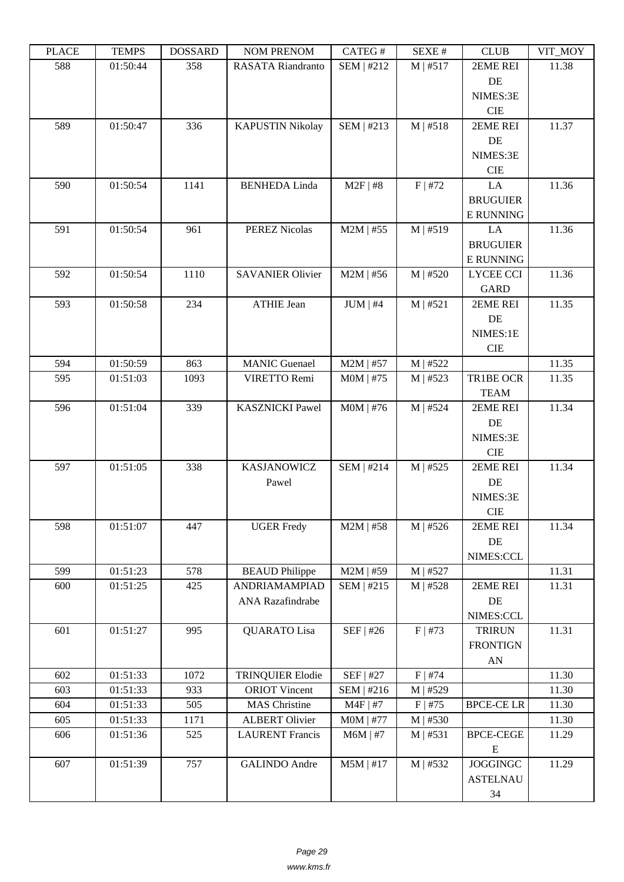| PLACE | TEMPS | DOSSARD | NOM PRENOM | CATEG # | SEXE # | CLUB | VIT_MOY |
|---|---|---|---|---|---|---|---|
| 588 | 01:50:44 | 358 | RASATA Riandranto | SEM \| #212 | M \| #517 | 2EME REI DE NIMES:3E CIE | 11.38 |
| 589 | 01:50:47 | 336 | KAPUSTIN Nikolay | SEM \| #213 | M \| #518 | 2EME REI DE NIMES:3E CIE | 11.37 |
| 590 | 01:50:54 | 1141 | BENHEDA Linda | M2F \| #8 | F \| #72 | LA BRUGUIER E RUNNING | 11.36 |
| 591 | 01:50:54 | 961 | PEREZ Nicolas | M2M \| #55 | M \| #519 | LA BRUGUIER E RUNNING | 11.36 |
| 592 | 01:50:54 | 1110 | SAVANIER Olivier | M2M \| #56 | M \| #520 | LYCEE CCI GARD | 11.36 |
| 593 | 01:50:58 | 234 | ATHIE Jean | JUM \| #4 | M \| #521 | 2EME REI DE NIMES:1E CIE | 11.35 |
| 594 | 01:50:59 | 863 | MANIC Guenael | M2M \| #57 | M \| #522 | | 11.35 |
| 595 | 01:51:03 | 1093 | VIRETTO Remi | M0M \| #75 | M \| #523 | TR1BE OCR TEAM | 11.35 |
| 596 | 01:51:04 | 339 | KASZNICKI Pawel | M0M \| #76 | M \| #524 | 2EME REI DE NIMES:3E CIE | 11.34 |
| 597 | 01:51:05 | 338 | KASJANOWICZ Pawel | SEM \| #214 | M \| #525 | 2EME REI DE NIMES:3E CIE | 11.34 |
| 598 | 01:51:07 | 447 | UGER Fredy | M2M \| #58 | M \| #526 | 2EME REI DE NIMES:CCL | 11.34 |
| 599 | 01:51:23 | 578 | BEAUD Philippe | M2M \| #59 | M \| #527 | | 11.31 |
| 600 | 01:51:25 | 425 | ANDRIAMAMPIAD ANA Razafindrabe | SEM \| #215 | M \| #528 | 2EME REI DE NIMES:CCL | 11.31 |
| 601 | 01:51:27 | 995 | QUARATO Lisa | SEF \| #26 | F \| #73 | TRIRUN FRONTIGN AN | 11.31 |
| 602 | 01:51:33 | 1072 | TRINQUIER Elodie | SEF \| #27 | F \| #74 | | 11.30 |
| 603 | 01:51:33 | 933 | ORIOT Vincent | SEM \| #216 | M \| #529 | | 11.30 |
| 604 | 01:51:33 | 505 | MAS Christine | M4F \| #7 | F \| #75 | BPCE-CE LR | 11.30 |
| 605 | 01:51:33 | 1171 | ALBERT Olivier | M0M \| #77 | M \| #530 | | 11.30 |
| 606 | 01:51:36 | 525 | LAURENT Francis | M6M \| #7 | M \| #531 | BPCE-CEGE E | 11.29 |
| 607 | 01:51:39 | 757 | GALINDO Andre | M5M \| #17 | M \| #532 | JOGGINGC ASTELNAU 34 | 11.29 |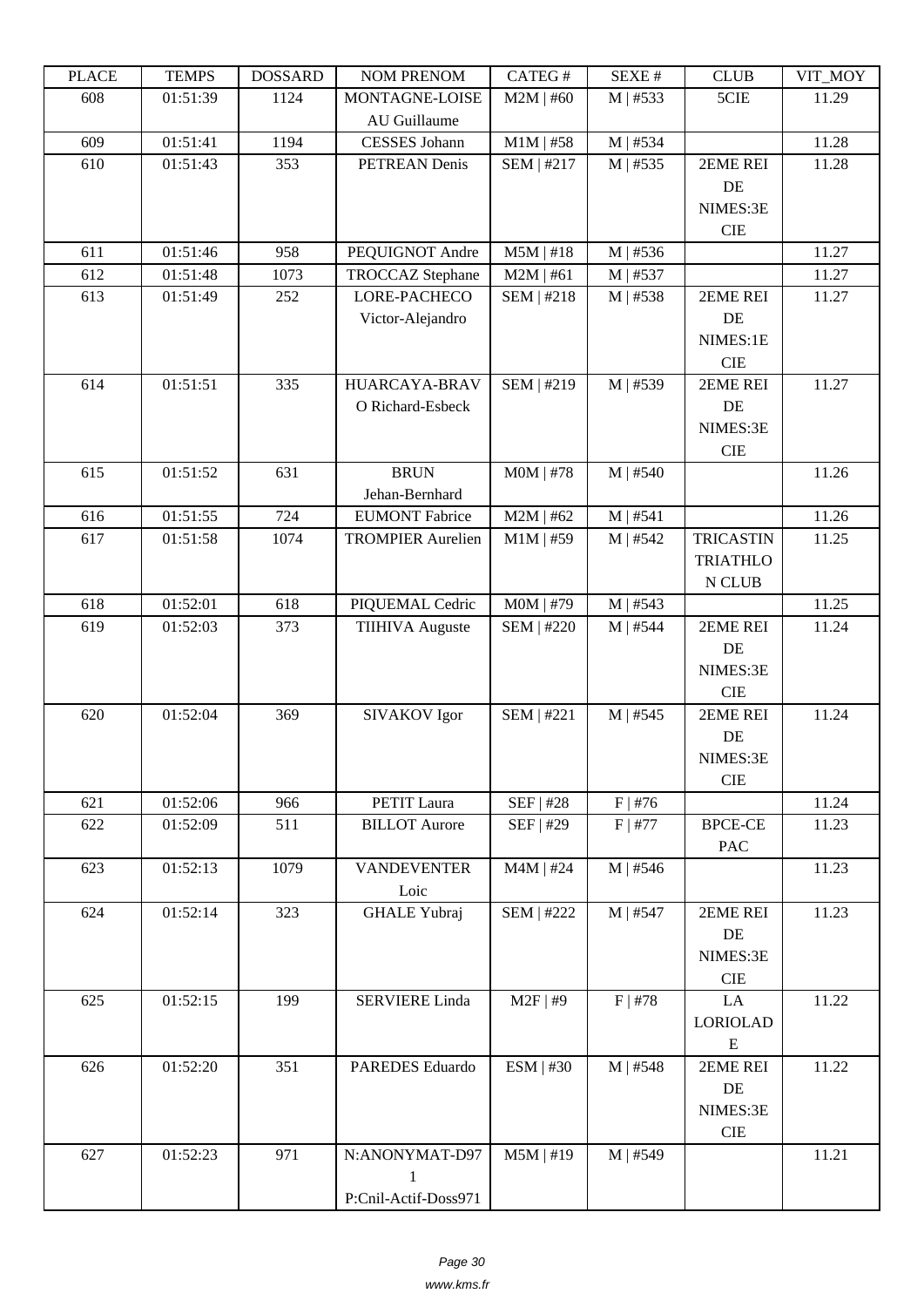| PLACE | TEMPS | DOSSARD | NOM PRENOM | CATEG # | SEXE # | CLUB | VIT_MOY |
|---|---|---|---|---|---|---|---|
| 608 | 01:51:39 | 1124 | MONTAGNE-LOISEAU Guillaume | M2M \| #60 | M \| #533 | 5CIE | 11.29 |
| 609 | 01:51:41 | 1194 | CESSES Johann | M1M \| #58 | M \| #534 | | 11.28 |
| 610 | 01:51:43 | 353 | PETREAN Denis | SEM \| #217 | M \| #535 | 2EME REI DE NIMES:3E CIE | 11.28 |
| 611 | 01:51:46 | 958 | PEQUIGNOT Andre | M5M \| #18 | M \| #536 | | 11.27 |
| 612 | 01:51:48 | 1073 | TROCCAZ Stephane | M2M \| #61 | M \| #537 | | 11.27 |
| 613 | 01:51:49 | 252 | LORE-PACHECO Victor-Alejandro | SEM \| #218 | M \| #538 | 2EME REI DE NIMES:1E CIE | 11.27 |
| 614 | 01:51:51 | 335 | HUARCAYA-BRAVO Richard-Esbeck | SEM \| #219 | M \| #539 | 2EME REI DE NIMES:3E CIE | 11.27 |
| 615 | 01:51:52 | 631 | BRUN Jehan-Bernhard | M0M \| #78 | M \| #540 | | 11.26 |
| 616 | 01:51:55 | 724 | EUMONT Fabrice | M2M \| #62 | M \| #541 | | 11.26 |
| 617 | 01:51:58 | 1074 | TROMPIER Aurelien | M1M \| #59 | M \| #542 | TRICASTIN TRIATHLON CLUB | 11.25 |
| 618 | 01:52:01 | 618 | PIQUEMAL Cedric | M0M \| #79 | M \| #543 | | 11.25 |
| 619 | 01:52:03 | 373 | TIIHIVA Auguste | SEM \| #220 | M \| #544 | 2EME REI DE NIMES:3E CIE | 11.24 |
| 620 | 01:52:04 | 369 | SIVAKOV Igor | SEM \| #221 | M \| #545 | 2EME REI DE NIMES:3E CIE | 11.24 |
| 621 | 01:52:06 | 966 | PETIT Laura | SEF \| #28 | F \| #76 | | 11.24 |
| 622 | 01:52:09 | 511 | BILLOT Aurore | SEF \| #29 | F \| #77 | BPCE-CE PAC | 11.23 |
| 623 | 01:52:13 | 1079 | VANDEVENTER Loic | M4M \| #24 | M \| #546 | | 11.23 |
| 624 | 01:52:14 | 323 | GHALE Yubraj | SEM \| #222 | M \| #547 | 2EME REI DE NIMES:3E CIE | 11.23 |
| 625 | 01:52:15 | 199 | SERVIERE Linda | M2F \| #9 | F \| #78 | LA LORIOLADE | 11.22 |
| 626 | 01:52:20 | 351 | PAREDES Eduardo | ESM \| #30 | M \| #548 | 2EME REI DE NIMES:3E CIE | 11.22 |
| 627 | 01:52:23 | 971 | N:ANONYMAT-D971 P:Cnil-Actif-Doss971 | M5M \| #19 | M \| #549 | | 11.21 |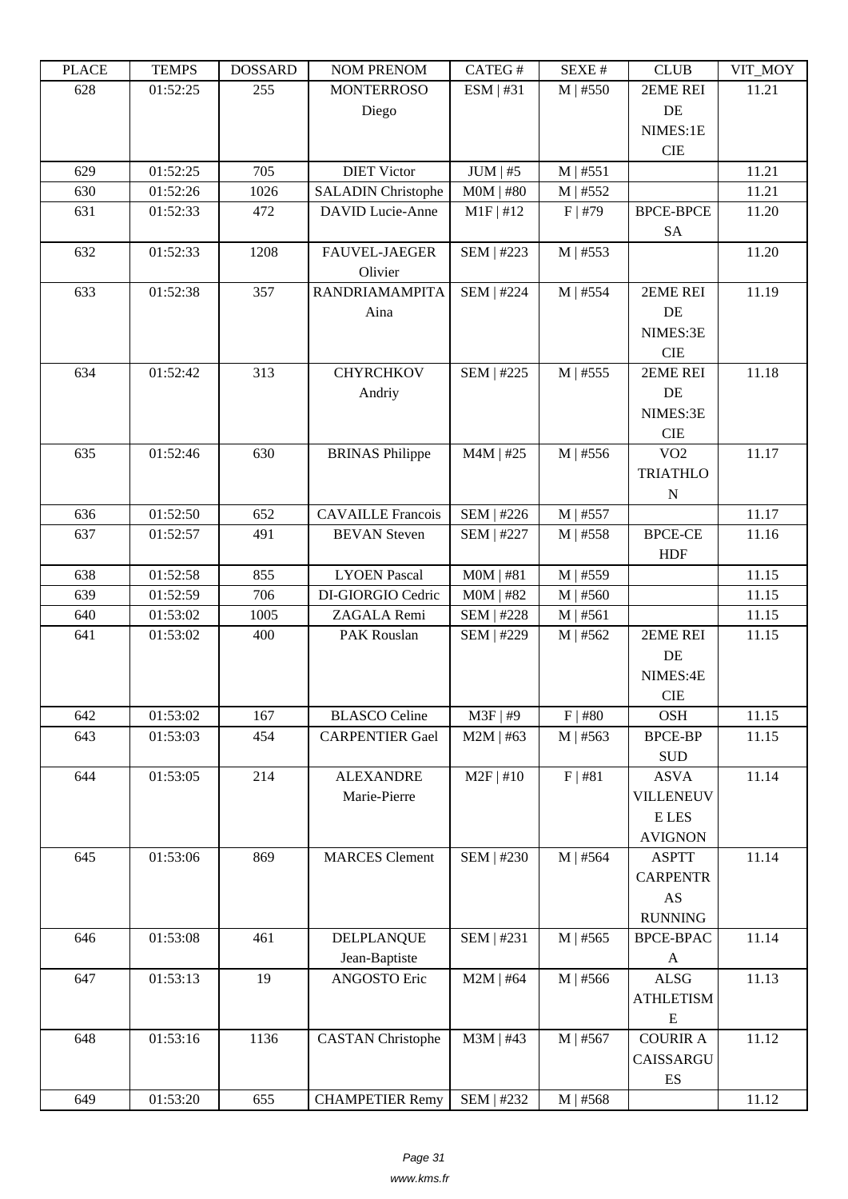| PLACE | TEMPS | DOSSARD | NOM PRENOM | CATEG # | SEXE # | CLUB | VIT_MOY |
|---|---|---|---|---|---|---|---|
| 628 | 01:52:25 | 255 | MONTERROSO Diego | ESM \| #31 | M \| #550 | 2EME REI DE NIMES:1E CIE | 11.21 |
| 629 | 01:52:25 | 705 | DIET Victor | JUM \| #5 | M \| #551 | | 11.21 |
| 630 | 01:52:26 | 1026 | SALADIN Christophe | M0M \| #80 | M \| #552 | | 11.21 |
| 631 | 01:52:33 | 472 | DAVID Lucie-Anne | M1F \| #12 | F \| #79 | BPCE-BPCE SA | 11.20 |
| 632 | 01:52:33 | 1208 | FAUVEL-JAEGER Olivier | SEM \| #223 | M \| #553 | | 11.20 |
| 633 | 01:52:38 | 357 | RANDRIAMAMPITA Aina | SEM \| #224 | M \| #554 | 2EME REI DE NIMES:3E CIE | 11.19 |
| 634 | 01:52:42 | 313 | CHYRCHKOV Andriy | SEM \| #225 | M \| #555 | 2EME REI DE NIMES:3E CIE | 11.18 |
| 635 | 01:52:46 | 630 | BRINAS Philippe | M4M \| #25 | M \| #556 | VO2 TRIATHLON | 11.17 |
| 636 | 01:52:50 | 652 | CAVAILLE Francois | SEM \| #226 | M \| #557 | | 11.17 |
| 637 | 01:52:57 | 491 | BEVAN Steven | SEM \| #227 | M \| #558 | BPCE-CE HDF | 11.16 |
| 638 | 01:52:58 | 855 | LYOEN Pascal | M0M \| #81 | M \| #559 | | 11.15 |
| 639 | 01:52:59 | 706 | DI-GIORGIO Cedric | M0M \| #82 | M \| #560 | | 11.15 |
| 640 | 01:53:02 | 1005 | ZAGALA Remi | SEM \| #228 | M \| #561 | | 11.15 |
| 641 | 01:53:02 | 400 | PAK Rouslan | SEM \| #229 | M \| #562 | 2EME REI DE NIMES:4E CIE | 11.15 |
| 642 | 01:53:02 | 167 | BLASCO Celine | M3F \| #9 | F \| #80 | OSH | 11.15 |
| 643 | 01:53:03 | 454 | CARPENTIER Gael | M2M \| #63 | M \| #563 | BPCE-BP SUD | 11.15 |
| 644 | 01:53:05 | 214 | ALEXANDRE Marie-Pierre | M2F \| #10 | F \| #81 | ASVA VILLENEUVE LES AVIGNON | 11.14 |
| 645 | 01:53:06 | 869 | MARCES Clement | SEM \| #230 | M \| #564 | ASPTT CARPENTRAS RUNNING | 11.14 |
| 646 | 01:53:08 | 461 | DELPLANQUE Jean-Baptiste | SEM \| #231 | M \| #565 | BPCE-BPACA | 11.14 |
| 647 | 01:53:13 | 19 | ANGOSTO Eric | M2M \| #64 | M \| #566 | ALSG ATHLETISME | 11.13 |
| 648 | 01:53:16 | 1136 | CASTAN Christophe | M3M \| #43 | M \| #567 | COURIR A CAISSARGUES | 11.12 |
| 649 | 01:53:20 | 655 | CHAMPETIER Remy | SEM \| #232 | M \| #568 | | 11.12 |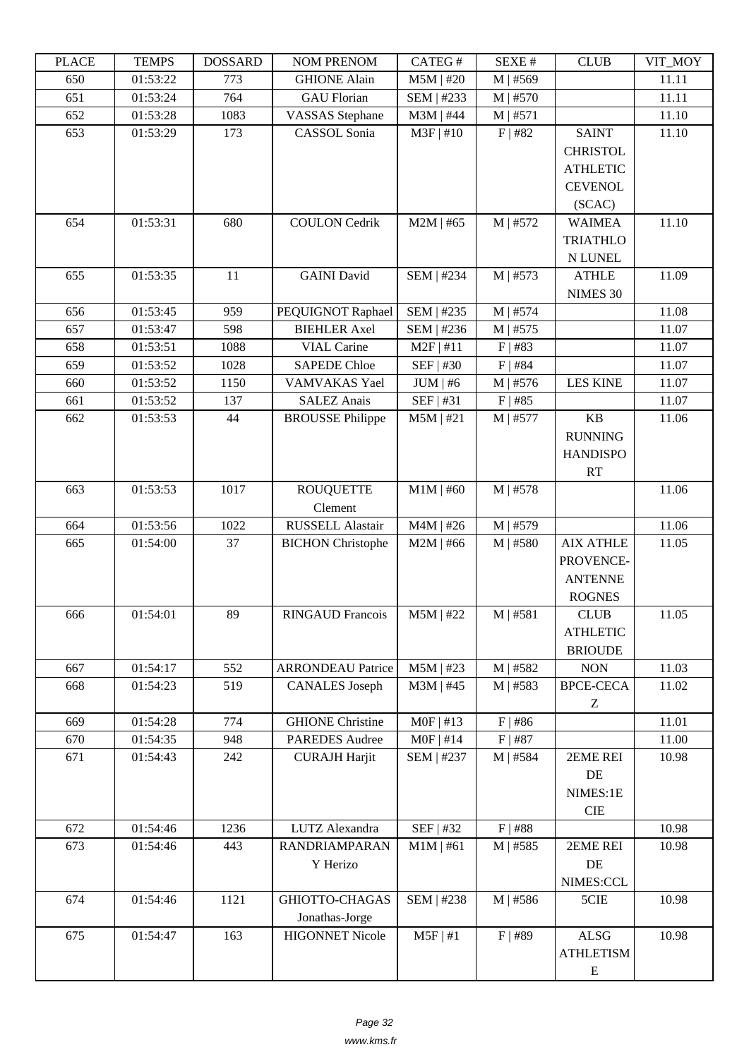| PLACE | TEMPS | DOSSARD | NOM PRENOM | CATEG # | SEXE # | CLUB | VIT_MOY |
|---|---|---|---|---|---|---|---|
| 650 | 01:53:22 | 773 | GHIONE Alain | M5M \| #20 | M \| #569 | | 11.11 |
| 651 | 01:53:24 | 764 | GAU Florian | SEM \| #233 | M \| #570 | | 11.11 |
| 652 | 01:53:28 | 1083 | VASSAS Stephane | M3M \| #44 | M \| #571 | | 11.10 |
| 653 | 01:53:29 | 173 | CASSOL Sonia | M3F \| #10 | F \| #82 | SAINT CHRISTOL ATHLETIC CEVENOL (SCAC) | 11.10 |
| 654 | 01:53:31 | 680 | COULON Cedrik | M2M \| #65 | M \| #572 | WAIMEA TRIATHLON LUNEL | 11.10 |
| 655 | 01:53:35 | 11 | GAINI David | SEM \| #234 | M \| #573 | ATHLE NIMES 30 | 11.09 |
| 656 | 01:53:45 | 959 | PEQUIGNOT Raphael | SEM \| #235 | M \| #574 | | 11.08 |
| 657 | 01:53:47 | 598 | BIEHLER Axel | SEM \| #236 | M \| #575 | | 11.07 |
| 658 | 01:53:51 | 1088 | VIAL Carine | M2F \| #11 | F \| #83 | | 11.07 |
| 659 | 01:53:52 | 1028 | SAPEDE Chloe | SEF \| #30 | F \| #84 | | 11.07 |
| 660 | 01:53:52 | 1150 | VAMVAKAS Yael | JUM \| #6 | M \| #576 | LES KINE | 11.07 |
| 661 | 01:53:52 | 137 | SALEZ Anais | SEF \| #31 | F \| #85 | | 11.07 |
| 662 | 01:53:53 | 44 | BROUSSE Philippe | M5M \| #21 | M \| #577 | KB RUNNING HANDISPORT | 11.06 |
| 663 | 01:53:53 | 1017 | ROUQUETTE Clement | M1M \| #60 | M \| #578 | | 11.06 |
| 664 | 01:53:56 | 1022 | RUSSELL Alastair | M4M \| #26 | M \| #579 | | 11.06 |
| 665 | 01:54:00 | 37 | BICHON Christophe | M2M \| #66 | M \| #580 | AIX ATHLE PROVENCE-ANTENNE ROGNES | 11.05 |
| 666 | 01:54:01 | 89 | RINGAUD Francois | M5M \| #22 | M \| #581 | CLUB ATHLETIC BRIOUDE | 11.05 |
| 667 | 01:54:17 | 552 | ARRONDEAU Patrice | M5M \| #23 | M \| #582 | NON | 11.03 |
| 668 | 01:54:23 | 519 | CANALES Joseph | M3M \| #45 | M \| #583 | BPCE-CECAZ | 11.02 |
| 669 | 01:54:28 | 774 | GHIONE Christine | M0F \| #13 | F \| #86 | | 11.01 |
| 670 | 01:54:35 | 948 | PAREDES Audree | M0F \| #14 | F \| #87 | | 11.00 |
| 671 | 01:54:43 | 242 | CURAJH Harjit | SEM \| #237 | M \| #584 | 2EME REI DE NIMES:1E CIE | 10.98 |
| 672 | 01:54:46 | 1236 | LUTZ Alexandra | SEF \| #32 | F \| #88 | | 10.98 |
| 673 | 01:54:46 | 443 | RANDRIAMPARANY Herizo | M1M \| #61 | M \| #585 | 2EME REI DE NIMES:CCL | 10.98 |
| 674 | 01:54:46 | 1121 | GHIOTTO-CHAGAS Jonathas-Jorge | SEM \| #238 | M \| #586 | 5CIE | 10.98 |
| 675 | 01:54:47 | 163 | HIGONNET Nicole | M5F \| #1 | F \| #89 | ALSG ATHLETISME | 10.98 |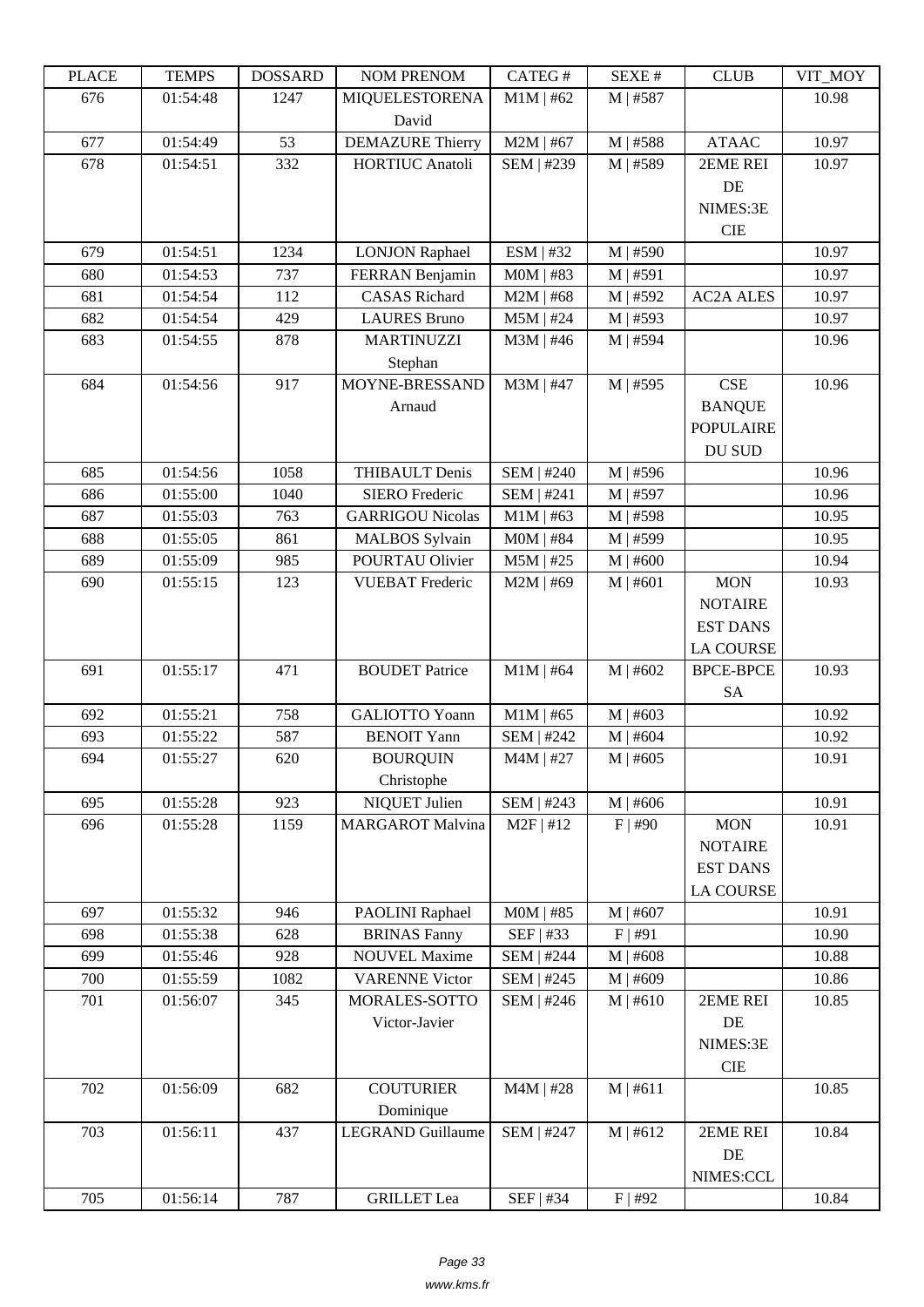| PLACE | TEMPS | DOSSARD | NOM PRENOM | CATEG # | SEXE # | CLUB | VIT_MOY |
|---|---|---|---|---|---|---|---|
| 676 | 01:54:48 | 1247 | MIQUELESTORENA David | M1M \| #62 | M \| #587 | | 10.98 |
| 677 | 01:54:49 | 53 | DEMAZURE Thierry | M2M \| #67 | M \| #588 | ATAAC | 10.97 |
| 678 | 01:54:51 | 332 | HORTIUC Anatoli | SEM \| #239 | M \| #589 | 2EME REI DE NIMES:3E CIE | 10.97 |
| 679 | 01:54:51 | 1234 | LONJON Raphael | ESM \| #32 | M \| #590 | | 10.97 |
| 680 | 01:54:53 | 737 | FERRAN Benjamin | M0M \| #83 | M \| #591 | | 10.97 |
| 681 | 01:54:54 | 112 | CASAS Richard | M2M \| #68 | M \| #592 | AC2A ALES | 10.97 |
| 682 | 01:54:54 | 429 | LAURES Bruno | M5M \| #24 | M \| #593 | | 10.97 |
| 683 | 01:54:55 | 878 | MARTINUZZI Stephan | M3M \| #46 | M \| #594 | | 10.96 |
| 684 | 01:54:56 | 917 | MOYNE-BRESSAND Arnaud | M3M \| #47 | M \| #595 | CSE BANQUE POPULAIRE DU SUD | 10.96 |
| 685 | 01:54:56 | 1058 | THIBAULT Denis | SEM \| #240 | M \| #596 | | 10.96 |
| 686 | 01:55:00 | 1040 | SIERO Frederic | SEM \| #241 | M \| #597 | | 10.96 |
| 687 | 01:55:03 | 763 | GARRIGOU Nicolas | M1M \| #63 | M \| #598 | | 10.95 |
| 688 | 01:55:05 | 861 | MALBOS Sylvain | M0M \| #84 | M \| #599 | | 10.95 |
| 689 | 01:55:09 | 985 | POURTAU Olivier | M5M \| #25 | M \| #600 | | 10.94 |
| 690 | 01:55:15 | 123 | VUEBAT Frederic | M2M \| #69 | M \| #601 | MON NOTAIRE EST DANS LA COURSE | 10.93 |
| 691 | 01:55:17 | 471 | BOUDET Patrice | M1M \| #64 | M \| #602 | BPCE-BPCE SA | 10.93 |
| 692 | 01:55:21 | 758 | GALIOTTO Yoann | M1M \| #65 | M \| #603 | | 10.92 |
| 693 | 01:55:22 | 587 | BENOIT Yann | SEM \| #242 | M \| #604 | | 10.92 |
| 694 | 01:55:27 | 620 | BOURQUIN Christophe | M4M \| #27 | M \| #605 | | 10.91 |
| 695 | 01:55:28 | 923 | NIQUET Julien | SEM \| #243 | M \| #606 | | 10.91 |
| 696 | 01:55:28 | 1159 | MARGAROT Malvina | M2F \| #12 | F \| #90 | MON NOTAIRE EST DANS LA COURSE | 10.91 |
| 697 | 01:55:32 | 946 | PAOLINI Raphael | M0M \| #85 | M \| #607 | | 10.91 |
| 698 | 01:55:38 | 628 | BRINAS Fanny | SEF \| #33 | F \| #91 | | 10.90 |
| 699 | 01:55:46 | 928 | NOUVEL Maxime | SEM \| #244 | M \| #608 | | 10.88 |
| 700 | 01:55:59 | 1082 | VARENNE Victor | SEM \| #245 | M \| #609 | | 10.86 |
| 701 | 01:56:07 | 345 | MORALES-SOTTO Victor-Javier | SEM \| #246 | M \| #610 | 2EME REI DE NIMES:3E CIE | 10.85 |
| 702 | 01:56:09 | 682 | COUTURIER Dominique | M4M \| #28 | M \| #611 | | 10.85 |
| 703 | 01:56:11 | 437 | LEGRAND Guillaume | SEM \| #247 | M \| #612 | 2EME REI DE NIMES:CCL | 10.84 |
| 705 | 01:56:14 | 787 | GRILLET Lea | SEF \| #34 | F \| #92 | | 10.84 |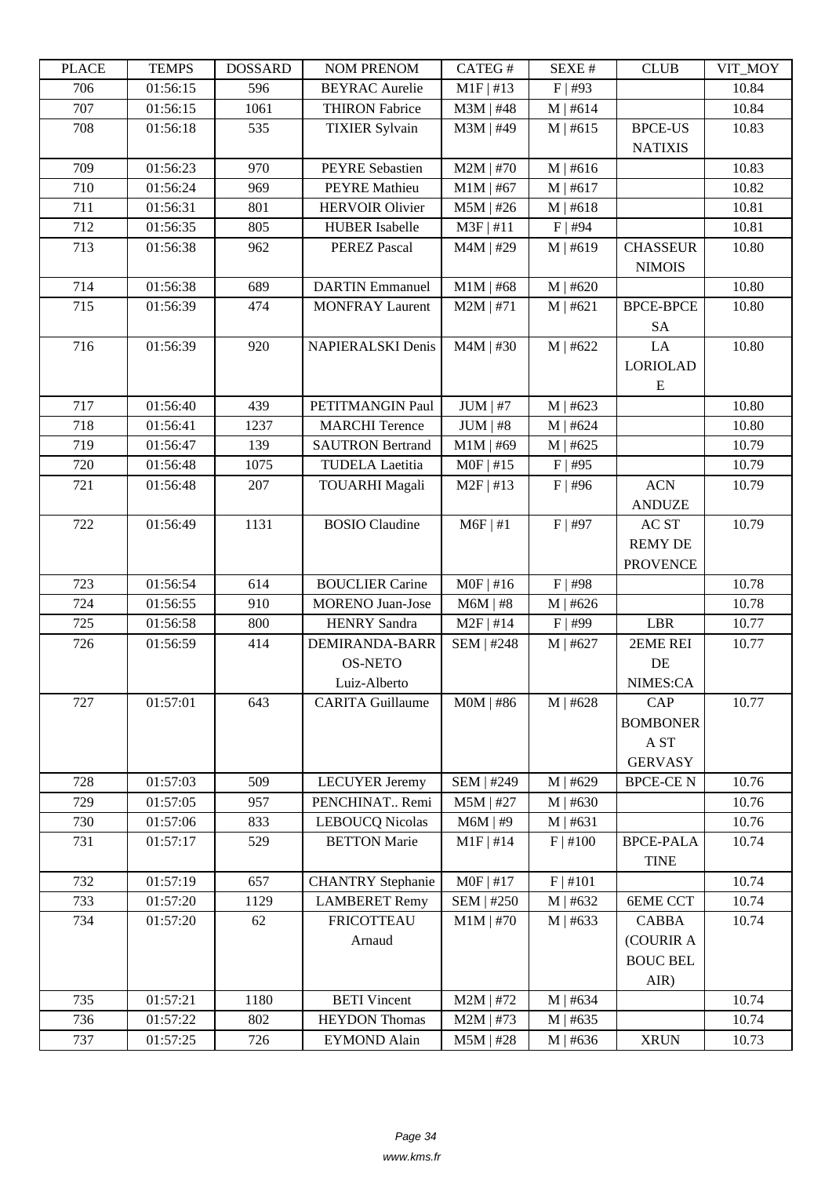| PLACE | TEMPS | DOSSARD | NOM PRENOM | CATEG # | SEXE # | CLUB | VIT_MOY |
|---|---|---|---|---|---|---|---|
| 706 | 01:56:15 | 596 | BEYRAC Aurelie | M1F \| #13 | F \| #93 | | 10.84 |
| 707 | 01:56:15 | 1061 | THIRON Fabrice | M3M \| #48 | M \| #614 | | 10.84 |
| 708 | 01:56:18 | 535 | TIXIER Sylvain | M3M \| #49 | M \| #615 | BPCE-US NATIXIS | 10.83 |
| 709 | 01:56:23 | 970 | PEYRE Sebastien | M2M \| #70 | M \| #616 | | 10.83 |
| 710 | 01:56:24 | 969 | PEYRE Mathieu | M1M \| #67 | M \| #617 | | 10.82 |
| 711 | 01:56:31 | 801 | HERVOIR Olivier | M5M \| #26 | M \| #618 | | 10.81 |
| 712 | 01:56:35 | 805 | HUBER Isabelle | M3F \| #11 | F \| #94 | | 10.81 |
| 713 | 01:56:38 | 962 | PEREZ Pascal | M4M \| #29 | M \| #619 | CHASSEUR NIMOIS | 10.80 |
| 714 | 01:56:38 | 689 | DARTIN Emmanuel | M1M \| #68 | M \| #620 | | 10.80 |
| 715 | 01:56:39 | 474 | MONFRAY Laurent | M2M \| #71 | M \| #621 | BPCE-BPCE SA | 10.80 |
| 716 | 01:56:39 | 920 | NAPIERALSKI Denis | M4M \| #30 | M \| #622 | LA LORIOLADE | 10.80 |
| 717 | 01:56:40 | 439 | PETITMANGIN Paul | JUM \| #7 | M \| #623 | | 10.80 |
| 718 | 01:56:41 | 1237 | MARCHI Terence | JUM \| #8 | M \| #624 | | 10.80 |
| 719 | 01:56:47 | 139 | SAUTRON Bertrand | M1M \| #69 | M \| #625 | | 10.79 |
| 720 | 01:56:48 | 1075 | TUDELA Laetitia | M0F \| #15 | F \| #95 | | 10.79 |
| 721 | 01:56:48 | 207 | TOUARHI Magali | M2F \| #13 | F \| #96 | ACN ANDUZE | 10.79 |
| 722 | 01:56:49 | 1131 | BOSIO Claudine | M6F \| #1 | F \| #97 | AC ST REMY DE PROVENCE | 10.79 |
| 723 | 01:56:54 | 614 | BOUCLIER Carine | M0F \| #16 | F \| #98 | | 10.78 |
| 724 | 01:56:55 | 910 | MORENO Juan-Jose | M6M \| #8 | M \| #626 | | 10.78 |
| 725 | 01:56:58 | 800 | HENRY Sandra | M2F \| #14 | F \| #99 | LBR | 10.77 |
| 726 | 01:56:59 | 414 | DEMIRANDA-BARROS-NETO Luiz-Alberto | SEM \| #248 | M \| #627 | 2EME REI DE NIMES:CA | 10.77 |
| 727 | 01:57:01 | 643 | CARITA Guillaume | M0M \| #86 | M \| #628 | CAP BOMBONERA ST GERVASY | 10.77 |
| 728 | 01:57:03 | 509 | LECUYER Jeremy | SEM \| #249 | M \| #629 | BPCE-CE N | 10.76 |
| 729 | 01:57:05 | 957 | PENCHINAT.. Remi | M5M \| #27 | M \| #630 | | 10.76 |
| 730 | 01:57:06 | 833 | LEBOUCQ Nicolas | M6M \| #9 | M \| #631 | | 10.76 |
| 731 | 01:57:17 | 529 | BETTON Marie | M1F \| #14 | F \| #100 | BPCE-PALATINE | 10.74 |
| 732 | 01:57:19 | 657 | CHANTRY Stephanie | M0F \| #17 | F \| #101 | | 10.74 |
| 733 | 01:57:20 | 1129 | LAMBERET Remy | SEM \| #250 | M \| #632 | 6EME CCT | 10.74 |
| 734 | 01:57:20 | 62 | FRICOTTEAU Arnaud | M1M \| #70 | M \| #633 | CABBA (COURIR A BOUC BEL AIR) | 10.74 |
| 735 | 01:57:21 | 1180 | BETI Vincent | M2M \| #72 | M \| #634 | | 10.74 |
| 736 | 01:57:22 | 802 | HEYDON Thomas | M2M \| #73 | M \| #635 | | 10.74 |
| 737 | 01:57:25 | 726 | EYMOND Alain | M5M \| #28 | M \| #636 | XRUN | 10.73 |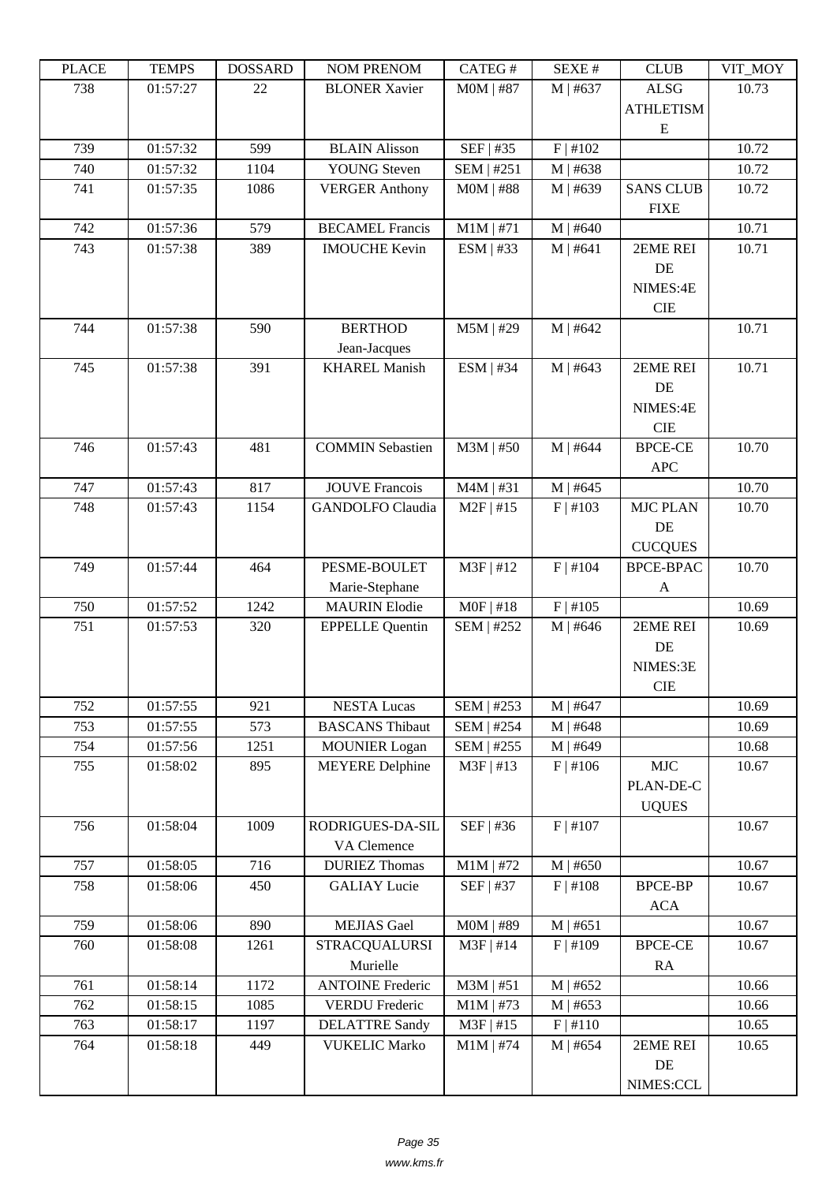| PLACE | TEMPS | DOSSARD | NOM PRENOM | CATEG # | SEXE # | CLUB | VIT_MOY |
| --- | --- | --- | --- | --- | --- | --- | --- |
| 738 | 01:57:27 | 22 | BLONER Xavier | M0M \| #87 | M \| #637 | ALSG ATHLETISME | 10.73 |
| 739 | 01:57:32 | 599 | BLAIN Alisson | SEF \| #35 | F \| #102 | | 10.72 |
| 740 | 01:57:32 | 1104 | YOUNG Steven | SEM \| #251 | M \| #638 | | 10.72 |
| 741 | 01:57:35 | 1086 | VERGER Anthony | M0M \| #88 | M \| #639 | SANS CLUB FIXE | 10.72 |
| 742 | 01:57:36 | 579 | BECAMEL Francis | M1M \| #71 | M \| #640 | | 10.71 |
| 743 | 01:57:38 | 389 | IMOUCHE Kevin | ESM \| #33 | M \| #641 | 2EME REI DE NIMES:4E CIE | 10.71 |
| 744 | 01:57:38 | 590 | BERTHOD Jean-Jacques | M5M \| #29 | M \| #642 | | 10.71 |
| 745 | 01:57:38 | 391 | KHAREL Manish | ESM \| #34 | M \| #643 | 2EME REI DE NIMES:4E CIE | 10.71 |
| 746 | 01:57:43 | 481 | COMMIN Sebastien | M3M \| #50 | M \| #644 | BPCE-CE APC | 10.70 |
| 747 | 01:57:43 | 817 | JOUVE Francois | M4M \| #31 | M \| #645 | | 10.70 |
| 748 | 01:57:43 | 1154 | GANDOLFO Claudia | M2F \| #15 | F \| #103 | MJC PLAN DE CUCQUES | 10.70 |
| 749 | 01:57:44 | 464 | PESME-BOULET Marie-Stephane | M3F \| #12 | F \| #104 | BPCE-BPACA | 10.70 |
| 750 | 01:57:52 | 1242 | MAURIN Elodie | M0F \| #18 | F \| #105 | | 10.69 |
| 751 | 01:57:53 | 320 | EPPELLE Quentin | SEM \| #252 | M \| #646 | 2EME REI DE NIMES:3E CIE | 10.69 |
| 752 | 01:57:55 | 921 | NESTA Lucas | SEM \| #253 | M \| #647 | | 10.69 |
| 753 | 01:57:55 | 573 | BASCANS Thibaut | SEM \| #254 | M \| #648 | | 10.69 |
| 754 | 01:57:56 | 1251 | MOUNIER Logan | SEM \| #255 | M \| #649 | | 10.68 |
| 755 | 01:58:02 | 895 | MEYERE Delphine | M3F \| #13 | F \| #106 | MJC PLAN-DE-CUQUES | 10.67 |
| 756 | 01:58:04 | 1009 | RODRIGUES-DA-SILVA Clemence | SEF \| #36 | F \| #107 | | 10.67 |
| 757 | 01:58:05 | 716 | DURIEZ Thomas | M1M \| #72 | M \| #650 | | 10.67 |
| 758 | 01:58:06 | 450 | GALIAY Lucie | SEF \| #37 | F \| #108 | BPCE-BPACA | 10.67 |
| 759 | 01:58:06 | 890 | MEJIAS Gael | M0M \| #89 | M \| #651 | | 10.67 |
| 760 | 01:58:08 | 1261 | STRACQUALURSI Murielle | M3F \| #14 | F \| #109 | BPCE-CERA | 10.67 |
| 761 | 01:58:14 | 1172 | ANTOINE Frederic | M3M \| #51 | M \| #652 | | 10.66 |
| 762 | 01:58:15 | 1085 | VERDU Frederic | M1M \| #73 | M \| #653 | | 10.66 |
| 763 | 01:58:17 | 1197 | DELATTRE Sandy | M3F \| #15 | F \| #110 | | 10.65 |
| 764 | 01:58:18 | 449 | VUKELIC Marko | M1M \| #74 | M \| #654 | 2EME REI DE NIMES:CCL | 10.65 |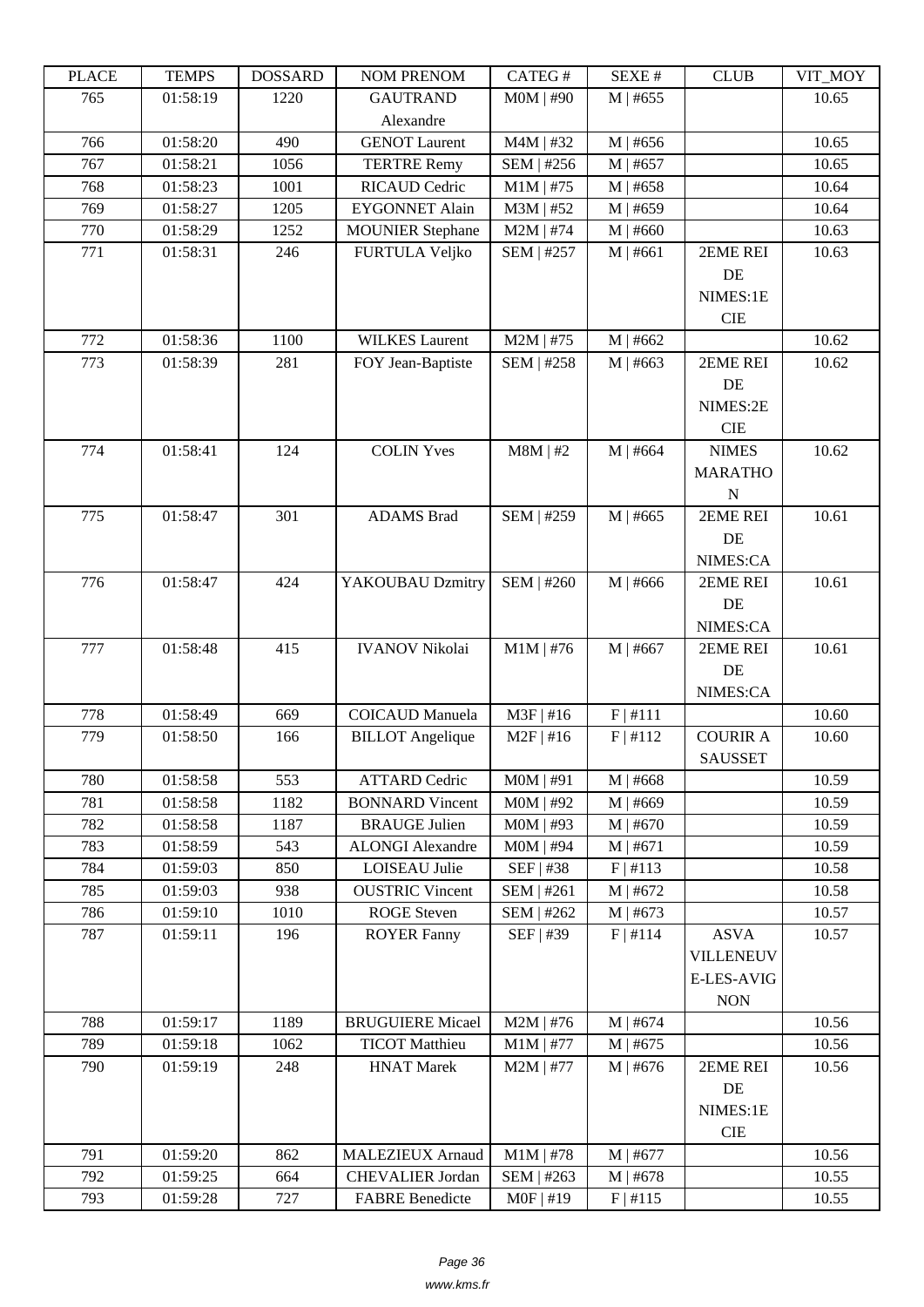| PLACE | TEMPS | DOSSARD | NOM PRENOM | CATEG # | SEXE # | CLUB | VIT_MOY |
| --- | --- | --- | --- | --- | --- | --- | --- |
| 765 | 01:58:19 | 1220 | GAUTRAND Alexandre | M0M \| #90 | M \| #655 | | 10.65 |
| 766 | 01:58:20 | 490 | GENOT Laurent | M4M \| #32 | M \| #656 | | 10.65 |
| 767 | 01:58:21 | 1056 | TERTRE Remy | SEM \| #256 | M \| #657 | | 10.65 |
| 768 | 01:58:23 | 1001 | RICAUD Cedric | M1M \| #75 | M \| #658 | | 10.64 |
| 769 | 01:58:27 | 1205 | EYGONNET Alain | M3M \| #52 | M \| #659 | | 10.64 |
| 770 | 01:58:29 | 1252 | MOUNIER Stephane | M2M \| #74 | M \| #660 | | 10.63 |
| 771 | 01:58:31 | 246 | FURTULA Veljko | SEM \| #257 | M \| #661 | 2EME REI DE NIMES:1E CIE | 10.63 |
| 772 | 01:58:36 | 1100 | WILKES Laurent | M2M \| #75 | M \| #662 | | 10.62 |
| 773 | 01:58:39 | 281 | FOY Jean-Baptiste | SEM \| #258 | M \| #663 | 2EME REI DE NIMES:2E CIE | 10.62 |
| 774 | 01:58:41 | 124 | COLIN Yves | M8M \| #2 | M \| #664 | NIMES MARATHON | 10.62 |
| 775 | 01:58:47 | 301 | ADAMS Brad | SEM \| #259 | M \| #665 | 2EME REI DE NIMES:CA | 10.61 |
| 776 | 01:58:47 | 424 | YAKOUBAU Dzmitry | SEM \| #260 | M \| #666 | 2EME REI DE NIMES:CA | 10.61 |
| 777 | 01:58:48 | 415 | IVANOV Nikolai | M1M \| #76 | M \| #667 | 2EME REI DE NIMES:CA | 10.61 |
| 778 | 01:58:49 | 669 | COICAUD Manuela | M3F \| #16 | F \| #111 | | 10.60 |
| 779 | 01:58:50 | 166 | BILLOT Angelique | M2F \| #16 | F \| #112 | COURIR A SAUSSET | 10.60 |
| 780 | 01:58:58 | 553 | ATTARD Cedric | M0M \| #91 | M \| #668 | | 10.59 |
| 781 | 01:58:58 | 1182 | BONNARD Vincent | M0M \| #92 | M \| #669 | | 10.59 |
| 782 | 01:58:58 | 1187 | BRAUGE Julien | M0M \| #93 | M \| #670 | | 10.59 |
| 783 | 01:58:59 | 543 | ALONGI Alexandre | M0M \| #94 | M \| #671 | | 10.59 |
| 784 | 01:59:03 | 850 | LOISEAU Julie | SEF \| #38 | F \| #113 | | 10.58 |
| 785 | 01:59:03 | 938 | OUSTRIC Vincent | SEM \| #261 | M \| #672 | | 10.58 |
| 786 | 01:59:10 | 1010 | ROGE Steven | SEM \| #262 | M \| #673 | | 10.57 |
| 787 | 01:59:11 | 196 | ROYER Fanny | SEF \| #39 | F \| #114 | ASVA VILLENEUVE-LES-AVIGNON | 10.57 |
| 788 | 01:59:17 | 1189 | BRUGUIERE Micael | M2M \| #76 | M \| #674 | | 10.56 |
| 789 | 01:59:18 | 1062 | TICOT Matthieu | M1M \| #77 | M \| #675 | | 10.56 |
| 790 | 01:59:19 | 248 | HNAT Marek | M2M \| #77 | M \| #676 | 2EME REI DE NIMES:1E CIE | 10.56 |
| 791 | 01:59:20 | 862 | MALEZIEUX Arnaud | M1M \| #78 | M \| #677 | | 10.56 |
| 792 | 01:59:25 | 664 | CHEVALIER Jordan | SEM \| #263 | M \| #678 | | 10.55 |
| 793 | 01:59:28 | 727 | FABRE Benedicte | M0F \| #19 | F \| #115 | | 10.55 |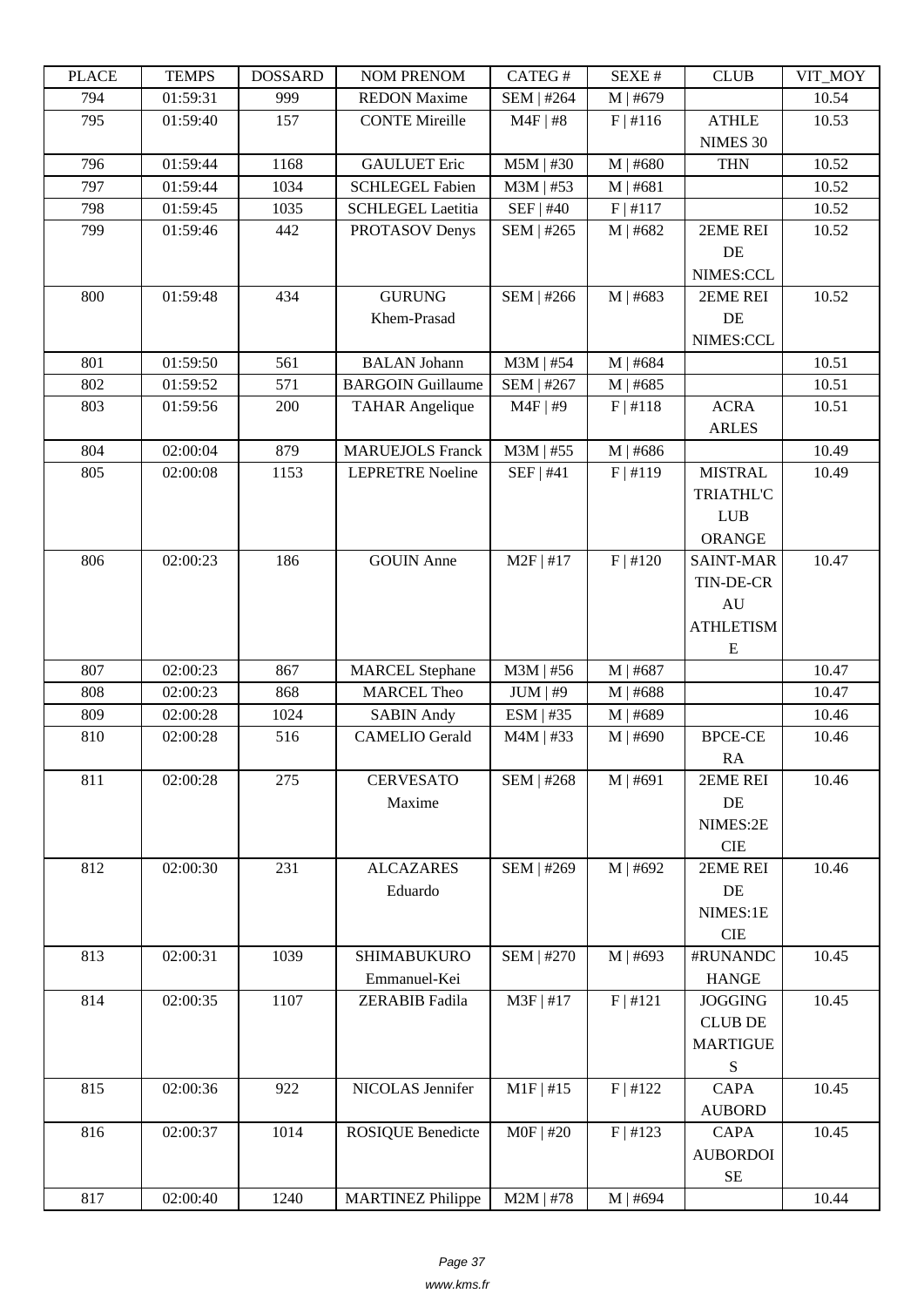| PLACE | TEMPS | DOSSARD | NOM PRENOM | CATEG # | SEXE # | CLUB | VIT_MOY |
| --- | --- | --- | --- | --- | --- | --- | --- |
| 794 | 01:59:31 | 999 | REDON Maxime | SEM \| #264 | M \| #679 | | 10.54 |
| 795 | 01:59:40 | 157 | CONTE Mireille | M4F \| #8 | F \| #116 | ATHLE NIMES 30 | 10.53 |
| 796 | 01:59:44 | 1168 | GAULUET Eric | M5M \| #30 | M \| #680 | THN | 10.52 |
| 797 | 01:59:44 | 1034 | SCHLEGEL Fabien | M3M \| #53 | M \| #681 | | 10.52 |
| 798 | 01:59:45 | 1035 | SCHLEGEL Laetitia | SEF \| #40 | F \| #117 | | 10.52 |
| 799 | 01:59:46 | 442 | PROTASOV Denys | SEM \| #265 | M \| #682 | 2EME REI DE NIMES:CCL | 10.52 |
| 800 | 01:59:48 | 434 | GURUNG Khem-Prasad | SEM \| #266 | M \| #683 | 2EME REI DE NIMES:CCL | 10.52 |
| 801 | 01:59:50 | 561 | BALAN Johann | M3M \| #54 | M \| #684 | | 10.51 |
| 802 | 01:59:52 | 571 | BARGOIN Guillaume | SEM \| #267 | M \| #685 | | 10.51 |
| 803 | 01:59:56 | 200 | TAHAR Angelique | M4F \| #9 | F \| #118 | ACRA ARLES | 10.51 |
| 804 | 02:00:04 | 879 | MARUEJOLS Franck | M3M \| #55 | M \| #686 | | 10.49 |
| 805 | 02:00:08 | 1153 | LEPRETRE Noeline | SEF \| #41 | F \| #119 | MISTRAL TRIATHL'CLUB ORANGE | 10.49 |
| 806 | 02:00:23 | 186 | GOUIN Anne | M2F \| #17 | F \| #120 | SAINT-MARTIN-DE-CRAU ATHLETISME | 10.47 |
| 807 | 02:00:23 | 867 | MARCEL Stephane | M3M \| #56 | M \| #687 | | 10.47 |
| 808 | 02:00:23 | 868 | MARCEL Theo | JUM \| #9 | M \| #688 | | 10.47 |
| 809 | 02:00:28 | 1024 | SABIN Andy | ESM \| #35 | M \| #689 | | 10.46 |
| 810 | 02:00:28 | 516 | CAMELIO Gerald | M4M \| #33 | M \| #690 | BPCE-CERA | 10.46 |
| 811 | 02:00:28 | 275 | CERVESATO Maxime | SEM \| #268 | M \| #691 | 2EME REI DE NIMES:2E CIE | 10.46 |
| 812 | 02:00:30 | 231 | ALCAZARES Eduardo | SEM \| #269 | M \| #692 | 2EME REI DE NIMES:1E CIE | 10.46 |
| 813 | 02:00:31 | 1039 | SHIMABUKURO Emmanuel-Kei | SEM \| #270 | M \| #693 | #RUNANDCHANGE | 10.45 |
| 814 | 02:00:35 | 1107 | ZERABIB Fadila | M3F \| #17 | F \| #121 | JOGGING CLUB DE MARTIGUES | 10.45 |
| 815 | 02:00:36 | 922 | NICOLAS Jennifer | M1F \| #15 | F \| #122 | CAPA AUBORD | 10.45 |
| 816 | 02:00:37 | 1014 | ROSIQUE Benedicte | M0F \| #20 | F \| #123 | CAPA AUBORDOISE | 10.45 |
| 817 | 02:00:40 | 1240 | MARTINEZ Philippe | M2M \| #78 | M \| #694 | | 10.44 |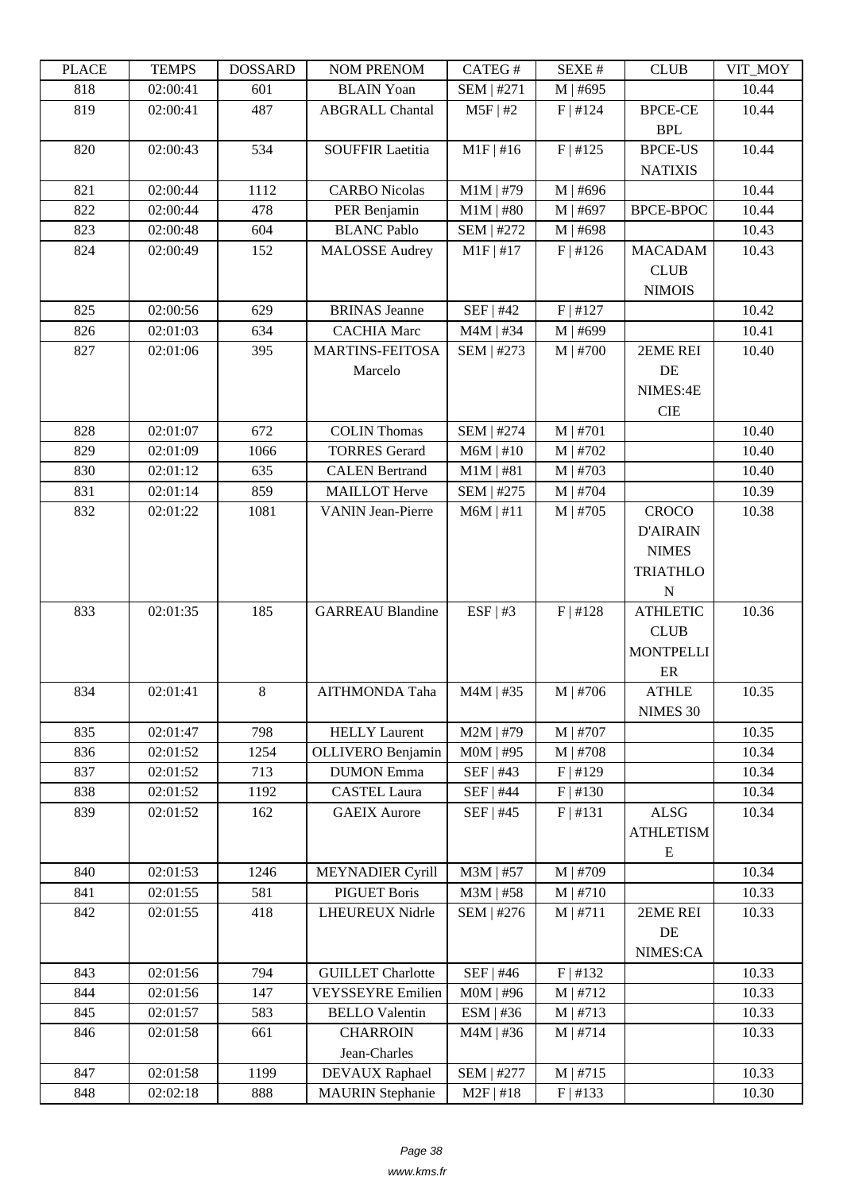| PLACE | TEMPS | DOSSARD | NOM PRENOM | CATEG # | SEXE # | CLUB | VIT_MOY |
| --- | --- | --- | --- | --- | --- | --- | --- |
| 818 | 02:00:41 | 601 | BLAIN Yoan | SEM \| #271 | M \| #695 | | 10.44 |
| 819 | 02:00:41 | 487 | ABGRALL Chantal | M5F \| #2 | F \| #124 | BPCE-CE BPL | 10.44 |
| 820 | 02:00:43 | 534 | SOUFFIR Laetitia | M1F \| #16 | F \| #125 | BPCE-US NATIXIS | 10.44 |
| 821 | 02:00:44 | 1112 | CARBO Nicolas | M1M \| #79 | M \| #696 | | 10.44 |
| 822 | 02:00:44 | 478 | PER Benjamin | M1M \| #80 | M \| #697 | BPCE-BPOC | 10.44 |
| 823 | 02:00:48 | 604 | BLANC Pablo | SEM \| #272 | M \| #698 | | 10.43 |
| 824 | 02:00:49 | 152 | MALOSSE Audrey | M1F \| #17 | F \| #126 | MACADAM CLUB NIMOIS | 10.43 |
| 825 | 02:00:56 | 629 | BRINAS Jeanne | SEF \| #42 | F \| #127 | | 10.42 |
| 826 | 02:01:03 | 634 | CACHIA Marc | M4M \| #34 | M \| #699 | | 10.41 |
| 827 | 02:01:06 | 395 | MARTINS-FEITOSA Marcelo | SEM \| #273 | M \| #700 | 2EME REI DE NIMES:4E CIE | 10.40 |
| 828 | 02:01:07 | 672 | COLIN Thomas | SEM \| #274 | M \| #701 | | 10.40 |
| 829 | 02:01:09 | 1066 | TORRES Gerard | M6M \| #10 | M \| #702 | | 10.40 |
| 830 | 02:01:12 | 635 | CALEN Bertrand | M1M \| #81 | M \| #703 | | 10.40 |
| 831 | 02:01:14 | 859 | MAILLOT Herve | SEM \| #275 | M \| #704 | | 10.39 |
| 832 | 02:01:22 | 1081 | VANIN Jean-Pierre | M6M \| #11 | M \| #705 | CROCO D'AIRAIN NIMES TRIATHLON | 10.38 |
| 833 | 02:01:35 | 185 | GARREAU Blandine | ESF \| #3 | F \| #128 | ATHLETIC CLUB MONTPELLIER | 10.36 |
| 834 | 02:01:41 | 8 | AITHMONDA Taha | M4M \| #35 | M \| #706 | ATHLE NIMES 30 | 10.35 |
| 835 | 02:01:47 | 798 | HELLY Laurent | M2M \| #79 | M \| #707 | | 10.35 |
| 836 | 02:01:52 | 1254 | OLLIVERO Benjamin | M0M \| #95 | M \| #708 | | 10.34 |
| 837 | 02:01:52 | 713 | DUMON Emma | SEF \| #43 | F \| #129 | | 10.34 |
| 838 | 02:01:52 | 1192 | CASTEL Laura | SEF \| #44 | F \| #130 | | 10.34 |
| 839 | 02:01:52 | 162 | GAEIX Aurore | SEF \| #45 | F \| #131 | ALSG ATHLETISME | 10.34 |
| 840 | 02:01:53 | 1246 | MEYNADIER Cyrill | M3M \| #57 | M \| #709 | | 10.34 |
| 841 | 02:01:55 | 581 | PIGUET Boris | M3M \| #58 | M \| #710 | | 10.33 |
| 842 | 02:01:55 | 418 | LHEUREUX Nidrle | SEM \| #276 | M \| #711 | 2EME REI DE NIMES:CA | 10.33 |
| 843 | 02:01:56 | 794 | GUILLET Charlotte | SEF \| #46 | F \| #132 | | 10.33 |
| 844 | 02:01:56 | 147 | VEYSSEYRE Emilien | M0M \| #96 | M \| #712 | | 10.33 |
| 845 | 02:01:57 | 583 | BELLO Valentin | ESM \| #36 | M \| #713 | | 10.33 |
| 846 | 02:01:58 | 661 | CHARROIN Jean-Charles | M4M \| #36 | M \| #714 | | 10.33 |
| 847 | 02:01:58 | 1199 | DEVAUX Raphael | SEM \| #277 | M \| #715 | | 10.33 |
| 848 | 02:02:18 | 888 | MAURIN Stephanie | M2F \| #18 | F \| #133 | | 10.30 |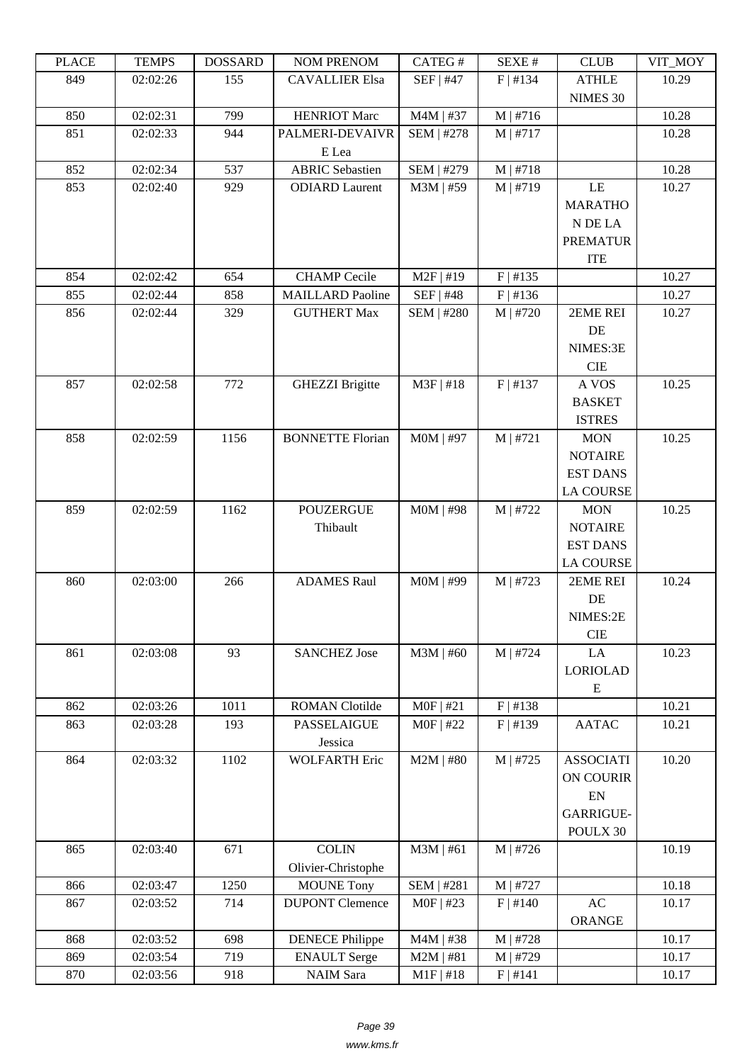| PLACE | TEMPS | DOSSARD | NOM PRENOM | CATEG # | SEXE # | CLUB | VIT_MOY |
|---|---|---|---|---|---|---|---|
| 849 | 02:02:26 | 155 | CAVALLIER Elsa | SEF \| #47 | F \| #134 | ATHLE NIMES 30 | 10.29 |
| 850 | 02:02:31 | 799 | HENRIOT Marc | M4M \| #37 | M \| #716 | | 10.28 |
| 851 | 02:02:33 | 944 | PALMERI-DEVAIVRE Lea | SEM \| #278 | M \| #717 | | 10.28 |
| 852 | 02:02:34 | 537 | ABRIC Sebastien | SEM \| #279 | M \| #718 | | 10.28 |
| 853 | 02:02:40 | 929 | ODIARD Laurent | M3M \| #59 | M \| #719 | LE MARATHON DE LA PREMATURITE | 10.27 |
| 854 | 02:02:42 | 654 | CHAMP Cecile | M2F \| #19 | F \| #135 | | 10.27 |
| 855 | 02:02:44 | 858 | MAILLARD Paoline | SEF \| #48 | F \| #136 | | 10.27 |
| 856 | 02:02:44 | 329 | GUTHERT Max | SEM \| #280 | M \| #720 | 2EME REI DE NIMES:3E CIE | 10.27 |
| 857 | 02:02:58 | 772 | GHEZZI Brigitte | M3F \| #18 | F \| #137 | A VOS BASKET ISTRES | 10.25 |
| 858 | 02:02:59 | 1156 | BONNETTE Florian | M0M \| #97 | M \| #721 | MON NOTAIRE EST DANS LA COURSE | 10.25 |
| 859 | 02:02:59 | 1162 | POUZERGUE Thibault | M0M \| #98 | M \| #722 | MON NOTAIRE EST DANS LA COURSE | 10.25 |
| 860 | 02:03:00 | 266 | ADAMES Raul | M0M \| #99 | M \| #723 | 2EME REI DE NIMES:2E CIE | 10.24 |
| 861 | 02:03:08 | 93 | SANCHEZ Jose | M3M \| #60 | M \| #724 | LA LORIOLADE | 10.23 |
| 862 | 02:03:26 | 1011 | ROMAN Clotilde | M0F \| #21 | F \| #138 | | 10.21 |
| 863 | 02:03:28 | 193 | PASSELAIGUE Jessica | M0F \| #22 | F \| #139 | AATAC | 10.21 |
| 864 | 02:03:32 | 1102 | WOLFARTH Eric | M2M \| #80 | M \| #725 | ASSOCIATION COURIR EN GARRIGUE-POULX 30 | 10.20 |
| 865 | 02:03:40 | 671 | COLIN Olivier-Christophe | M3M \| #61 | M \| #726 | | 10.19 |
| 866 | 02:03:47 | 1250 | MOUNE Tony | SEM \| #281 | M \| #727 | | 10.18 |
| 867 | 02:03:52 | 714 | DUPONT Clemence | M0F \| #23 | F \| #140 | AC ORANGE | 10.17 |
| 868 | 02:03:52 | 698 | DENECE Philippe | M4M \| #38 | M \| #728 | | 10.17 |
| 869 | 02:03:54 | 719 | ENAULT Serge | M2M \| #81 | M \| #729 | | 10.17 |
| 870 | 02:03:56 | 918 | NAIM Sara | M1F \| #18 | F \| #141 | | 10.17 |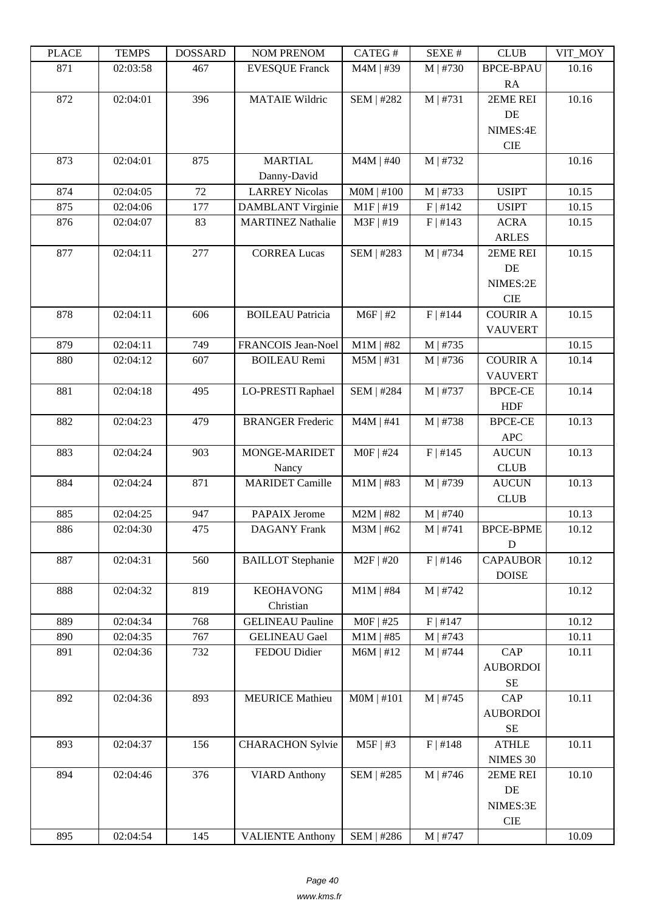| PLACE | TEMPS | DOSSARD | NOM PRENOM | CATEG # | SEXE # | CLUB | VIT_MOY |
|---|---|---|---|---|---|---|---|
| 871 | 02:03:58 | 467 | EVESQUE Franck | M4M \| #39 | M \| #730 | BPCE-BPAURA | 10.16 |
| 872 | 02:04:01 | 396 | MATAIE Wildric | SEM \| #282 | M \| #731 | 2EME REI DE NIMES:4E CIE | 10.16 |
| 873 | 02:04:01 | 875 | MARTIAL Danny-David | M4M \| #40 | M \| #732 | | 10.16 |
| 874 | 02:04:05 | 72 | LARREY Nicolas | M0M \| #100 | M \| #733 | USIPT | 10.15 |
| 875 | 02:04:06 | 177 | DAMBLANT Virginie | M1F \| #19 | F \| #142 | USIPT | 10.15 |
| 876 | 02:04:07 | 83 | MARTINEZ Nathalie | M3F \| #19 | F \| #143 | ACRA ARLES | 10.15 |
| 877 | 02:04:11 | 277 | CORREA Lucas | SEM \| #283 | M \| #734 | 2EME REI DE NIMES:2E CIE | 10.15 |
| 878 | 02:04:11 | 606 | BOILEAU Patricia | M6F \| #2 | F \| #144 | COURIR A VAUVERT | 10.15 |
| 879 | 02:04:11 | 749 | FRANCOIS Jean-Noel | M1M \| #82 | M \| #735 | | 10.15 |
| 880 | 02:04:12 | 607 | BOILEAU Remi | M5M \| #31 | M \| #736 | COURIR A VAUVERT | 10.14 |
| 881 | 02:04:18 | 495 | LO-PRESTI Raphael | SEM \| #284 | M \| #737 | BPCE-CE HDF | 10.14 |
| 882 | 02:04:23 | 479 | BRANGER Frederic | M4M \| #41 | M \| #738 | BPCE-CE APC | 10.13 |
| 883 | 02:04:24 | 903 | MONGE-MARIDET Nancy | M0F \| #24 | F \| #145 | AUCUN CLUB | 10.13 |
| 884 | 02:04:24 | 871 | MARIDET Camille | M1M \| #83 | M \| #739 | AUCUN CLUB | 10.13 |
| 885 | 02:04:25 | 947 | PAPAIX Jerome | M2M \| #82 | M \| #740 | | 10.13 |
| 886 | 02:04:30 | 475 | DAGANY Frank | M3M \| #62 | M \| #741 | BPCE-BPMED | 10.12 |
| 887 | 02:04:31 | 560 | BAILLOT Stephanie | M2F \| #20 | F \| #146 | CAPAUBORDOISE | 10.12 |
| 888 | 02:04:32 | 819 | KEOHAVONG Christian | M1M \| #84 | M \| #742 | | 10.12 |
| 889 | 02:04:34 | 768 | GELINEAU Pauline | M0F \| #25 | F \| #147 | | 10.12 |
| 890 | 02:04:35 | 767 | GELINEAU Gael | M1M \| #85 | M \| #743 | | 10.11 |
| 891 | 02:04:36 | 732 | FEDOU Didier | M6M \| #12 | M \| #744 | CAP AUBORDOISE | 10.11 |
| 892 | 02:04:36 | 893 | MEURICE Mathieu | M0M \| #101 | M \| #745 | CAP AUBORDOISE | 10.11 |
| 893 | 02:04:37 | 156 | CHARACHON Sylvie | M5F \| #3 | F \| #148 | ATHLE NIMES 30 | 10.11 |
| 894 | 02:04:46 | 376 | VIARD Anthony | SEM \| #285 | M \| #746 | 2EME REI DE NIMES:3E CIE | 10.10 |
| 895 | 02:04:54 | 145 | VALIENTE Anthony | SEM \| #286 | M \| #747 | | 10.09 |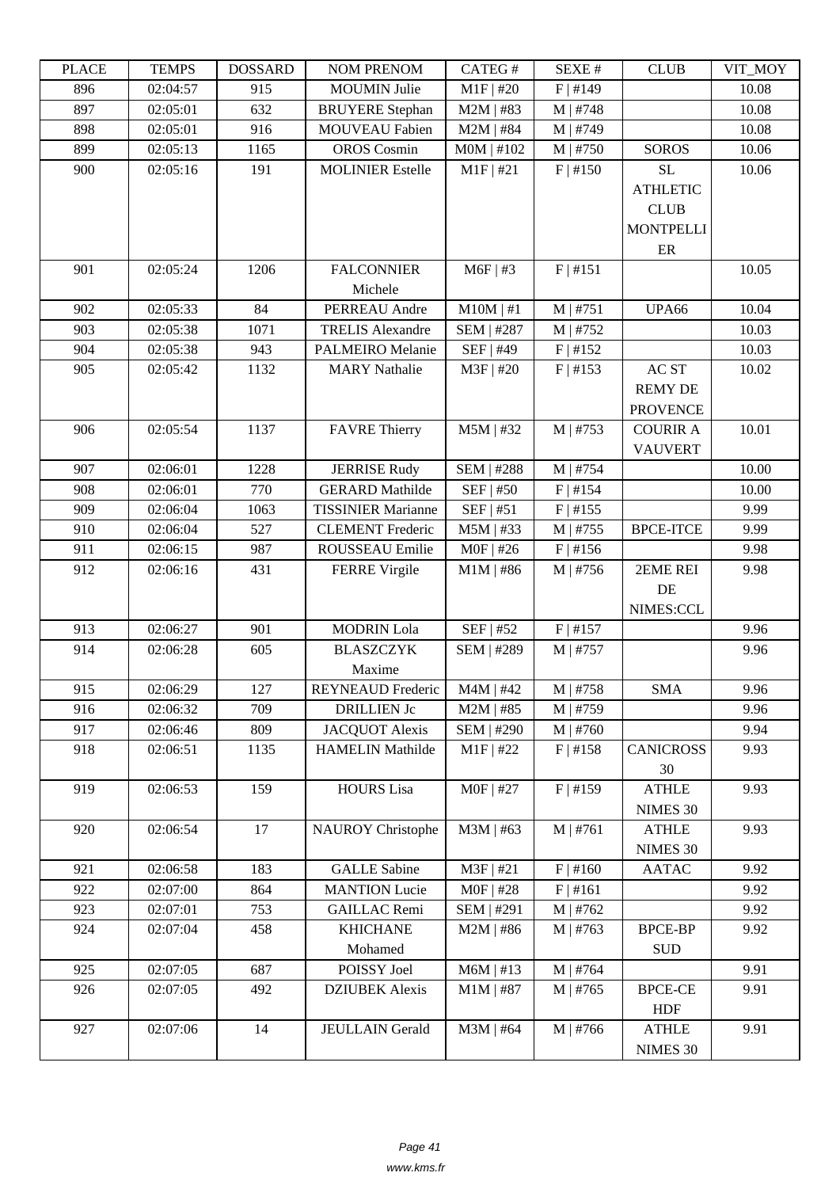| PLACE | TEMPS | DOSSARD | NOM PRENOM | CATEG # | SEXE # | CLUB | VIT_MOY |
|---|---|---|---|---|---|---|---|
| 896 | 02:04:57 | 915 | MOUMIN Julie | M1F \| #20 | F \| #149 | | 10.08 |
| 897 | 02:05:01 | 632 | BRUYERE Stephan | M2M \| #83 | M \| #748 | | 10.08 |
| 898 | 02:05:01 | 916 | MOUVEAU Fabien | M2M \| #84 | M \| #749 | | 10.08 |
| 899 | 02:05:13 | 1165 | OROS Cosmin | M0M \| #102 | M \| #750 | SOROS | 10.06 |
| 900 | 02:05:16 | 191 | MOLINIER Estelle | M1F \| #21 | F \| #150 | SL ATHLETIC CLUB MONTPELLIER | 10.06 |
| 901 | 02:05:24 | 1206 | FALCONNIER Michele | M6F \| #3 | F \| #151 | | 10.05 |
| 902 | 02:05:33 | 84 | PERREAU Andre | M10M \| #1 | M \| #751 | UPA66 | 10.04 |
| 903 | 02:05:38 | 1071 | TRELIS Alexandre | SEM \| #287 | M \| #752 | | 10.03 |
| 904 | 02:05:38 | 943 | PALMEIRO Melanie | SEF \| #49 | F \| #152 | | 10.03 |
| 905 | 02:05:42 | 1132 | MARY Nathalie | M3F \| #20 | F \| #153 | AC ST REMY DE PROVENCE | 10.02 |
| 906 | 02:05:54 | 1137 | FAVRE Thierry | M5M \| #32 | M \| #753 | COURIR A VAUVERT | 10.01 |
| 907 | 02:06:01 | 1228 | JERRISE Rudy | SEM \| #288 | M \| #754 | | 10.00 |
| 908 | 02:06:01 | 770 | GERARD Mathilde | SEF \| #50 | F \| #154 | | 10.00 |
| 909 | 02:06:04 | 1063 | TISSINIER Marianne | SEF \| #51 | F \| #155 | | 9.99 |
| 910 | 02:06:04 | 527 | CLEMENT Frederic | M5M \| #33 | M \| #755 | BPCE-ITCE | 9.99 |
| 911 | 02:06:15 | 987 | ROUSSEAU Emilie | M0F \| #26 | F \| #156 | | 9.98 |
| 912 | 02:06:16 | 431 | FERRE Virgile | M1M \| #86 | M \| #756 | 2EME REI DE NIMES:CCL | 9.98 |
| 913 | 02:06:27 | 901 | MODRIN Lola | SEF \| #52 | F \| #157 | | 9.96 |
| 914 | 02:06:28 | 605 | BLASZCZYK Maxime | SEM \| #289 | M \| #757 | | 9.96 |
| 915 | 02:06:29 | 127 | REYNEAUD Frederic | M4M \| #42 | M \| #758 | SMA | 9.96 |
| 916 | 02:06:32 | 709 | DRILLIEN Jc | M2M \| #85 | M \| #759 | | 9.96 |
| 917 | 02:06:46 | 809 | JACQUOT Alexis | SEM \| #290 | M \| #760 | | 9.94 |
| 918 | 02:06:51 | 1135 | HAMELIN Mathilde | M1F \| #22 | F \| #158 | CANICROSS 30 | 9.93 |
| 919 | 02:06:53 | 159 | HOURS Lisa | M0F \| #27 | F \| #159 | ATHLE NIMES 30 | 9.93 |
| 920 | 02:06:54 | 17 | NAUROY Christophe | M3M \| #63 | M \| #761 | ATHLE NIMES 30 | 9.93 |
| 921 | 02:06:58 | 183 | GALLE Sabine | M3F \| #21 | F \| #160 | AATAC | 9.92 |
| 922 | 02:07:00 | 864 | MANTION Lucie | M0F \| #28 | F \| #161 | | 9.92 |
| 923 | 02:07:01 | 753 | GAILLAC Remi | SEM \| #291 | M \| #762 | | 9.92 |
| 924 | 02:07:04 | 458 | KHICHANE Mohamed | M2M \| #86 | M \| #763 | BPCE-BP SUD | 9.92 |
| 925 | 02:07:05 | 687 | POISSY Joel | M6M \| #13 | M \| #764 | | 9.91 |
| 926 | 02:07:05 | 492 | DZIUBEK Alexis | M1M \| #87 | M \| #765 | BPCE-CE HDF | 9.91 |
| 927 | 02:07:06 | 14 | JEULLAIN Gerald | M3M \| #64 | M \| #766 | ATHLE NIMES 30 | 9.91 |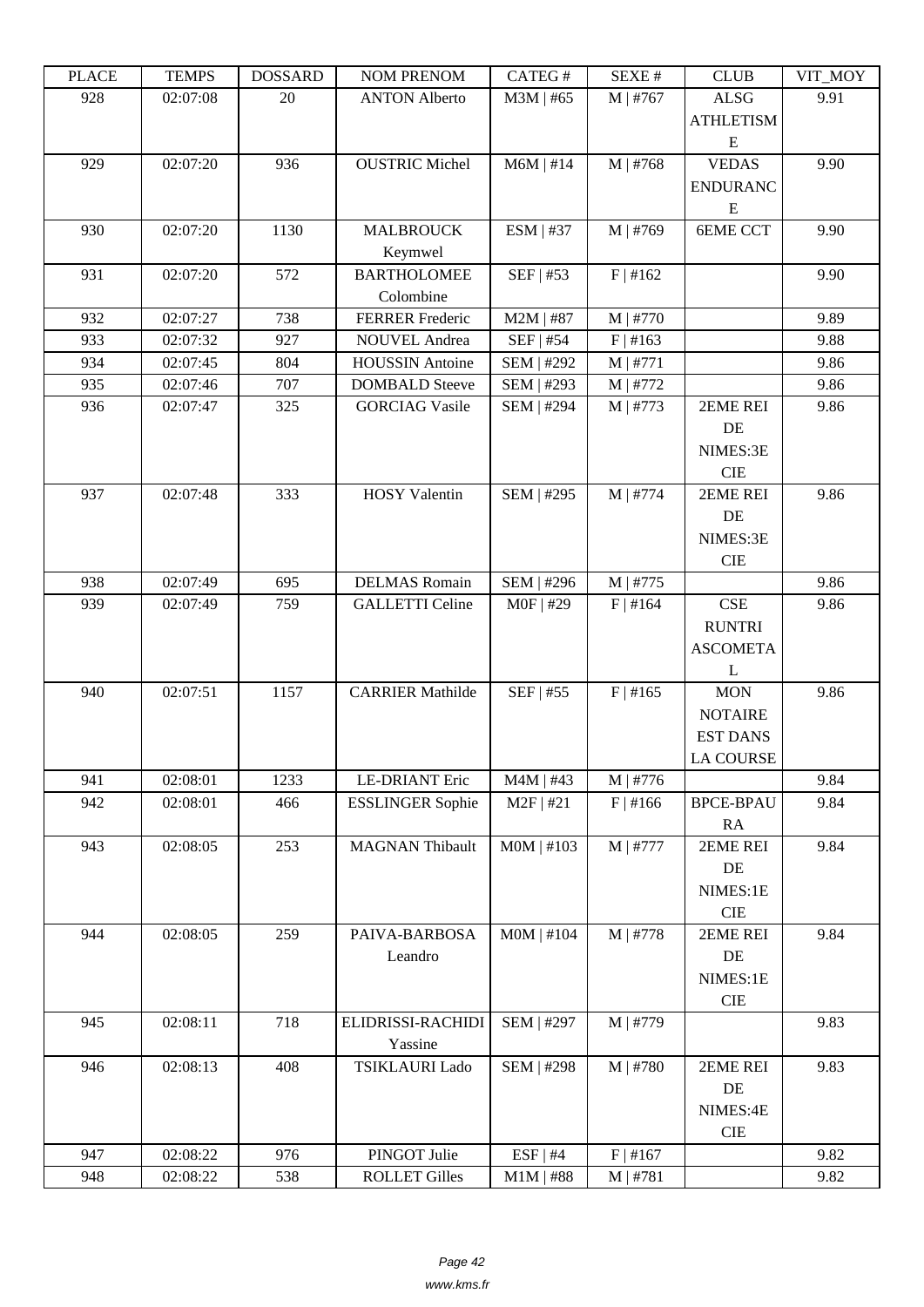| PLACE | TEMPS | DOSSARD | NOM PRENOM | CATEG # | SEXE # | CLUB | VIT_MOY |
|---|---|---|---|---|---|---|---|
| 928 | 02:07:08 | 20 | ANTON Alberto | M3M \| #65 | M \| #767 | ALSG ATHLETISME | 9.91 |
| 929 | 02:07:20 | 936 | OUSTRIC Michel | M6M \| #14 | M \| #768 | VEDAS ENDURANCE | 9.90 |
| 930 | 02:07:20 | 1130 | MALBROUCK Keymwel | ESM \| #37 | M \| #769 | 6EME CCT | 9.90 |
| 931 | 02:07:20 | 572 | BARTHOLOMEE Colombine | SEF \| #53 | F \| #162 | | 9.90 |
| 932 | 02:07:27 | 738 | FERRER Frederic | M2M \| #87 | M \| #770 | | 9.89 |
| 933 | 02:07:32 | 927 | NOUVEL Andrea | SEF \| #54 | F \| #163 | | 9.88 |
| 934 | 02:07:45 | 804 | HOUSSIN Antoine | SEM \| #292 | M \| #771 | | 9.86 |
| 935 | 02:07:46 | 707 | DOMBALD Steeve | SEM \| #293 | M \| #772 | | 9.86 |
| 936 | 02:07:47 | 325 | GORCIAG Vasile | SEM \| #294 | M \| #773 | 2EME REI DE NIMES:3E CIE | 9.86 |
| 937 | 02:07:48 | 333 | HOSY Valentin | SEM \| #295 | M \| #774 | 2EME REI DE NIMES:3E CIE | 9.86 |
| 938 | 02:07:49 | 695 | DELMAS Romain | SEM \| #296 | M \| #775 | | 9.86 |
| 939 | 02:07:49 | 759 | GALLETTI Celine | M0F \| #29 | F \| #164 | CSE RUNTRI ASCOMETAL | 9.86 |
| 940 | 02:07:51 | 1157 | CARRIER Mathilde | SEF \| #55 | F \| #165 | MON NOTAIRE EST DANS LA COURSE | 9.86 |
| 941 | 02:08:01 | 1233 | LE-DRIANT Eric | M4M \| #43 | M \| #776 | | 9.84 |
| 942 | 02:08:01 | 466 | ESSLINGER Sophie | M2F \| #21 | F \| #166 | BPCE-BPAURA | 9.84 |
| 943 | 02:08:05 | 253 | MAGNAN Thibault | M0M \| #103 | M \| #777 | 2EME REI DE NIMES:1E CIE | 9.84 |
| 944 | 02:08:05 | 259 | PAIVA-BARBOSA Leandro | M0M \| #104 | M \| #778 | 2EME REI DE NIMES:1E CIE | 9.84 |
| 945 | 02:08:11 | 718 | ELIDRISSI-RACHIDI Yassine | SEM \| #297 | M \| #779 | | 9.83 |
| 946 | 02:08:13 | 408 | TSIKLAURI Lado | SEM \| #298 | M \| #780 | 2EME REI DE NIMES:4E CIE | 9.83 |
| 947 | 02:08:22 | 976 | PINGOT Julie | ESF \| #4 | F \| #167 | | 9.82 |
| 948 | 02:08:22 | 538 | ROLLET Gilles | M1M \| #88 | M \| #781 | | 9.82 |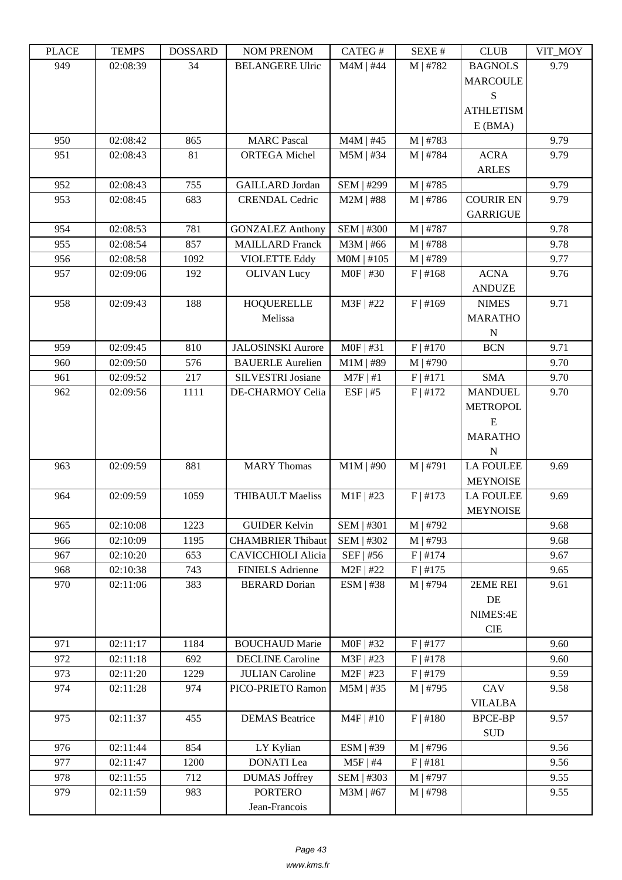| PLACE | TEMPS | DOSSARD | NOM PRENOM | CATEG # | SEXE # | CLUB | VIT_MOY |
|---|---|---|---|---|---|---|---|
| 949 | 02:08:39 | 34 | BELANGERE Ulric | M4M \| #44 | M \| #782 | BAGNOLS MARCOULES ATHLETISME (BMA) | 9.79 |
| 950 | 02:08:42 | 865 | MARC Pascal | M4M \| #45 | M \| #783 | | 9.79 |
| 951 | 02:08:43 | 81 | ORTEGA Michel | M5M \| #34 | M \| #784 | ACRA ARLES | 9.79 |
| 952 | 02:08:43 | 755 | GAILLARD Jordan | SEM \| #299 | M \| #785 | | 9.79 |
| 953 | 02:08:45 | 683 | CRENDAL Cedric | M2M \| #88 | M \| #786 | COURIR EN GARRIGUE | 9.79 |
| 954 | 02:08:53 | 781 | GONZALEZ Anthony | SEM \| #300 | M \| #787 | | 9.78 |
| 955 | 02:08:54 | 857 | MAILLARD Franck | M3M \| #66 | M \| #788 | | 9.78 |
| 956 | 02:08:58 | 1092 | VIOLETTE Eddy | M0M \| #105 | M \| #789 | | 9.77 |
| 957 | 02:09:06 | 192 | OLIVAN Lucy | M0F \| #30 | F \| #168 | ACNA ANDUZE | 9.76 |
| 958 | 02:09:43 | 188 | HOQUERELLE Melissa | M3F \| #22 | F \| #169 | NIMES MARATHON | 9.71 |
| 959 | 02:09:45 | 810 | JALOSINSKI Aurore | M0F \| #31 | F \| #170 | BCN | 9.71 |
| 960 | 02:09:50 | 576 | BAUERLE Aurelien | M1M \| #89 | M \| #790 | | 9.70 |
| 961 | 02:09:52 | 217 | SILVESTRI Josiane | M7F \| #1 | F \| #171 | SMA | 9.70 |
| 962 | 02:09:56 | 1111 | DE-CHARMOY Celia | ESF \| #5 | F \| #172 | MANDUEL METROPOLE MARATHON | 9.70 |
| 963 | 02:09:59 | 881 | MARY Thomas | M1M \| #90 | M \| #791 | LA FOULEE MEYNOISE | 9.69 |
| 964 | 02:09:59 | 1059 | THIBAULT Maeliss | M1F \| #23 | F \| #173 | LA FOULEE MEYNOISE | 9.69 |
| 965 | 02:10:08 | 1223 | GUIDER Kelvin | SEM \| #301 | M \| #792 | | 9.68 |
| 966 | 02:10:09 | 1195 | CHAMBRIER Thibaut | SEM \| #302 | M \| #793 | | 9.68 |
| 967 | 02:10:20 | 653 | CAVICCHIOLI Alicia | SEF \| #56 | F \| #174 | | 9.67 |
| 968 | 02:10:38 | 743 | FINIELS Adrienne | M2F \| #22 | F \| #175 | | 9.65 |
| 970 | 02:11:06 | 383 | BERARD Dorian | ESM \| #38 | M \| #794 | 2EME REI DE NIMES:4E CIE | 9.61 |
| 971 | 02:11:17 | 1184 | BOUCHAUD Marie | M0F \| #32 | F \| #177 | | 9.60 |
| 972 | 02:11:18 | 692 | DECLINE Caroline | M3F \| #23 | F \| #178 | | 9.60 |
| 973 | 02:11:20 | 1229 | JULIAN Caroline | M2F \| #23 | F \| #179 | | 9.59 |
| 974 | 02:11:28 | 974 | PICO-PRIETO Ramon | M5M \| #35 | M \| #795 | CAV VILALBA | 9.58 |
| 975 | 02:11:37 | 455 | DEMAS Beatrice | M4F \| #10 | F \| #180 | BPCE-BP SUD | 9.57 |
| 976 | 02:11:44 | 854 | LY Kylian | ESM \| #39 | M \| #796 | | 9.56 |
| 977 | 02:11:47 | 1200 | DONATI Lea | M5F \| #4 | F \| #181 | | 9.56 |
| 978 | 02:11:55 | 712 | DUMAS Joffrey | SEM \| #303 | M \| #797 | | 9.55 |
| 979 | 02:11:59 | 983 | PORTERO Jean-Francois | M3M \| #67 | M \| #798 | | 9.55 |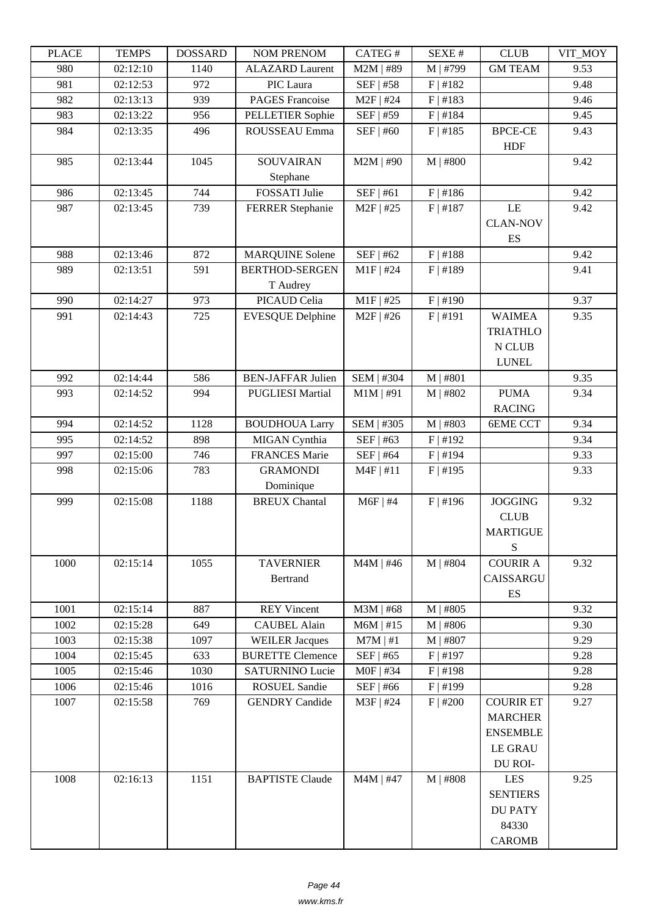| PLACE | TEMPS | DOSSARD | NOM PRENOM | CATEG # | SEXE # | CLUB | VIT_MOY |
|---|---|---|---|---|---|---|---|
| 980 | 02:12:10 | 1140 | ALAZARD Laurent | M2M \| #89 | M \| #799 | GM TEAM | 9.53 |
| 981 | 02:12:53 | 972 | PIC Laura | SEF \| #58 | F \| #182 | | 9.48 |
| 982 | 02:13:13 | 939 | PAGES Francoise | M2F \| #24 | F \| #183 | | 9.46 |
| 983 | 02:13:22 | 956 | PELLETIER Sophie | SEF \| #59 | F \| #184 | | 9.45 |
| 984 | 02:13:35 | 496 | ROUSSEAU Emma | SEF \| #60 | F \| #185 | BPCE-CE HDF | 9.43 |
| 985 | 02:13:44 | 1045 | SOUVAIRAN Stephane | M2M \| #90 | M \| #800 | | 9.42 |
| 986 | 02:13:45 | 744 | FOSSATI Julie | SEF \| #61 | F \| #186 | | 9.42 |
| 987 | 02:13:45 | 739 | FERRER Stephanie | M2F \| #25 | F \| #187 | LE CLAN-NOVES | 9.42 |
| 988 | 02:13:46 | 872 | MARQUINE Solene | SEF \| #62 | F \| #188 | | 9.42 |
| 989 | 02:13:51 | 591 | BERTHOD-SERGENT Audrey | M1F \| #24 | F \| #189 | | 9.41 |
| 990 | 02:14:27 | 973 | PICAUD Celia | M1F \| #25 | F \| #190 | | 9.37 |
| 991 | 02:14:43 | 725 | EVESQUE Delphine | M2F \| #26 | F \| #191 | WAIMEA TRIATHLON CLUB LUNEL | 9.35 |
| 992 | 02:14:44 | 586 | BEN-JAFFAR Julien | SEM \| #304 | M \| #801 | | 9.35 |
| 993 | 02:14:52 | 994 | PUGLIESI Martial | M1M \| #91 | M \| #802 | PUMA RACING | 9.34 |
| 994 | 02:14:52 | 1128 | BOUDHOUA Larry | SEM \| #305 | M \| #803 | 6EME CCT | 9.34 |
| 995 | 02:14:52 | 898 | MIGAN Cynthia | SEF \| #63 | F \| #192 | | 9.34 |
| 997 | 02:15:00 | 746 | FRANCES Marie | SEF \| #64 | F \| #194 | | 9.33 |
| 998 | 02:15:06 | 783 | GRAMONDI Dominique | M4F \| #11 | F \| #195 | | 9.33 |
| 999 | 02:15:08 | 1188 | BREUX Chantal | M6F \| #4 | F \| #196 | JOGGING CLUB MARTIGUES | 9.32 |
| 1000 | 02:15:14 | 1055 | TAVERNIER Bertrand | M4M \| #46 | M \| #804 | COURIR A CAISSARGUES | 9.32 |
| 1001 | 02:15:14 | 887 | REY Vincent | M3M \| #68 | M \| #805 | | 9.32 |
| 1002 | 02:15:28 | 649 | CAUBEL Alain | M6M \| #15 | M \| #806 | | 9.30 |
| 1003 | 02:15:38 | 1097 | WEILER Jacques | M7M \| #1 | M \| #807 | | 9.29 |
| 1004 | 02:15:45 | 633 | BURETTE Clemence | SEF \| #65 | F \| #197 | | 9.28 |
| 1005 | 02:15:46 | 1030 | SATURNINO Lucie | M0F \| #34 | F \| #198 | | 9.28 |
| 1006 | 02:15:46 | 1016 | ROSUEL Sandie | SEF \| #66 | F \| #199 | | 9.28 |
| 1007 | 02:15:58 | 769 | GENDRY Candide | M3F \| #24 | F \| #200 | COURIR ET MARCHER ENSEMBLE LE GRAU DU ROI- | 9.27 |
| 1008 | 02:16:13 | 1151 | BAPTISTE Claude | M4M \| #47 | M \| #808 | LES SENTIERS DU PATY 84330 CAROMB | 9.25 |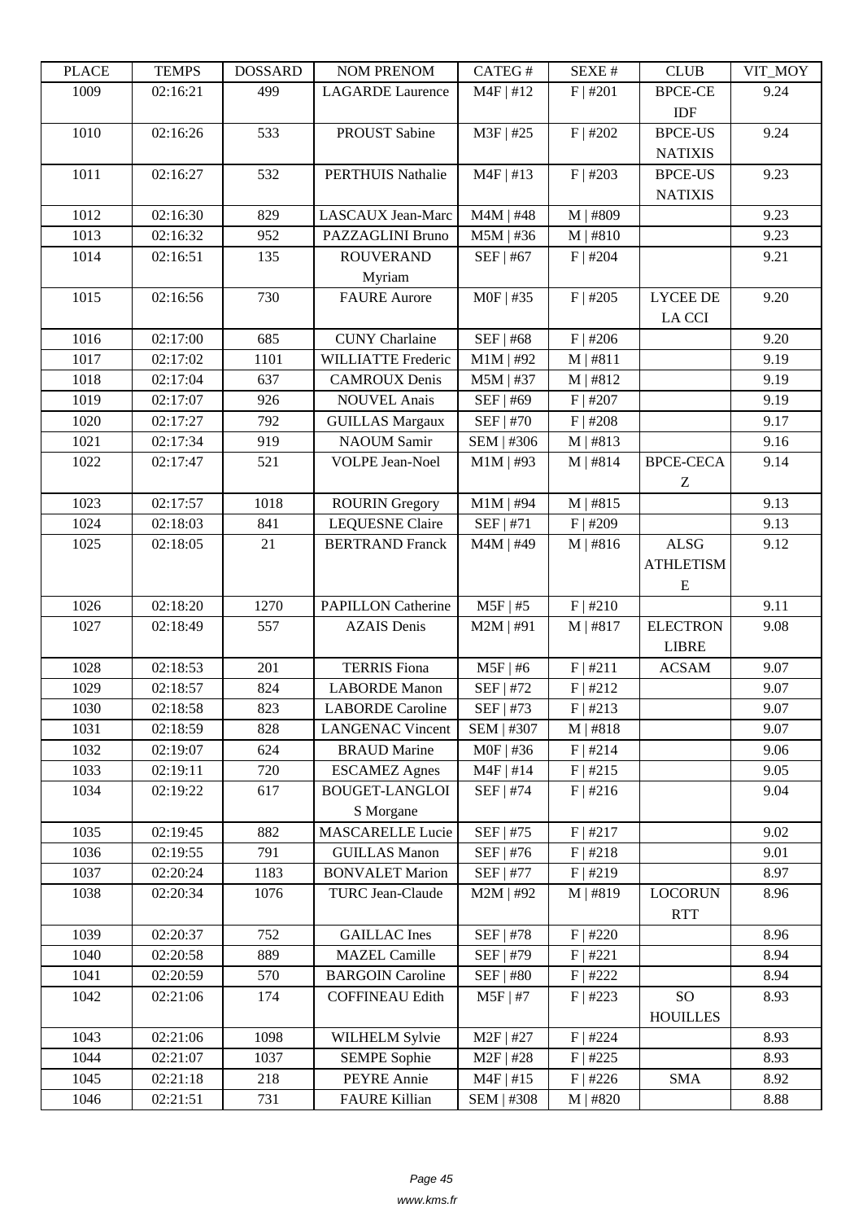| PLACE | TEMPS | DOSSARD | NOM PRENOM | CATEG # | SEXE # | CLUB | VIT_MOY |
|---|---|---|---|---|---|---|---|
| 1009 | 02:16:21 | 499 | LAGARDE Laurence | M4F \| #12 | F \| #201 | BPCE-CE IDF | 9.24 |
| 1010 | 02:16:26 | 533 | PROUST Sabine | M3F \| #25 | F \| #202 | BPCE-US NATIXIS | 9.24 |
| 1011 | 02:16:27 | 532 | PERTHUIS Nathalie | M4F \| #13 | F \| #203 | BPCE-US NATIXIS | 9.23 |
| 1012 | 02:16:30 | 829 | LASCAUX Jean-Marc | M4M \| #48 | M \| #809 | | 9.23 |
| 1013 | 02:16:32 | 952 | PAZZAGLINI Bruno | M5M \| #36 | M \| #810 | | 9.23 |
| 1014 | 02:16:51 | 135 | ROUVERAND Myriam | SEF \| #67 | F \| #204 | | 9.21 |
| 1015 | 02:16:56 | 730 | FAURE Aurore | M0F \| #35 | F \| #205 | LYCEE DE LA CCI | 9.20 |
| 1016 | 02:17:00 | 685 | CUNY Charlaine | SEF \| #68 | F \| #206 | | 9.20 |
| 1017 | 02:17:02 | 1101 | WILLIATTE Frederic | M1M \| #92 | M \| #811 | | 9.19 |
| 1018 | 02:17:04 | 637 | CAMROUX Denis | M5M \| #37 | M \| #812 | | 9.19 |
| 1019 | 02:17:07 | 926 | NOUVEL Anais | SEF \| #69 | F \| #207 | | 9.19 |
| 1020 | 02:17:27 | 792 | GUILLAS Margaux | SEF \| #70 | F \| #208 | | 9.17 |
| 1021 | 02:17:34 | 919 | NAOUM Samir | SEM \| #306 | M \| #813 | | 9.16 |
| 1022 | 02:17:47 | 521 | VOLPE Jean-Noel | M1M \| #93 | M \| #814 | BPCE-CECAZ | 9.14 |
| 1023 | 02:17:57 | 1018 | ROURIN Gregory | M1M \| #94 | M \| #815 | | 9.13 |
| 1024 | 02:18:03 | 841 | LEQUESNE Claire | SEF \| #71 | F \| #209 | | 9.13 |
| 1025 | 02:18:05 | 21 | BERTRAND Franck | M4M \| #49 | M \| #816 | ALSG ATHLETISME | 9.12 |
| 1026 | 02:18:20 | 1270 | PAPILLON Catherine | M5F \| #5 | F \| #210 | | 9.11 |
| 1027 | 02:18:49 | 557 | AZAIS Denis | M2M \| #91 | M \| #817 | ELECTRON LIBRE | 9.08 |
| 1028 | 02:18:53 | 201 | TERRIS Fiona | M5F \| #6 | F \| #211 | ACSAM | 9.07 |
| 1029 | 02:18:57 | 824 | LABORDE Manon | SEF \| #72 | F \| #212 | | 9.07 |
| 1030 | 02:18:58 | 823 | LABORDE Caroline | SEF \| #73 | F \| #213 | | 9.07 |
| 1031 | 02:18:59 | 828 | LANGENAC Vincent | SEM \| #307 | M \| #818 | | 9.07 |
| 1032 | 02:19:07 | 624 | BRAUD Marine | M0F \| #36 | F \| #214 | | 9.06 |
| 1033 | 02:19:11 | 720 | ESCAMEZ Agnes | M4F \| #14 | F \| #215 | | 9.05 |
| 1034 | 02:19:22 | 617 | BOUGET-LANGLOIS Morgane | SEF \| #74 | F \| #216 | | 9.04 |
| 1035 | 02:19:45 | 882 | MASCARELLE Lucie | SEF \| #75 | F \| #217 | | 9.02 |
| 1036 | 02:19:55 | 791 | GUILLAS Manon | SEF \| #76 | F \| #218 | | 9.01 |
| 1037 | 02:20:24 | 1183 | BONVALET Marion | SEF \| #77 | F \| #219 | | 8.97 |
| 1038 | 02:20:34 | 1076 | TURC Jean-Claude | M2M \| #92 | M \| #819 | LOCORUN RTT | 8.96 |
| 1039 | 02:20:37 | 752 | GAILLAC Ines | SEF \| #78 | F \| #220 | | 8.96 |
| 1040 | 02:20:58 | 889 | MAZEL Camille | SEF \| #79 | F \| #221 | | 8.94 |
| 1041 | 02:20:59 | 570 | BARGOIN Caroline | SEF \| #80 | F \| #222 | | 8.94 |
| 1042 | 02:21:06 | 174 | COFFINEAU Edith | M5F \| #7 | F \| #223 | SO HOUILLES | 8.93 |
| 1043 | 02:21:06 | 1098 | WILHELM Sylvie | M2F \| #27 | F \| #224 | | 8.93 |
| 1044 | 02:21:07 | 1037 | SEMPE Sophie | M2F \| #28 | F \| #225 | | 8.93 |
| 1045 | 02:21:18 | 218 | PEYRE Annie | M4F \| #15 | F \| #226 | SMA | 8.92 |
| 1046 | 02:21:51 | 731 | FAURE Killian | SEM \| #308 | M \| #820 | | 8.88 |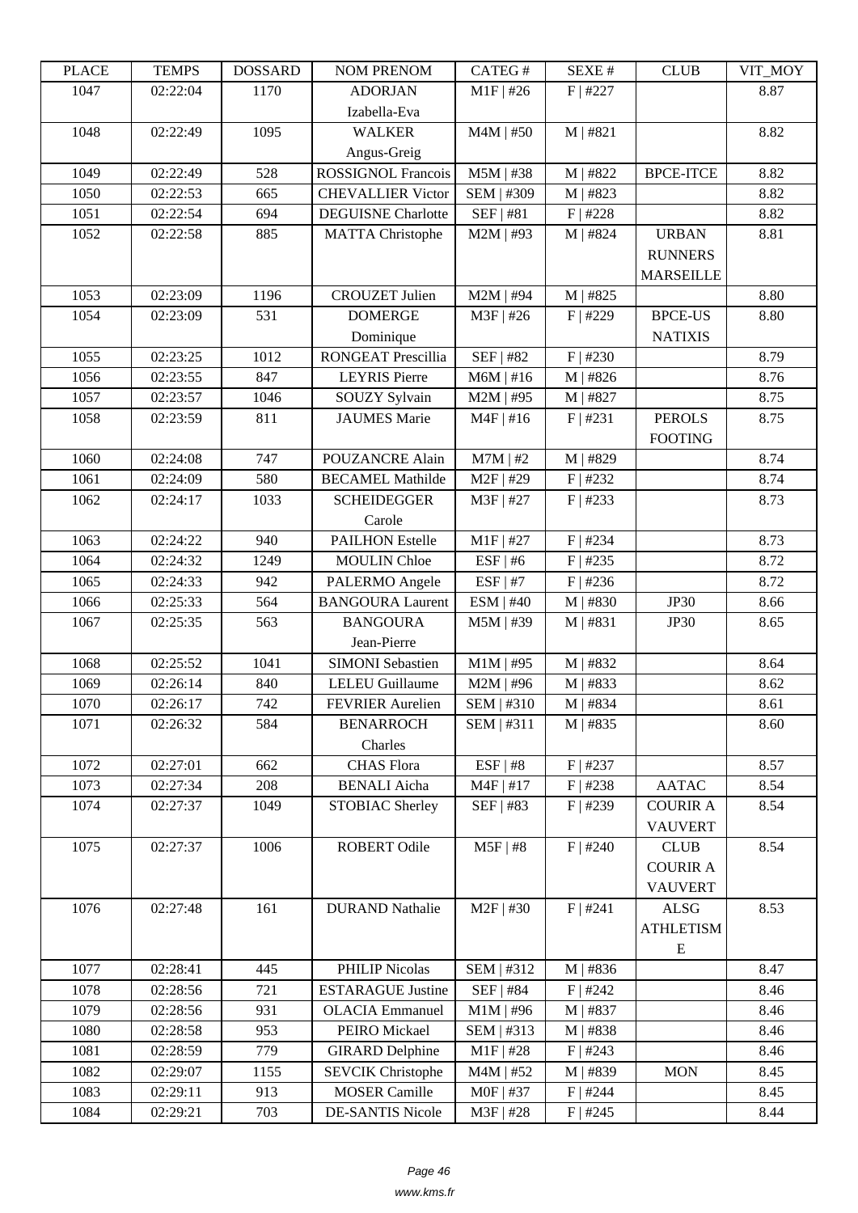| PLACE | TEMPS | DOSSARD | NOM PRENOM | CATEG # | SEXE # | CLUB | VIT_MOY |
|---|---|---|---|---|---|---|---|
| 1047 | 02:22:04 | 1170 | ADORJAN Izabella-Eva | M1F \| #26 | F \| #227 | | 8.87 |
| 1048 | 02:22:49 | 1095 | WALKER Angus-Greig | M4M \| #50 | M \| #821 | | 8.82 |
| 1049 | 02:22:49 | 528 | ROSSIGNOL Francois | M5M \| #38 | M \| #822 | BPCE-ITCE | 8.82 |
| 1050 | 02:22:53 | 665 | CHEVALLIER Victor | SEM \| #309 | M \| #823 | | 8.82 |
| 1051 | 02:22:54 | 694 | DEGUISNE Charlotte | SEF \| #81 | F \| #228 | | 8.82 |
| 1052 | 02:22:58 | 885 | MATTA Christophe | M2M \| #93 | M \| #824 | URBAN RUNNERS MARSEILLE | 8.81 |
| 1053 | 02:23:09 | 1196 | CROUZET Julien | M2M \| #94 | M \| #825 | | 8.80 |
| 1054 | 02:23:09 | 531 | DOMERGE Dominique | M3F \| #26 | F \| #229 | BPCE-US NATIXIS | 8.80 |
| 1055 | 02:23:25 | 1012 | RONGEAT Prescillia | SEF \| #82 | F \| #230 | | 8.79 |
| 1056 | 02:23:55 | 847 | LEYRIS Pierre | M6M \| #16 | M \| #826 | | 8.76 |
| 1057 | 02:23:57 | 1046 | SOUZY Sylvain | M2M \| #95 | M \| #827 | | 8.75 |
| 1058 | 02:23:59 | 811 | JAUMES Marie | M4F \| #16 | F \| #231 | PEROLS FOOTING | 8.75 |
| 1060 | 02:24:08 | 747 | POUZANCRE Alain | M7M \| #2 | M \| #829 | | 8.74 |
| 1061 | 02:24:09 | 580 | BECAMEL Mathilde | M2F \| #29 | F \| #232 | | 8.74 |
| 1062 | 02:24:17 | 1033 | SCHEIDEGGER Carole | M3F \| #27 | F \| #233 | | 8.73 |
| 1063 | 02:24:22 | 940 | PAILHON Estelle | M1F \| #27 | F \| #234 | | 8.73 |
| 1064 | 02:24:32 | 1249 | MOULIN Chloe | ESF \| #6 | F \| #235 | | 8.72 |
| 1065 | 02:24:33 | 942 | PALERMO Angele | ESF \| #7 | F \| #236 | | 8.72 |
| 1066 | 02:25:33 | 564 | BANGOURA Laurent | ESM \| #40 | M \| #830 | JP30 | 8.66 |
| 1067 | 02:25:35 | 563 | BANGOURA Jean-Pierre | M5M \| #39 | M \| #831 | JP30 | 8.65 |
| 1068 | 02:25:52 | 1041 | SIMONI Sebastien | M1M \| #95 | M \| #832 | | 8.64 |
| 1069 | 02:26:14 | 840 | LELEU Guillaume | M2M \| #96 | M \| #833 | | 8.62 |
| 1070 | 02:26:17 | 742 | FEVRIER Aurelien | SEM \| #310 | M \| #834 | | 8.61 |
| 1071 | 02:26:32 | 584 | BENARROCH Charles | SEM \| #311 | M \| #835 | | 8.60 |
| 1072 | 02:27:01 | 662 | CHAS Flora | ESF \| #8 | F \| #237 | | 8.57 |
| 1073 | 02:27:34 | 208 | BENALI Aicha | M4F \| #17 | F \| #238 | AATAC | 8.54 |
| 1074 | 02:27:37 | 1049 | STOBIAC Sherley | SEF \| #83 | F \| #239 | COURIR A VAUVERT | 8.54 |
| 1075 | 02:27:37 | 1006 | ROBERT Odile | M5F \| #8 | F \| #240 | CLUB COURIR A VAUVERT | 8.54 |
| 1076 | 02:27:48 | 161 | DURAND Nathalie | M2F \| #30 | F \| #241 | ALSG ATHLETISME | 8.53 |
| 1077 | 02:28:41 | 445 | PHILIP Nicolas | SEM \| #312 | M \| #836 | | 8.47 |
| 1078 | 02:28:56 | 721 | ESTARAGUE Justine | SEF \| #84 | F \| #242 | | 8.46 |
| 1079 | 02:28:56 | 931 | OLACIA Emmanuel | M1M \| #96 | M \| #837 | | 8.46 |
| 1080 | 02:28:58 | 953 | PEIRO Mickael | SEM \| #313 | M \| #838 | | 8.46 |
| 1081 | 02:28:59 | 779 | GIRARD Delphine | M1F \| #28 | F \| #243 | | 8.46 |
| 1082 | 02:29:07 | 1155 | SEVCIK Christophe | M4M \| #52 | M \| #839 | MON | 8.45 |
| 1083 | 02:29:11 | 913 | MOSER Camille | M0F \| #37 | F \| #244 | | 8.45 |
| 1084 | 02:29:21 | 703 | DE-SANTIS Nicole | M3F \| #28 | F \| #245 | | 8.44 |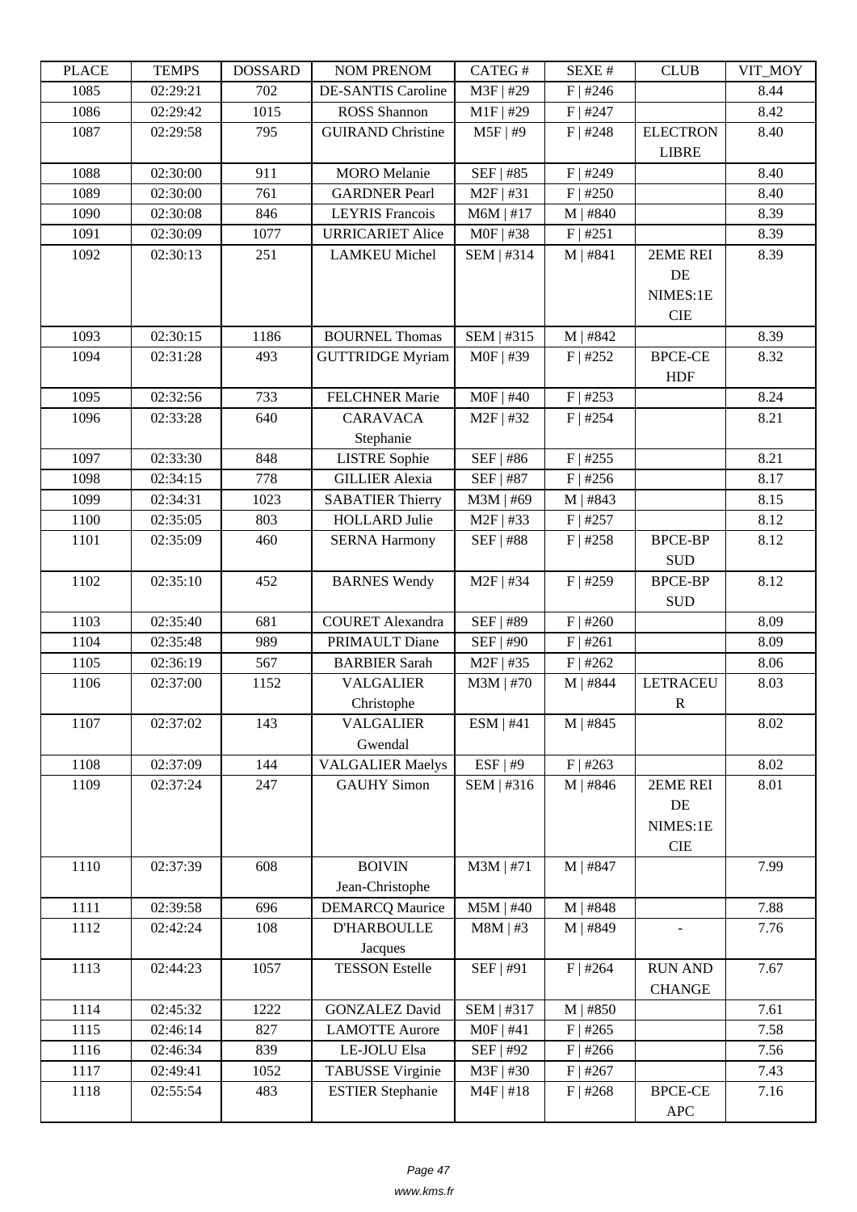| PLACE | TEMPS | DOSSARD | NOM PRENOM | CATEG # | SEXE # | CLUB | VIT_MOY |
|---|---|---|---|---|---|---|---|
| 1085 | 02:29:21 | 702 | DE-SANTIS Caroline | M3F \| #29 | F \| #246 | | 8.44 |
| 1086 | 02:29:42 | 1015 | ROSS Shannon | M1F \| #29 | F \| #247 | | 8.42 |
| 1087 | 02:29:58 | 795 | GUIRAND Christine | M5F \| #9 | F \| #248 | ELECTRON LIBRE | 8.40 |
| 1088 | 02:30:00 | 911 | MORO Melanie | SEF \| #85 | F \| #249 | | 8.40 |
| 1089 | 02:30:00 | 761 | GARDNER Pearl | M2F \| #31 | F \| #250 | | 8.40 |
| 1090 | 02:30:08 | 846 | LEYRIS Francois | M6M \| #17 | M \| #840 | | 8.39 |
| 1091 | 02:30:09 | 1077 | URRICARIET Alice | M0F \| #38 | F \| #251 | | 8.39 |
| 1092 | 02:30:13 | 251 | LAMKEU Michel | SEM \| #314 | M \| #841 | 2EME REI DE NIMES:1E CIE | 8.39 |
| 1093 | 02:30:15 | 1186 | BOURNEL Thomas | SEM \| #315 | M \| #842 | | 8.39 |
| 1094 | 02:31:28 | 493 | GUTTRIDGE Myriam | M0F \| #39 | F \| #252 | BPCE-CE HDF | 8.32 |
| 1095 | 02:32:56 | 733 | FELCHNER Marie | M0F \| #40 | F \| #253 | | 8.24 |
| 1096 | 02:33:28 | 640 | CARAVACA Stephanie | M2F \| #32 | F \| #254 | | 8.21 |
| 1097 | 02:33:30 | 848 | LISTRE Sophie | SEF \| #86 | F \| #255 | | 8.21 |
| 1098 | 02:34:15 | 778 | GILLIER Alexia | SEF \| #87 | F \| #256 | | 8.17 |
| 1099 | 02:34:31 | 1023 | SABATIER Thierry | M3M \| #69 | M \| #843 | | 8.15 |
| 1100 | 02:35:05 | 803 | HOLLARD Julie | M2F \| #33 | F \| #257 | | 8.12 |
| 1101 | 02:35:09 | 460 | SERNA Harmony | SEF \| #88 | F \| #258 | BPCE-BP SUD | 8.12 |
| 1102 | 02:35:10 | 452 | BARNES Wendy | M2F \| #34 | F \| #259 | BPCE-BP SUD | 8.12 |
| 1103 | 02:35:40 | 681 | COURET Alexandra | SEF \| #89 | F \| #260 | | 8.09 |
| 1104 | 02:35:48 | 989 | PRIMAULT Diane | SEF \| #90 | F \| #261 | | 8.09 |
| 1105 | 02:36:19 | 567 | BARBIER Sarah | M2F \| #35 | F \| #262 | | 8.06 |
| 1106 | 02:37:00 | 1152 | VALGALIER Christophe | M3M \| #70 | M \| #844 | LETRACEUR | 8.03 |
| 1107 | 02:37:02 | 143 | VALGALIER Gwendal | ESM \| #41 | M \| #845 | | 8.02 |
| 1108 | 02:37:09 | 144 | VALGALIER Maelys | ESF \| #9 | F \| #263 | | 8.02 |
| 1109 | 02:37:24 | 247 | GAUHY Simon | SEM \| #316 | M \| #846 | 2EME REI DE NIMES:1E CIE | 8.01 |
| 1110 | 02:37:39 | 608 | BOIVIN Jean-Christophe | M3M \| #71 | M \| #847 | | 7.99 |
| 1111 | 02:39:58 | 696 | DEMARCQ Maurice | M5M \| #40 | M \| #848 | | 7.88 |
| 1112 | 02:42:24 | 108 | D'HARBOULLE Jacques | M8M \| #3 | M \| #849 | - | 7.76 |
| 1113 | 02:44:23 | 1057 | TESSON Estelle | SEF \| #91 | F \| #264 | RUN AND CHANGE | 7.67 |
| 1114 | 02:45:32 | 1222 | GONZALEZ David | SEM \| #317 | M \| #850 | | 7.61 |
| 1115 | 02:46:14 | 827 | LAMOTTE Aurore | M0F \| #41 | F \| #265 | | 7.58 |
| 1116 | 02:46:34 | 839 | LE-JOLU Elsa | SEF \| #92 | F \| #266 | | 7.56 |
| 1117 | 02:49:41 | 1052 | TABUSSE Virginie | M3F \| #30 | F \| #267 | | 7.43 |
| 1118 | 02:55:54 | 483 | ESTIER Stephanie | M4F \| #18 | F \| #268 | BPCE-CE APC | 7.16 |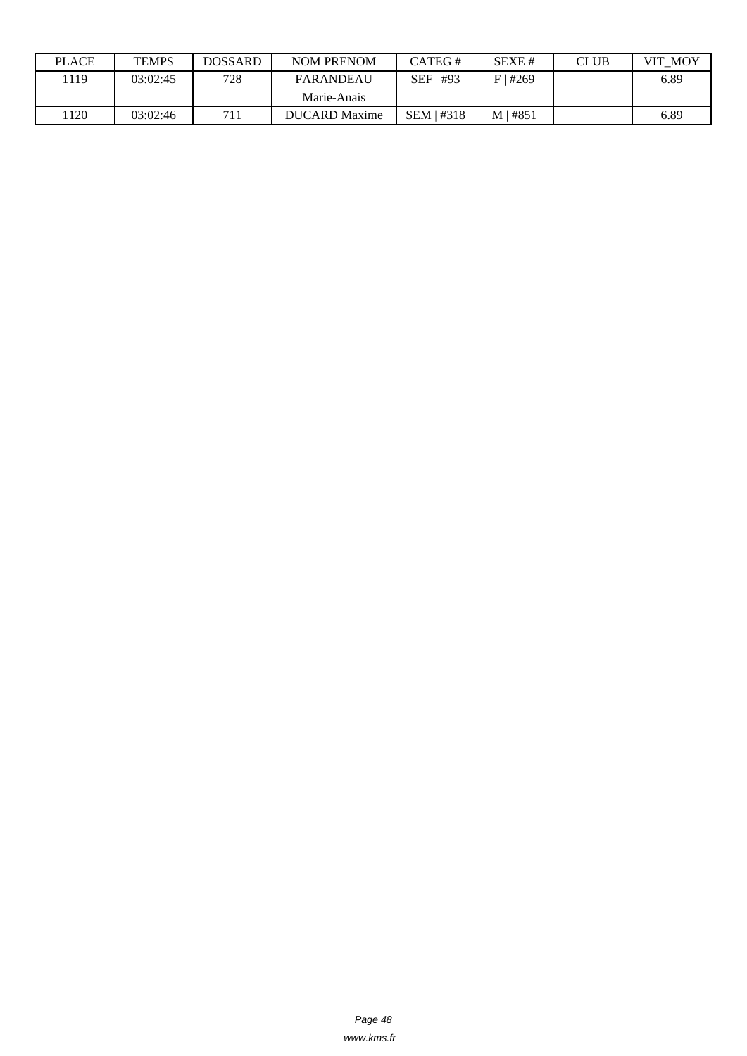| PLACE | TEMPS | DOSSARD | NOM PRENOM | CATEG # | SEXE # | CLUB | VIT_MOY |
|---|---|---|---|---|---|---|---|
| 1119 | 03:02:45 | 728 | FARANDEAU Marie-Anais | SEF \| #93 | F \| #269 | | 6.89 |
| 1120 | 03:02:46 | 711 | DUCARD Maxime | SEM \| #318 | M \| #851 | | 6.89 |

*www.kms.fr*